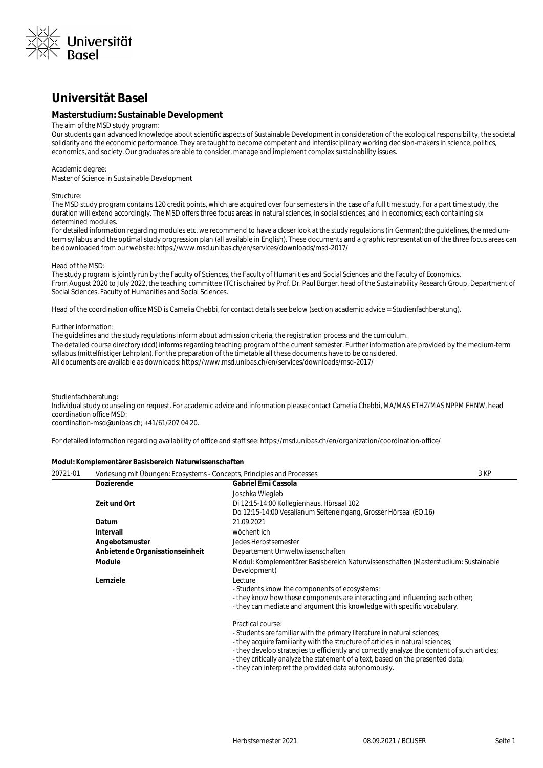# Universität Basel

## Masterstudium: Sustainable Development

The aim of the MSD study program:
Our students gain advanced knowledge about scientific aspects of Sustainable Development in consideration of the ecological responsibility, the societal solidarity and the economic performance. They are taught to become competent and interdisciplinary working decision-makers in science, politics, economics, and society. Our graduates are able to consider, manage and implement complex sustainability issues.

Academic degree:
Master of Science in Sustainable Development

Structure:
The MSD study program contains 120 credit points, which are acquired over four semesters in the case of a full time study. For a part time study, the duration will extend accordingly. The MSD offers three focus areas: in natural sciences, in social sciences, and in economics; each containing six determined modules.
For detailed information regarding modules etc. we recommend to have a closer look at the study regulations (in German); the guidelines, the medium-term syllabus and the optimal study progression plan (all available in English). These documents and a graphic representation of the three focus areas can be downloaded from our website: https://www.msd.unibas.ch/en/services/downloads/msd-2017/

Head of the MSD:
The study program is jointly run by the Faculty of Sciences, the Faculty of Humanities and Social Sciences and the Faculty of Economics.
From August 2020 to July 2022, the teaching committee (TC) is chaired by Prof. Dr. Paul Burger, head of the Sustainability Research Group, Department of Social Sciences, Faculty of Humanities and Social Sciences.

Head of the coordination office MSD is Camelia Chebbi, for contact details see below (section academic advice = Studienfachberatung).

Further information:
The guidelines and the study regulations inform about admission criteria, the registration process and the curriculum.
The detailed course directory (dcd) informs regarding teaching program of the current semester. Further information are provided by the medium-term syllabus (mittelfristiger Lehrplan). For the preparation of the timetable all these documents have to be considered.
All documents are available as downloads: https://www.msd.unibas.ch/en/services/downloads/msd-2017/

Studienfachberatung:
Individual study counseling on request. For academic advice and information please contact Camelia Chebbi, MA/MAS ETHZ/MAS NPPM FHNW, head coordination office MSD:
coordination-msd@unibas.ch; +41/61/207 04 20.

For detailed information regarding availability of office and staff see: https://msd.unibas.ch/en/organization/coordination-office/

### Modul: Komplementärer Basisbereich Naturwissenschaften

**20721-01** Vorlesung mit Übungen: Ecosystems - Concepts, Principles and Processes — 3 KP

| | |
|---|---|
| **Dozierende** | **Gabriel Erni Cassola**<br>Joschka Wiegleb |
| **Zeit und Ort** | Di 12:15-14:00 Kollegienhaus, Hörsaal 102<br>Do 12:15-14:00 Vesalianum Seiteneingang, Grosser Hörsaal (EO.16) |
| **Datum** | 21.09.2021 |
| **Intervall** | wöchentlich |
| **Angebotsmuster** | Jedes Herbstsemester |
| **Anbietende Organisationseinheit** | Departement Umweltwissenschaften |
| **Module** | Modul: Komplementärer Basisbereich Naturwissenschaften (Masterstudium: Sustainable Development) |
| **Lernziele** | Lecture<br>- Students know the components of ecosystems;<br>- they know how these components are interacting and influencing each other;<br>- they can mediate and argument this knowledge with specific vocabulary.<br><br>Practical course:<br>- Students are familiar with the primary literature in natural sciences;<br>- they acquire familiarity with the structure of articles in natural sciences;<br>- they develop strategies to efficiently and correctly analyze the content of such articles;<br>- they critically analyze the statement of a text, based on the presented data;<br>- they can interpret the provided data autonomously. |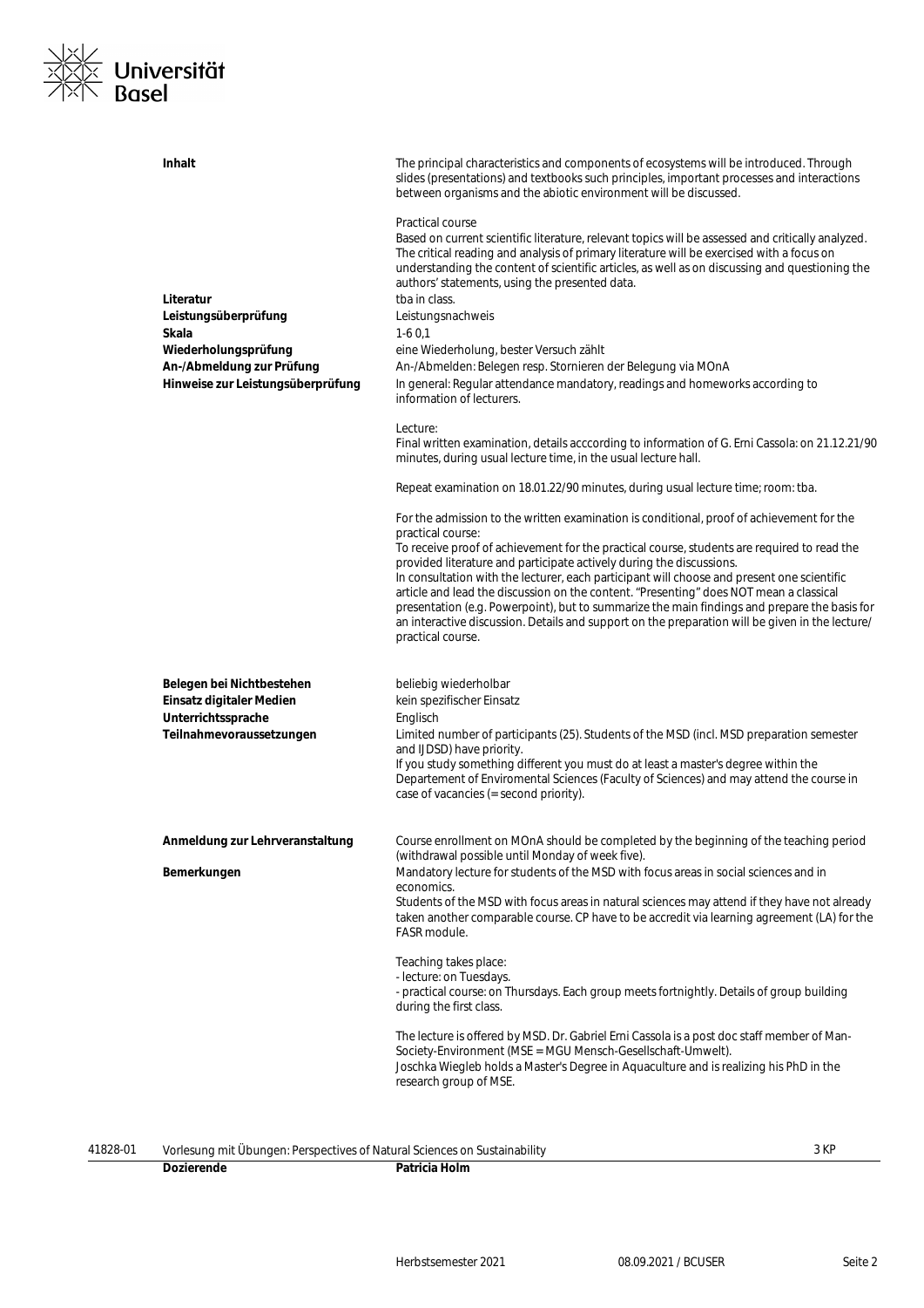| | |
|---|---|
| **Inhalt** | The principal characteristics and components of ecosystems will be introduced. Through slides (presentations) and textbooks such principles, important processes and interactions between organisms and the abiotic environment will be discussed.<br><br>Practical course<br>Based on current scientific literature, relevant topics will be assessed and critically analyzed. The critical reading and analysis of primary literature will be exercised with a focus on understanding the content of scientific articles, as well as on discussing and questioning the authors' statements, using the presented data. |
| **Literatur** | tba in class. |
| **Leistungsüberprüfung** | Leistungsnachweis |
| **Skala** | 1-6 0,1 |
| **Wiederholungsprüfung** | eine Wiederholung, bester Versuch zählt |
| **An-/Abmeldung zur Prüfung** | An-/Abmelden: Belegen resp. Stornieren der Belegung via MOnA |
| **Hinweise zur Leistungsüberprüfung** | In general: Regular attendance mandatory, readings and homeworks according to information of lecturers.<br><br>Lecture:<br>Final written examination, details acccording to information of G. Erni Cassola: on 21.12.21/90 minutes, during usual lecture time, in the usual lecture hall.<br><br>Repeat examination on 18.01.22/90 minutes, during usual lecture time; room: tba.<br><br>For the admission to the written examination is conditional, proof of achievement for the practical course:<br>To receive proof of achievement for the practical course, students are required to read the provided literature and participate actively during the discussions.<br>In consultation with the lecturer, each participant will choose and present one scientific article and lead the discussion on the content. "Presenting" does NOT mean a classical presentation (e.g. Powerpoint), but to summarize the main findings and prepare the basis for an interactive discussion. Details and support on the preparation will be given in the lecture/ practical course. |
| **Belegen bei Nichtbestehen** | beliebig wiederholbar |
| **Einsatz digitaler Medien** | kein spezifischer Einsatz |
| **Unterrichtssprache** | Englisch |
| **Teilnahmevoraussetzungen** | Limited number of participants (25). Students of the MSD (incl. MSD preparation semester and IJDSD) have priority.<br>If you study something different you must do at least a master's degree within the Departement of Enviromental Sciences (Faculty of Sciences) and may attend the course in case of vacancies (= second priority). |
| **Anmeldung zur Lehrveranstaltung** | Course enrollment on MOnA should be completed by the beginning of the teaching period (withdrawal possible until Monday of week five). |
| **Bemerkungen** | Mandatory lecture for students of the MSD with focus areas in social sciences and in economics.<br>Students of the MSD with focus areas in natural sciences may attend if they have not already taken another comparable course. CP have to be accredit via learning agreement (LA) for the FASR module.<br><br>Teaching takes place:<br>- lecture: on Tuesdays.<br>- practical course: on Thursdays. Each group meets fortnightly. Details of group building during the first class.<br><br>The lecture is offered by MSD. Dr. Gabriel Erni Cassola is a post doc staff member of Man-Society-Environment (MSE = MGU Mensch-Gesellschaft-Umwelt).<br>Joschka Wiegleb holds a Master's Degree in Aquaculture and is realizing his PhD in the research group of MSE. |

41828-01 Vorlesung mit Übungen: Perspectives of Natural Sciences on Sustainability 3 KP

| | |
|---|---|
| **Dozierende** | **Patricia Holm** |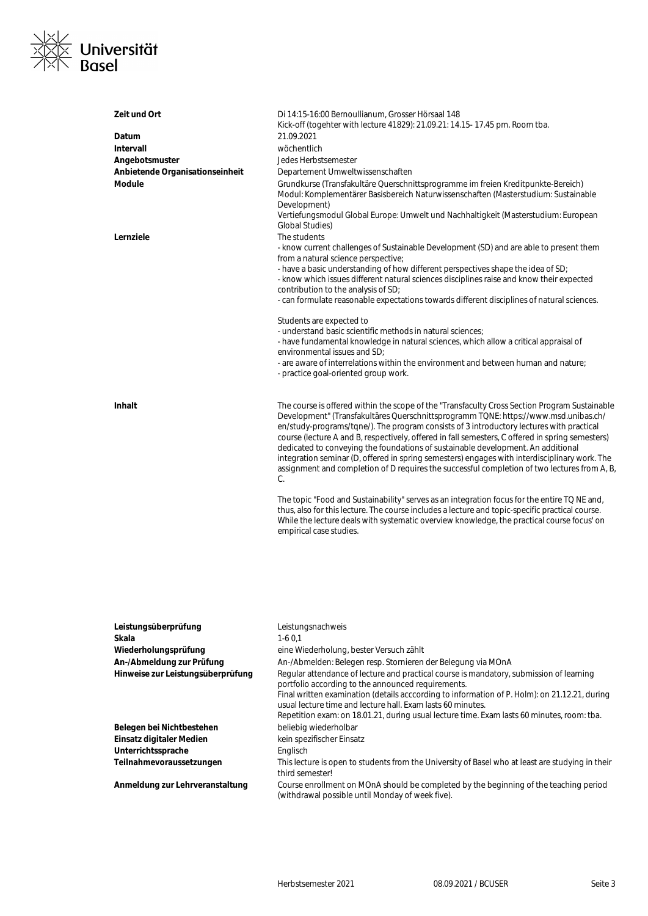| | |
|---|---|
| **Zeit und Ort** | Di 14:15-16:00 Bernoullianum, Grosser Hörsaal 148<br>Kick-off (togehter with lecture 41829): 21.09.21: 14.15- 17.45 pm. Room tba. |
| **Datum** | 21.09.2021 |
| **Intervall** | wöchentlich |
| **Angebotsmuster** | Jedes Herbstsemester |
| **Anbietende Organisationseinheit** | Departement Umweltwissenschaften |
| **Module** | Grundkurse (Transfakultäre Querschnittsprogramme im freien Kreditpunkte-Bereich)<br>Modul: Komplementärer Basisbereich Naturwissenschaften (Masterstudium: Sustainable Development)<br>Vertiefungsmodul Global Europe: Umwelt und Nachhaltigkeit (Masterstudium: European Global Studies) |
| **Lernziele** | The students<br>- know current challenges of Sustainable Development (SD) and are able to present them from a natural science perspective;<br>- have a basic understanding of how different perspectives shape the idea of SD;<br>- know which issues different natural sciences disciplines raise and know their expected contribution to the analysis of SD;<br>- can formulate reasonable expectations towards different disciplines of natural sciences.<br><br>Students are expected to<br>- understand basic scientific methods in natural sciences;<br>- have fundamental knowledge in natural sciences, which allow a critical appraisal of environmental issues and SD;<br>- are aware of interrelations within the environment and between human and nature;<br>- practice goal-oriented group work. |
| **Inhalt** | The course is offered within the scope of the "Transfaculty Cross Section Program Sustainable Development" (Transfakultäres Querschnittsprogramm TQNE: https://www.msd.unibas.ch/en/study-programs/tqne/). The program consists of 3 introductory lectures with practical course (lecture A and B, respectively, offered in fall semesters, C offered in spring semesters) dedicated to conveying the foundations of sustainable development. An additional integration seminar (D, offered in spring semesters) engages with interdisciplinary work. The assignment and completion of D requires the successful completion of two lectures from A, B, C.<br><br>The topic "Food and Sustainability" serves as an integration focus for the entire TQ NE and, thus, also for this lecture. The course includes a lecture and topic-specific practical course. While the lecture deals with systematic overview knowledge, the practical course focus' on empirical case studies. |
| **Leistungsüberprüfung** | Leistungsnachweis |
| **Skala** | 1-6 0,1 |
| **Wiederholungsprüfung** | eine Wiederholung, bester Versuch zählt |
| **An-/Abmeldung zur Prüfung** | An-/Abmelden: Belegen resp. Stornieren der Belegung via MOnA |
| **Hinweise zur Leistungsüberprüfung** | Regular attendance of lecture and practical course is mandatory, submission of learning portfolio according to the announced requirements.<br>Final written examination (details acccording to information of P. Holm): on 21.12.21, during usual lecture time and lecture hall. Exam lasts 60 minutes.<br>Repetition exam: on 18.01.21, during usual lecture time. Exam lasts 60 minutes, room: tba. |
| **Belegen bei Nichtbestehen** | beliebig wiederholbar |
| **Einsatz digitaler Medien** | kein spezifischer Einsatz |
| **Unterrichtssprache** | Englisch |
| **Teilnahmevoraussetzungen** | This lecture is open to students from the University of Basel who at least are studying in their third semester! |
| **Anmeldung zur Lehrveranstaltung** | Course enrollment on MOnA should be completed by the beginning of the teaching period (withdrawal possible until Monday of week five). |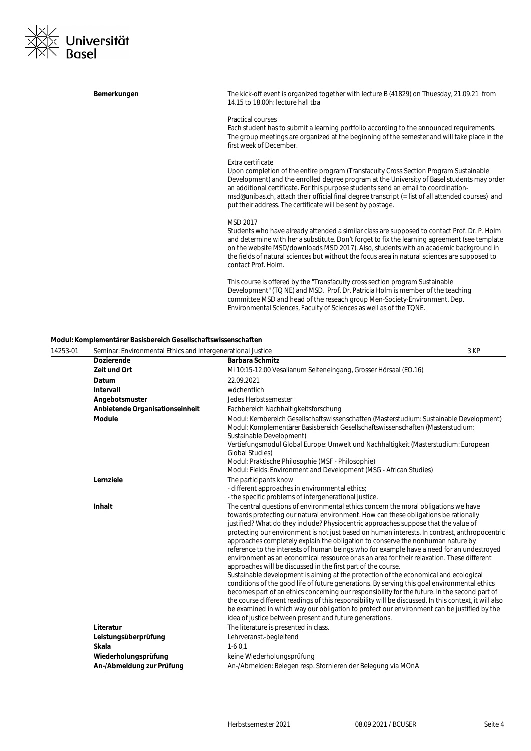| | |
|---|---|
| **Bemerkungen** | The kick-off event is organized together with lecture B (41829) on Thuesday, 21.09.21 from 14.15 to 18.00h: lecture hall tba<br><br>Practical courses<br>Each student has to submit a learning portfolio according to the announced requirements. The group meetings are organized at the beginning of the semester and will take place in the first week of December.<br><br>Extra certificate<br>Upon completion of the entire program (Transfaculty Cross Section Program Sustainable Development) and the enrolled degree program at the University of Basel students may order an additional certificate. For this purpose students send an email to coordination-msd@unibas.ch, attach their official final degree transcript (= list of all attended courses) and put their address. The certificate will be sent by postage.<br><br>MSD 2017<br>Students who have already attended a similar class are supposed to contact Prof. Dr. P. Holm and determine with her a substitute. Don't forget to fix the learning agreement (see template on the website MSD/downloads MSD 2017). Also, students with an academic background in the fields of natural sciences but without the focus area in natural sciences are supposed to contact Prof. Holm.<br><br>This course is offered by the "Transfaculty cross section program Sustainable Development" (TQ NE) and MSD. Prof. Dr. Patricia Holm is member of the teaching committee MSD and head of the reseach group Men-Society-Environment, Dep. Environmental Sciences, Faculty of Sciences as well as of the TQNE. |

**Modul: Komplementärer Basisbereich Gesellschaftswissenschaften**

| 14253-01 | Seminar: Environmental Ethics and Intergenerational Justice | 3 KP |
|---|---|---|
| **Dozierende** | **Barbara Schmitz** | |
| **Zeit und Ort** | Mi 10:15-12:00 Vesalianum Seiteneingang, Grosser Hörsaal (EO.16) | |
| **Datum** | 22.09.2021 | |
| **Intervall** | wöchentlich | |
| **Angebotsmuster** | Jedes Herbstsemester | |
| **Anbietende Organisationseinheit** | Fachbereich Nachhaltigkeitsforschung | |
| **Module** | Modul: Kernbereich Gesellschaftswissenschaften (Masterstudium: Sustainable Development)<br>Modul: Komplementärer Basisbereich Gesellschaftswissenschaften (Masterstudium: Sustainable Development)<br>Vertiefungsmodul Global Europe: Umwelt und Nachhaltigkeit (Masterstudium: European Global Studies)<br>Modul: Praktische Philosophie (MSF - Philosophie)<br>Modul: Fields: Environment and Development (MSG - African Studies) | |
| **Lernziele** | The participants know<br>- different approaches in environmental ethics;<br>- the specific problems of intergenerational justice. | |
| **Inhalt** | The central questions of environmental ethics concern the moral obligations we have towards protecting our natural environment. How can these obligations be rationally justified? What do they include? Physiocentric approaches suppose that the value of protecting our environment is not just based on human interests. In contrast, anthropocentric approaches completely explain the obligation to conserve the nonhuman nature by reference to the interests of human beings who for example have a need for an undestroyed environment as an economical ressource or as an area for their relaxation. These different approaches will be discussed in the first part of the course.<br>Sustainable development is aiming at the protection of the economical and ecological conditions of the good life of future generations. By serving this goal environmental ethics becomes part of an ethics concerning our responsibility for the future. In the second part of the course different readings of this responsibility will be discussed. In this context, it will also be examined in which way our obligation to protect our environment can be justified by the idea of justice between present and future generations. | |
| **Literatur** | The literature is presented in class. | |
| **Leistungsüberprüfung** | Lehrveranst.-begleitend | |
| **Skala** | 1-6 0,1 | |
| **Wiederholungsprüfung** | keine Wiederholungsprüfung | |
| **An-/Abmeldung zur Prüfung** | An-/Abmelden: Belegen resp. Stornieren der Belegung via MOnA | |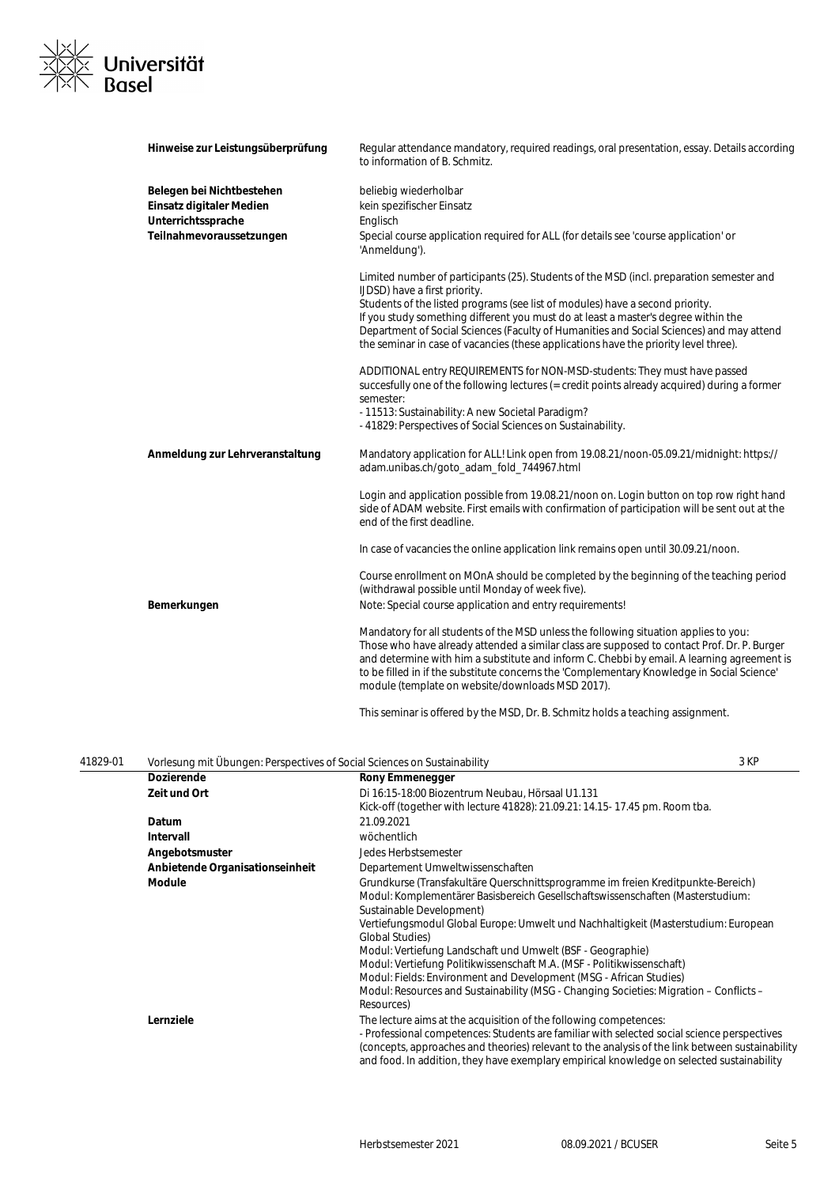| | |
|---|---|
| **Hinweise zur Leistungsüberprüfung** | Regular attendance mandatory, required readings, oral presentation, essay. Details according to information of B. Schmitz. |
| **Belegen bei Nichtbestehen** | beliebig wiederholbar |
| **Einsatz digitaler Medien** | kein spezifischer Einsatz |
| **Unterrichtssprache** | Englisch |
| **Teilnahmevoraussetzungen** | Special course application required for ALL (for details see 'course application' or 'Anmeldung').<br><br>Limited number of participants (25). Students of the MSD (incl. preparation semester and IJDSD) have a first priority.<br>Students of the listed programs (see list of modules) have a second priority.<br>If you study something different you must do at least a master's degree within the Department of Social Sciences (Faculty of Humanities and Social Sciences) and may attend the seminar in case of vacancies (these applications have the priority level three).<br><br>ADDITIONAL entry REQUIREMENTS for NON-MSD-students: They must have passed succesfully one of the following lectures (= credit points already acquired) during a former semester:<br>- 11513: Sustainability: A new Societal Paradigm?<br>- 41829: Perspectives of Social Sciences on Sustainability. |
| **Anmeldung zur Lehrveranstaltung** | Mandatory application for ALL! Link open from 19.08.21/noon-05.09.21/midnight: https://adam.unibas.ch/goto_adam_fold_744967.html<br><br>Login and application possible from 19.08.21/noon on. Login button on top row right hand side of ADAM website. First emails with confirmation of participation will be sent out at the end of the first deadline.<br><br>In case of vacancies the online application link remains open until 30.09.21/noon.<br><br>Course enrollment on MOnA should be completed by the beginning of the teaching period (withdrawal possible until Monday of week five). |
| **Bemerkungen** | Note: Special course application and entry requirements!<br><br>Mandatory for all students of the MSD unless the following situation applies to you: Those who have already attended a similar class are supposed to contact Prof. Dr. P. Burger and determine with him a substitute and inform C. Chebbi by email. A learning agreement is to be filled in if the substitute concerns the 'Complementary Knowledge in Social Science' module (template on website/downloads MSD 2017).<br><br>This seminar is offered by the MSD, Dr. B. Schmitz holds a teaching assignment. |

**41829-01 Vorlesung mit Übungen: Perspectives of Social Sciences on Sustainability — 3 KP**

| | |
|---|---|
| **Dozierende** | **Rony Emmenegger** |
| **Zeit und Ort** | Di 16:15-18:00 Biozentrum Neubau, Hörsaal U1.131<br>Kick-off (together with lecture 41828): 21.09.21: 14.15- 17.45 pm. Room tba. |
| **Datum** | 21.09.2021 |
| **Intervall** | wöchentlich |
| **Angebotsmuster** | Jedes Herbstsemester |
| **Anbietende Organisationseinheit** | Departement Umweltwissenschaften |
| **Module** | Grundkurse (Transfakultäre Querschnittsprogramme im freien Kreditpunkte-Bereich)<br>Modul: Komplementärer Basisbereich Gesellschaftswissenschaften (Masterstudium: Sustainable Development)<br>Vertiefungsmodul Global Europe: Umwelt und Nachhaltigkeit (Masterstudium: European Global Studies)<br>Modul: Vertiefung Landschaft und Umwelt (BSF - Geographie)<br>Modul: Vertiefung Politikwissenschaft M.A. (MSF - Politikwissenschaft)<br>Modul: Fields: Environment and Development (MSG - African Studies)<br>Modul: Resources and Sustainability (MSG - Changing Societies: Migration – Conflicts – Resources) |
| **Lernziele** | The lecture aims at the acquisition of the following competences:<br>- Professional competences: Students are familiar with selected social science perspectives (concepts, approaches and theories) relevant to the analysis of the link between sustainability and food. In addition, they have exemplary empirical knowledge on selected sustainability |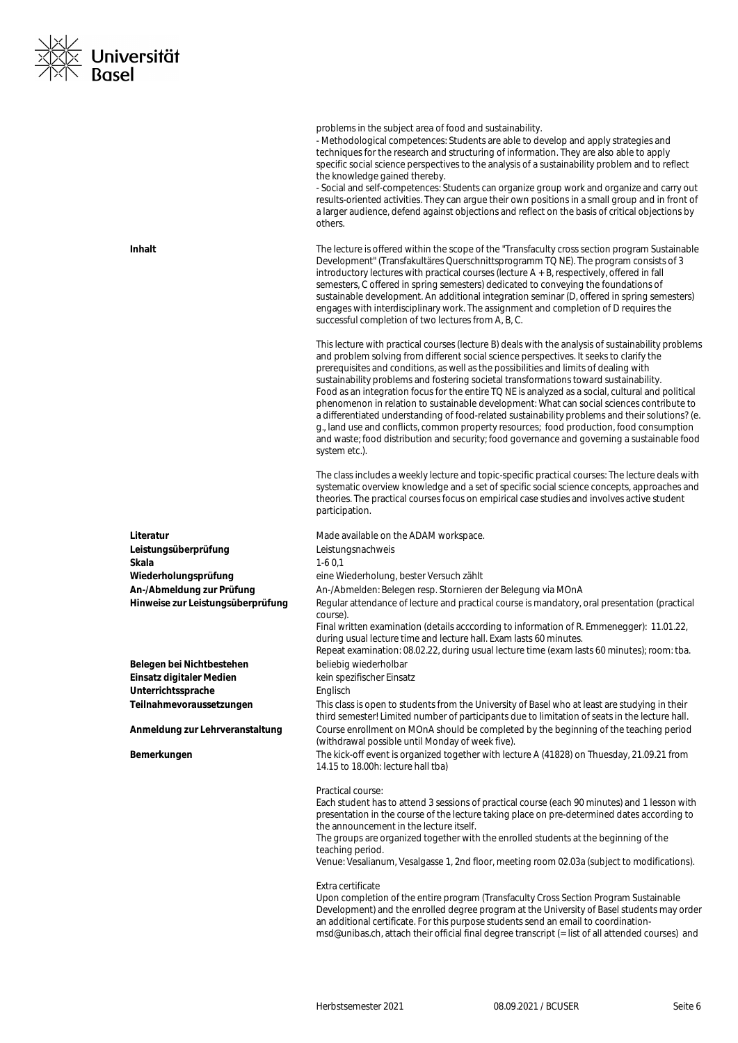problems in the subject area of food and sustainability.
- Methodological competences: Students are able to develop and apply strategies and techniques for the research and structuring of information. They are also able to apply specific social science perspectives to the analysis of a sustainability problem and to reflect the knowledge gained thereby.
- Social and self-competences: Students can organize group work and organize and carry out results-oriented activities. They can argue their own positions in a small group and in front of a larger audience, defend against objections and reflect on the basis of critical objections by others.

**Inhalt**

The lecture is offered within the scope of the "Transfaculty cross section program Sustainable Development" (Transfakultäres Querschnittsprogramm TQ NE). The program consists of 3 introductory lectures with practical courses (lecture A + B, respectively, offered in fall semesters, C offered in spring semesters) dedicated to conveying the foundations of sustainable development. An additional integration seminar (D, offered in spring semesters) engages with interdisciplinary work. The assignment and completion of D requires the successful completion of two lectures from A, B, C.

This lecture with practical courses (lecture B) deals with the analysis of sustainability problems and problem solving from different social science perspectives. It seeks to clarify the prerequisites and conditions, as well as the possibilities and limits of dealing with sustainability problems and fostering societal transformations toward sustainability.
Food as an integration focus for the entire TQ NE is analyzed as a social, cultural and political phenomenon in relation to sustainable development: What can social sciences contribute to a differentiated understanding of food-related sustainability problems and their solutions? (e. g., land use and conflicts, common property resources; food production, food consumption and waste; food distribution and security; food governance and governing a sustainable food system etc.).

The class includes a weekly lecture and topic-specific practical courses: The lecture deals with systematic overview knowledge and a set of specific social science concepts, approaches and theories. The practical courses focus on empirical case studies and involves active student participation.

**Literatur** Made available on the ADAM workspace.

**Leistungsüberprüfung** Leistungsnachweis

**Skala** 1-6 0,1

**Wiederholungsprüfung** eine Wiederholung, bester Versuch zählt

**An-/Abmeldung zur Prüfung** An-/Abmelden: Belegen resp. Stornieren der Belegung via MOnA

**Hinweise zur Leistungsüberprüfung** Regular attendance of lecture and practical course is mandatory, oral presentation (practical course).
Final written examination (details acccording to information of R. Emmenegger): 11.01.22, during usual lecture time and lecture hall. Exam lasts 60 minutes.
Repeat examination: 08.02.22, during usual lecture time (exam lasts 60 minutes); room: tba.

**Belegen bei Nichtbestehen** beliebig wiederholbar

**Einsatz digitaler Medien** kein spezifischer Einsatz

**Unterrichtssprache** Englisch

**Teilnahmevoraussetzungen** This class is open to students from the University of Basel who at least are studying in their third semester! Limited number of participants due to limitation of seats in the lecture hall.

**Anmeldung zur Lehrveranstaltung** Course enrollment on MOnA should be completed by the beginning of the teaching period (withdrawal possible until Monday of week five).

**Bemerkungen** The kick-off event is organized together with lecture A (41828) on Thuesday, 21.09.21 from 14.15 to 18.00h: lecture hall tba)

Practical course:
Each student has to attend 3 sessions of practical course (each 90 minutes) and 1 lesson with presentation in the course of the lecture taking place on pre-determined dates according to the announcement in the lecture itself.
The groups are organized together with the enrolled students at the beginning of the teaching period.
Venue: Vesalianum, Vesalgasse 1, 2nd floor, meeting room 02.03a (subject to modifications).

Extra certificate
Upon completion of the entire program (Transfaculty Cross Section Program Sustainable Development) and the enrolled degree program at the University of Basel students may order an additional certificate. For this purpose students send an email to coordination-msd@unibas.ch, attach their official final degree transcript (= list of all attended courses) and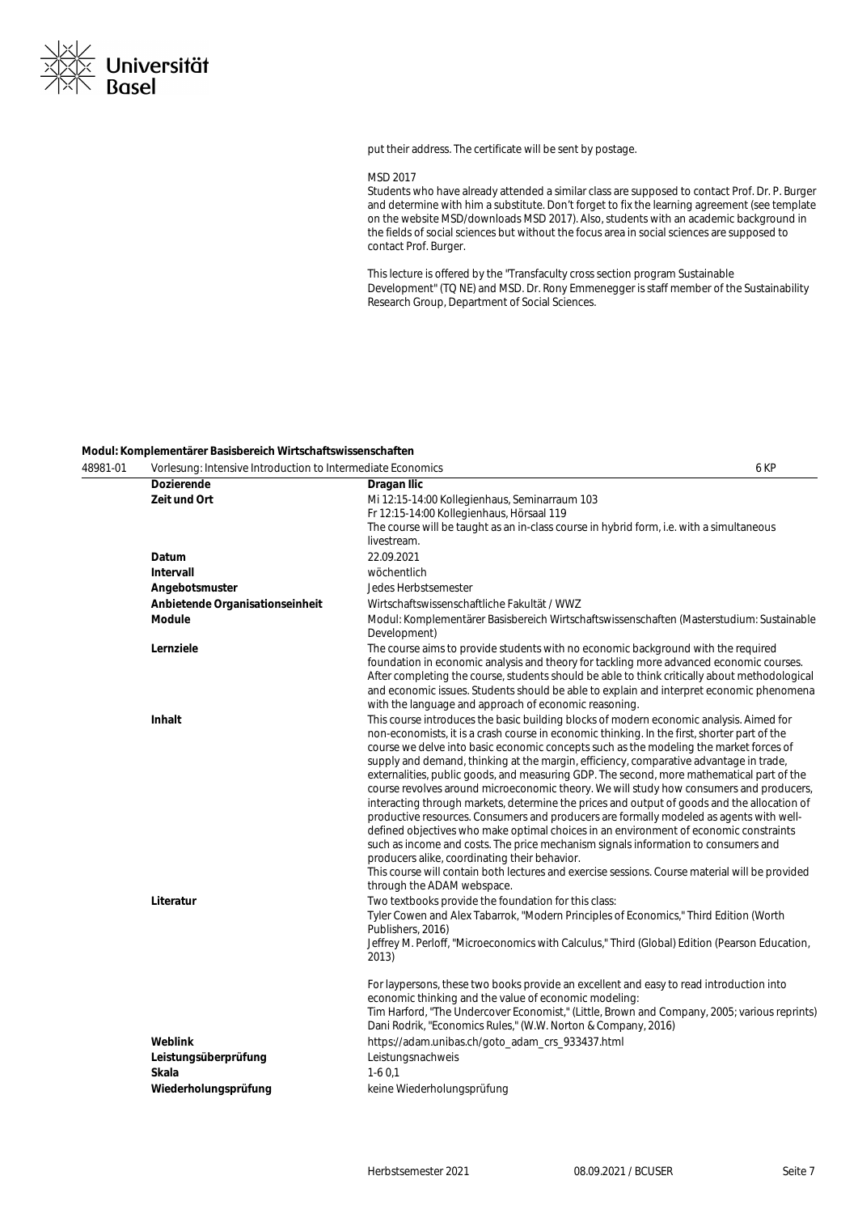put their address. The certificate will be sent by postage.

MSD 2017
Students who have already attended a similar class are supposed to contact Prof. Dr. P. Burger and determine with him a substitute. Don't forget to fix the learning agreement (see template on the website MSD/downloads MSD 2017). Also, students with an academic background in the fields of social sciences but without the focus area in social sciences are supposed to contact Prof. Burger.

This lecture is offered by the "Transfaculty cross section program Sustainable Development" (TQ NE) and MSD. Dr. Rony Emmenegger is staff member of the Sustainability Research Group, Department of Social Sciences.

**Modul: Komplementärer Basisbereich Wirtschaftswissenschaften**

| 48981-01 | Vorlesung: Intensive Introduction to Intermediate Economics | 6 KP |
|---|---|---|
| | **Dozierende** | **Dragan Ilic** |
| | **Zeit und Ort** | Mi 12:15-14:00 Kollegienhaus, Seminarraum 103<br>Fr 12:15-14:00 Kollegienhaus, Hörsaal 119<br>The course will be taught as an in-class course in hybrid form, i.e. with a simultaneous livestream. |
| | **Datum** | 22.09.2021 |
| | **Intervall** | wöchentlich |
| | **Angebotsmuster** | Jedes Herbstsemester |
| | **Anbietende Organisationseinheit** | Wirtschaftswissenschaftliche Fakultät / WWZ |
| | **Module** | Modul: Komplementärer Basisbereich Wirtschaftswissenschaften (Masterstudium: Sustainable Development) |
| | **Lernziele** | The course aims to provide students with no economic background with the required foundation in economic analysis and theory for tackling more advanced economic courses. After completing the course, students should be able to think critically about methodological and economic issues. Students should be able to explain and interpret economic phenomena with the language and approach of economic reasoning. |
| | **Inhalt** | This course introduces the basic building blocks of modern economic analysis. Aimed for non-economists, it is a crash course in economic thinking. In the first, shorter part of the course we delve into basic economic concepts such as the modeling the market forces of supply and demand, thinking at the margin, efficiency, comparative advantage in trade, externalities, public goods, and measuring GDP. The second, more mathematical part of the course revolves around microeconomic theory. We will study how consumers and producers, interacting through markets, determine the prices and output of goods and the allocation of productive resources. Consumers and producers are formally modeled as agents with well-defined objectives who make optimal choices in an environment of economic constraints such as income and costs. The price mechanism signals information to consumers and producers alike, coordinating their behavior.<br>This course will contain both lectures and exercise sessions. Course material will be provided through the ADAM webspace. |
| | **Literatur** | Two textbooks provide the foundation for this class:<br>Tyler Cowen and Alex Tabarrok, "Modern Principles of Economics," Third Edition (Worth Publishers, 2016)<br>Jeffrey M. Perloff, "Microeconomics with Calculus," Third (Global) Edition (Pearson Education, 2013)<br><br>For laypersons, these two books provide an excellent and easy to read introduction into economic thinking and the value of economic modeling:<br>Tim Harford, "The Undercover Economist," (Little, Brown and Company, 2005; various reprints)<br>Dani Rodrik, "Economics Rules," (W.W. Norton & Company, 2016) |
| | **Weblink** | https://adam.unibas.ch/goto_adam_crs_933437.html |
| | **Leistungsüberprüfung** | Leistungsnachweis |
| | **Skala** | 1-6 0,1 |
| | **Wiederholungsprüfung** | keine Wiederholungsprüfung |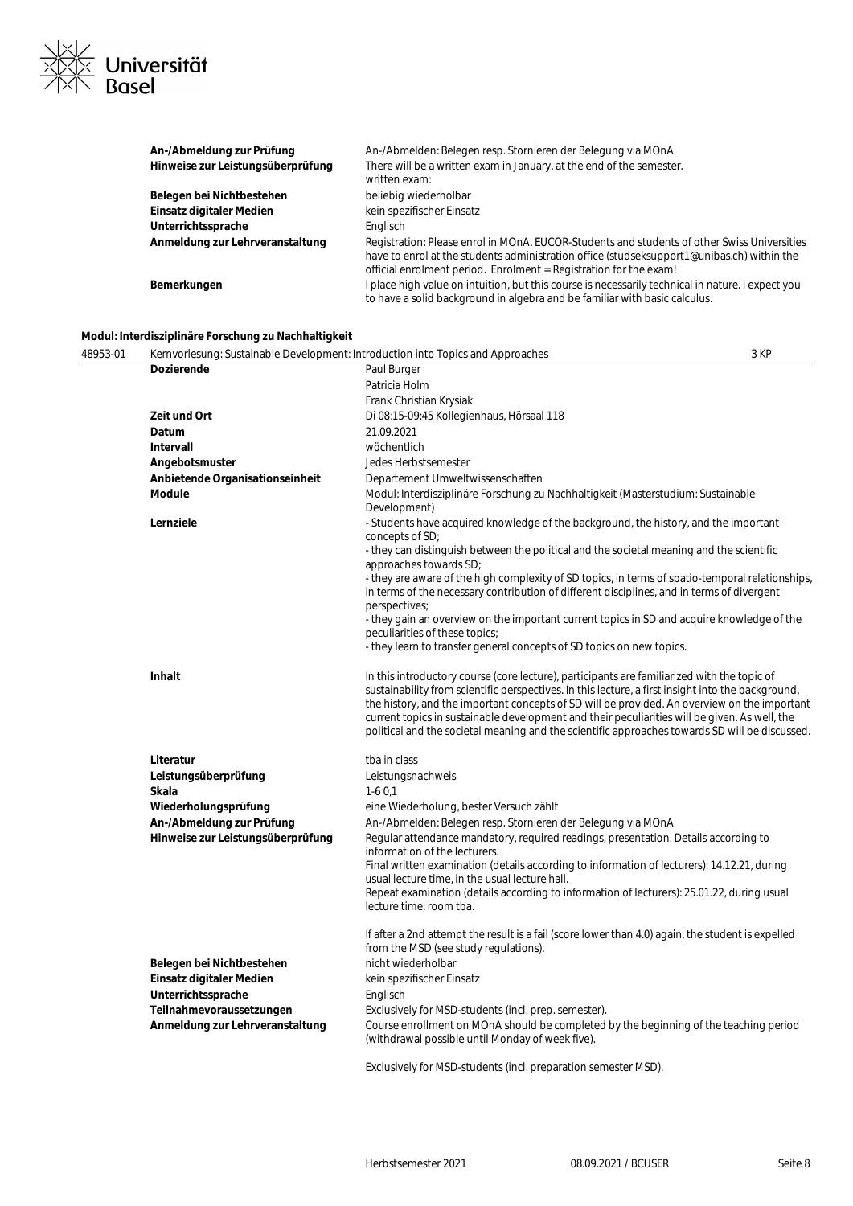| | |
|---|---|
| **An-/Abmeldung zur Prüfung** | An-/Abmelden: Belegen resp. Stornieren der Belegung via MOnA |
| **Hinweise zur Leistungsüberprüfung** | There will be a written exam in January, at the end of the semester.<br>written exam: |
| **Belegen bei Nichtbestehen** | beliebig wiederholbar |
| **Einsatz digitaler Medien** | kein spezifischer Einsatz |
| **Unterrichtssprache** | Englisch |
| **Anmeldung zur Lehrveranstaltung** | Registration: Please enrol in MOnA. EUCOR-Students and students of other Swiss Universities have to enrol at the students administration office (studseksupport1@unibas.ch) within the official enrolment period. Enrolment = Registration for the exam! |
| **Bemerkungen** | I place high value on intuition, but this course is necessarily technical in nature. I expect you to have a solid background in algebra and be familiar with basic calculus. |

**Modul: Interdisziplinäre Forschung zu Nachhaltigkeit**

**48953-01** Kernvorlesung: Sustainable Development: Introduction into Topics and Approaches — 3 KP

| | |
|---|---|
| **Dozierende** | Paul Burger<br>Patricia Holm<br>Frank Christian Krysiak |
| **Zeit und Ort** | Di 08:15-09:45 Kollegienhaus, Hörsaal 118 |
| **Datum** | 21.09.2021 |
| **Intervall** | wöchentlich |
| **Angebotsmuster** | Jedes Herbstsemester |
| **Anbietende Organisationseinheit** | Departement Umweltwissenschaften |
| **Module** | Modul: Interdisziplinäre Forschung zu Nachhaltigkeit (Masterstudium: Sustainable Development) |
| **Lernziele** | - Students have acquired knowledge of the background, the history, and the important concepts of SD;<br>- they can distinguish between the political and the societal meaning and the scientific approaches towards SD;<br>- they are aware of the high complexity of SD topics, in terms of spatio-temporal relationships, in terms of the necessary contribution of different disciplines, and in terms of divergent perspectives;<br>- they gain an overview on the important current topics in SD and acquire knowledge of the peculiarities of these topics;<br>- they learn to transfer general concepts of SD topics on new topics. |
| **Inhalt** | In this introductory course (core lecture), participants are familiarized with the topic of sustainability from scientific perspectives. In this lecture, a first insight into the background, the history, and the important concepts of SD will be provided. An overview on the important current topics in sustainable development and their peculiarities will be given. As well, the political and the societal meaning and the scientific approaches towards SD will be discussed. |
| **Literatur** | tba in class |
| **Leistungsüberprüfung** | Leistungsnachweis |
| **Skala** | 1-6 0,1 |
| **Wiederholungsprüfung** | eine Wiederholung, bester Versuch zählt |
| **An-/Abmeldung zur Prüfung** | An-/Abmelden: Belegen resp. Stornieren der Belegung via MOnA |
| **Hinweise zur Leistungsüberprüfung** | Regular attendance mandatory, required readings, presentation. Details according to information of the lecturers.<br>Final written examination (details according to information of lecturers): 14.12.21, during usual lecture time, in the usual lecture hall.<br>Repeat examination (details according to information of lecturers): 25.01.22, during usual lecture time; room tba.<br><br>If after a 2nd attempt the result is a fail (score lower than 4.0) again, the student is expelled from the MSD (see study regulations). |
| **Belegen bei Nichtbestehen** | nicht wiederholbar |
| **Einsatz digitaler Medien** | kein spezifischer Einsatz |
| **Unterrichtssprache** | Englisch |
| **Teilnahmevoraussetzungen** | Exclusively for MSD-students (incl. prep. semester). |
| **Anmeldung zur Lehrveranstaltung** | Course enrollment on MOnA should be completed by the beginning of the teaching period (withdrawal possible until Monday of week five).<br><br>Exclusively for MSD-students (incl. preparation semester MSD). |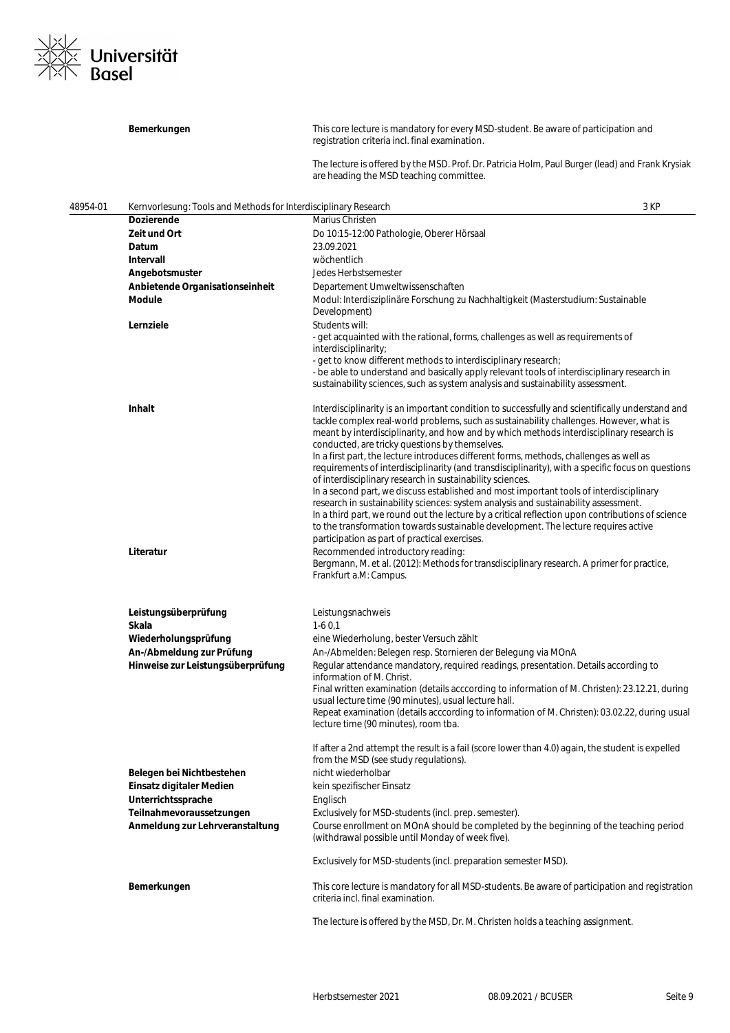| | |
|---|---|
| **Bemerkungen** | This core lecture is mandatory for every MSD-student. Be aware of participation and registration criteria incl. final examination.<br><br>The lecture is offered by the MSD. Prof. Dr. Patricia Holm, Paul Burger (lead) and Frank Krysiak are heading the MSD teaching committee. |

**48954-01 Kernvorlesung: Tools and Methods for Interdisciplinary Research — 3 KP**

| | |
|---|---|
| **Dozierende** | Marius Christen |
| **Zeit und Ort** | Do 10:15-12:00 Pathologie, Oberer Hörsaal |
| **Datum** | 23.09.2021 |
| **Intervall** | wöchentlich |
| **Angebotsmuster** | Jedes Herbstsemester |
| **Anbietende Organisationseinheit** | Departement Umweltwissenschaften |
| **Module** | Modul: Interdisziplinäre Forschung zu Nachhaltigkeit (Masterstudium: Sustainable Development) |
| **Lernziele** | Students will:<br>- get acquainted with the rational, forms, challenges as well as requirements of interdisciplinarity;<br>- get to know different methods to interdisciplinary research;<br>- be able to understand and basically apply relevant tools of interdisciplinary research in sustainability sciences, such as system analysis and sustainability assessment. |
| **Inhalt** | Interdisciplinarity is an important condition to successfully and scientifically understand and tackle complex real-world problems, such as sustainability challenges. However, what is meant by interdisciplinarity, and how and by which methods interdisciplinary research is conducted, are tricky questions by themselves.<br>In a first part, the lecture introduces different forms, methods, challenges as well as requirements of interdisciplinarity (and transdisciplinarity), with a specific focus on questions of interdisciplinary research in sustainability sciences.<br>In a second part, we discuss established and most important tools of interdisciplinary research in sustainability sciences: system analysis and sustainability assessment.<br>In a third part, we round out the lecture by a critical reflection upon contributions of science to the transformation towards sustainable development. The lecture requires active participation as part of practical exercises. |
| **Literatur** | Recommended introductory reading:<br>Bergmann, M. et al. (2012): Methods for transdisciplinary research. A primer for practice, Frankfurt a.M: Campus. |
| **Leistungsüberprüfung** | Leistungsnachweis |
| **Skala** | 1-6 0,1 |
| **Wiederholungsprüfung** | eine Wiederholung, bester Versuch zählt |
| **An-/Abmeldung zur Prüfung** | An-/Abmelden: Belegen resp. Stornieren der Belegung via MOnA |
| **Hinweise zur Leistungsüberprüfung** | Regular attendance mandatory, required readings, presentation. Details according to information of M. Christ.<br>Final written examination (details acccording to information of M. Christen): 23.12.21, during usual lecture time (90 minutes), usual lecture hall.<br>Repeat examination (details acccording to information of M. Christen): 03.02.22, during usual lecture time (90 minutes), room tba.<br><br>If after a 2nd attempt the result is a fail (score lower than 4.0) again, the student is expelled from the MSD (see study regulations). |
| **Belegen bei Nichtbestehen** | nicht wiederholbar |
| **Einsatz digitaler Medien** | kein spezifischer Einsatz |
| **Unterrichtssprache** | Englisch |
| **Teilnahmevoraussetzungen** | Exclusively for MSD-students (incl. prep. semester). |
| **Anmeldung zur Lehrveranstaltung** | Course enrollment on MOnA should be completed by the beginning of the teaching period (withdrawal possible until Monday of week five).<br><br>Exclusively for MSD-students (incl. preparation semester MSD). |
| **Bemerkungen** | This core lecture is mandatory for all MSD-students. Be aware of participation and registration criteria incl. final examination.<br><br>The lecture is offered by the MSD, Dr. M. Christen holds a teaching assignment. |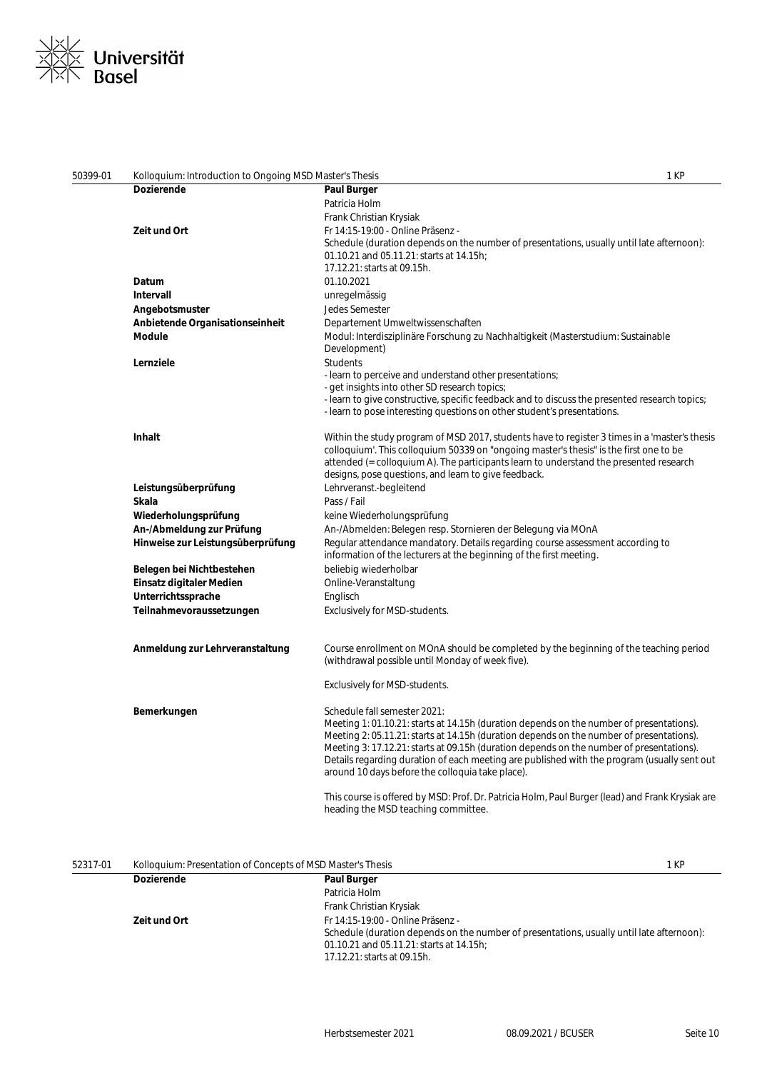| 50399-01 | Kolloquium: Introduction to Ongoing MSD Master's Thesis | 1 KP |
|---|---|---|
| | **Dozierende** | **Paul Burger**<br>Patricia Holm<br>Frank Christian Krysiak |
| | **Zeit und Ort** | Fr 14:15-19:00 - Online Präsenz -<br>Schedule (duration depends on the number of presentations, usually until late afternoon):<br>01.10.21 and 05.11.21: starts at 14.15h;<br>17.12.21: starts at 09.15h. |
| | **Datum** | 01.10.2021 |
| | **Intervall** | unregelmässig |
| | **Angebotsmuster** | Jedes Semester |
| | **Anbietende Organisationseinheit** | Departement Umweltwissenschaften |
| | **Module** | Modul: Interdisziplinäre Forschung zu Nachhaltigkeit (Masterstudium: Sustainable Development) |
| | **Lernziele** | Students<br>- learn to perceive and understand other presentations;<br>- get insights into other SD research topics;<br>- learn to give constructive, specific feedback and to discuss the presented research topics;<br>- learn to pose interesting questions on other student's presentations. |
| | **Inhalt** | Within the study program of MSD 2017, students have to register 3 times in a 'master's thesis colloquium'. This colloquium 50339 on "ongoing master's thesis" is the first one to be attended (= colloquium A). The participants learn to understand the presented research designs, pose questions, and learn to give feedback. |
| | **Leistungsüberprüfung** | Lehrveranst.-begleitend |
| | **Skala** | Pass / Fail |
| | **Wiederholungsprüfung** | keine Wiederholungsprüfung |
| | **An-/Abmeldung zur Prüfung** | An-/Abmelden: Belegen resp. Stornieren der Belegung via MOnA |
| | **Hinweise zur Leistungsüberprüfung** | Regular attendance mandatory. Details regarding course assessment according to information of the lecturers at the beginning of the first meeting. |
| | **Belegen bei Nichtbestehen** | beliebig wiederholbar |
| | **Einsatz digitaler Medien** | Online-Veranstaltung |
| | **Unterrichtssprache** | Englisch |
| | **Teilnahmevoraussetzungen** | Exclusively for MSD-students. |
| | **Anmeldung zur Lehrveranstaltung** | Course enrollment on MOnA should be completed by the beginning of the teaching period (withdrawal possible until Monday of week five).<br><br>Exclusively for MSD-students. |
| | **Bemerkungen** | Schedule fall semester 2021:<br>Meeting 1: 01.10.21: starts at 14.15h (duration depends on the number of presentations).<br>Meeting 2: 05.11.21: starts at 14.15h (duration depends on the number of presentations).<br>Meeting 3: 17.12.21: starts at 09.15h (duration depends on the number of presentations).<br>Details regarding duration of each meeting are published with the program (usually sent out around 10 days before the colloquia take place).<br><br>This course is offered by MSD: Prof. Dr. Patricia Holm, Paul Burger (lead) and Frank Krysiak are heading the MSD teaching committee. |

| 52317-01 | Kolloquium: Presentation of Concepts of MSD Master's Thesis | 1 KP |
|---|---|---|
| | **Dozierende** | **Paul Burger**<br>Patricia Holm<br>Frank Christian Krysiak |
| | **Zeit und Ort** | Fr 14:15-19:00 - Online Präsenz -<br>Schedule (duration depends on the number of presentations, usually until late afternoon):<br>01.10.21 and 05.11.21: starts at 14.15h;<br>17.12.21: starts at 09.15h. |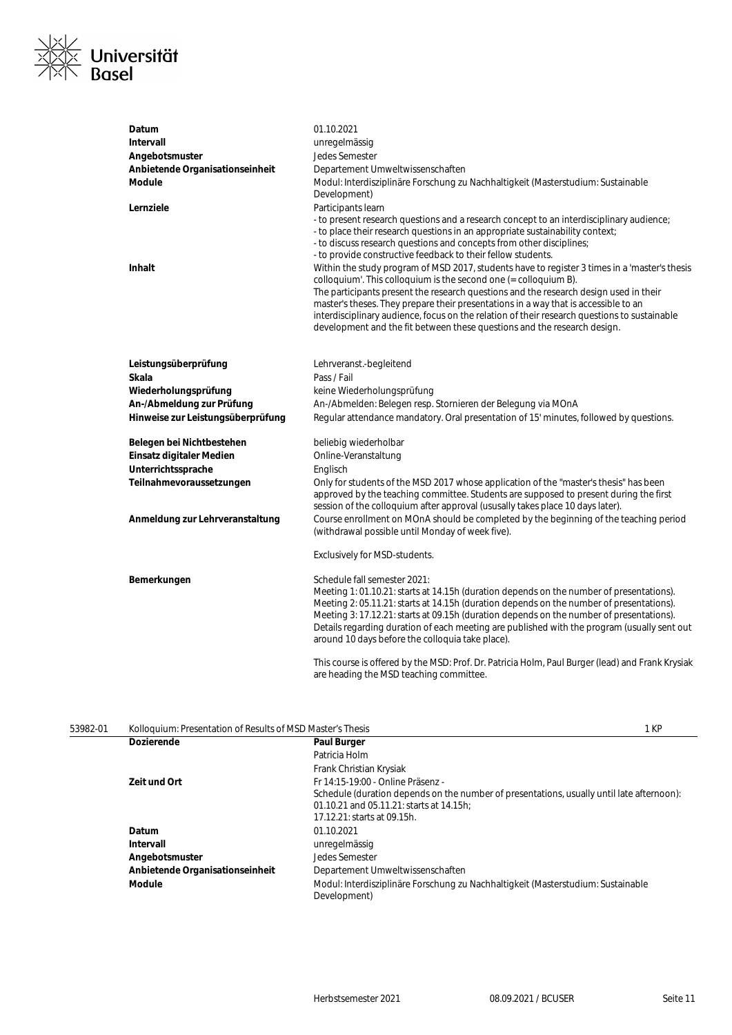| | |
|---|---|
| **Datum** | 01.10.2021 |
| **Intervall** | unregelmässig |
| **Angebotsmuster** | Jedes Semester |
| **Anbietende Organisationseinheit** | Departement Umweltwissenschaften |
| **Module** | Modul: Interdisziplinäre Forschung zu Nachhaltigkeit (Masterstudium: Sustainable Development) |
| **Lernziele** | Participants learn<br>- to present research questions and a research concept to an interdisciplinary audience;<br>- to place their research questions in an appropriate sustainability context;<br>- to discuss research questions and concepts from other disciplines;<br>- to provide constructive feedback to their fellow students. |
| **Inhalt** | Within the study program of MSD 2017, students have to register 3 times in a 'master's thesis colloquium'. This colloquium is the second one (= colloquium B).<br>The participants present the research questions and the research design used in their master's theses. They prepare their presentations in a way that is accessible to an interdisciplinary audience, focus on the relation of their research questions to sustainable development and the fit between these questions and the research design. |
| **Leistungsüberprüfung** | Lehrveranst.-begleitend |
| **Skala** | Pass / Fail |
| **Wiederholungsprüfung** | keine Wiederholungsprüfung |
| **An-/Abmeldung zur Prüfung** | An-/Abmelden: Belegen resp. Stornieren der Belegung via MOnA |
| **Hinweise zur Leistungsüberprüfung** | Regular attendance mandatory. Oral presentation of 15' minutes, followed by questions. |
| **Belegen bei Nichtbestehen** | beliebig wiederholbar |
| **Einsatz digitaler Medien** | Online-Veranstaltung |
| **Unterrichtssprache** | Englisch |
| **Teilnahmevoraussetzungen** | Only for students of the MSD 2017 whose application of the "master's thesis" has been approved by the teaching committee. Students are supposed to present during the first session of the colloquium after approval (ususally takes place 10 days later). |
| **Anmeldung zur Lehrveranstaltung** | Course enrollment on MOnA should be completed by the beginning of the teaching period (withdrawal possible until Monday of week five).<br><br>Exclusively for MSD-students. |
| **Bemerkungen** | Schedule fall semester 2021:<br>Meeting 1: 01.10.21: starts at 14.15h (duration depends on the number of presentations).<br>Meeting 2: 05.11.21: starts at 14.15h (duration depends on the number of presentations).<br>Meeting 3: 17.12.21: starts at 09.15h (duration depends on the number of presentations).<br>Details regarding duration of each meeting are published with the program (usually sent out around 10 days before the colloquia take place).<br><br>This course is offered by the MSD: Prof. Dr. Patricia Holm, Paul Burger (lead) and Frank Krysiak are heading the MSD teaching committee. |

## 53982-01 Kolloquium: Presentation of Results of MSD Master's Thesis — 1 KP

| | |
|---|---|
| **Dozierende** | **Paul Burger**<br>Patricia Holm<br>Frank Christian Krysiak |
| **Zeit und Ort** | Fr 14:15-19:00 - Online Präsenz -<br>Schedule (duration depends on the number of presentations, usually until late afternoon):<br>01.10.21 and 05.11.21: starts at 14.15h;<br>17.12.21: starts at 09.15h. |
| **Datum** | 01.10.2021 |
| **Intervall** | unregelmässig |
| **Angebotsmuster** | Jedes Semester |
| **Anbietende Organisationseinheit** | Departement Umweltwissenschaften |
| **Module** | Modul: Interdisziplinäre Forschung zu Nachhaltigkeit (Masterstudium: Sustainable Development) |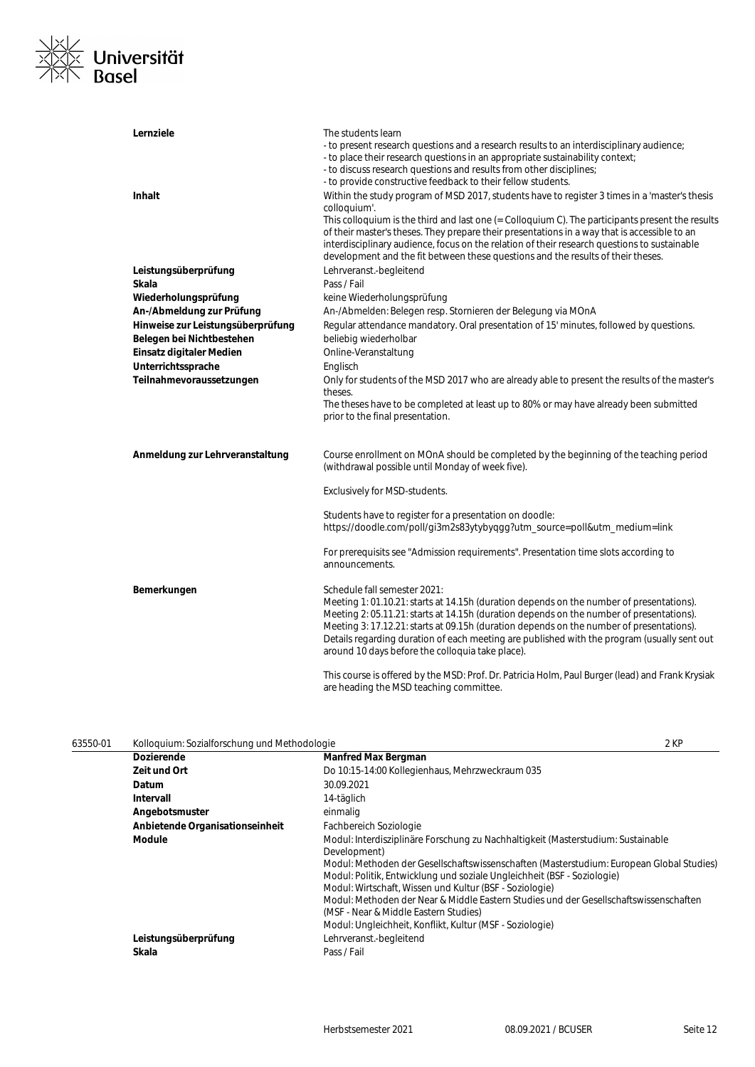| | |
|---|---|
| **Lernziele** | The students learn<br>- to present research questions and a research results to an interdisciplinary audience;<br>- to place their research questions in an appropriate sustainability context;<br>- to discuss research questions and results from other disciplines;<br>- to provide constructive feedback to their fellow students. |
| **Inhalt** | Within the study program of MSD 2017, students have to register 3 times in a 'master's thesis colloquium'.<br>This colloquium is the third and last one (= Colloquium C). The participants present the results of their master's theses. They prepare their presentations in a way that is accessible to an interdisciplinary audience, focus on the relation of their research questions to sustainable development and the fit between these questions and the results of their theses. |
| **Leistungsüberprüfung** | Lehrveranst.-begleitend |
| **Skala** | Pass / Fail |
| **Wiederholungsprüfung** | keine Wiederholungsprüfung |
| **An-/Abmeldung zur Prüfung** | An-/Abmelden: Belegen resp. Stornieren der Belegung via MOnA |
| **Hinweise zur Leistungsüberprüfung** | Regular attendance mandatory. Oral presentation of 15' minutes, followed by questions. |
| **Belegen bei Nichtbestehen** | beliebig wiederholbar |
| **Einsatz digitaler Medien** | Online-Veranstaltung |
| **Unterrichtssprache** | Englisch |
| **Teilnahmevoraussetzungen** | Only for students of the MSD 2017 who are already able to present the results of the master's theses.<br>The theses have to be completed at least up to 80% or may have already been submitted prior to the final presentation. |
| **Anmeldung zur Lehrveranstaltung** | Course enrollment on MOnA should be completed by the beginning of the teaching period (withdrawal possible until Monday of week five).<br><br>Exclusively for MSD-students.<br><br>Students have to register for a presentation on doodle:<br>https://doodle.com/poll/gi3m2s83ytybyqgg?utm_source=poll&utm_medium=link<br><br>For prerequisits see "Admission requirements". Presentation time slots according to announcements. |
| **Bemerkungen** | Schedule fall semester 2021:<br>Meeting 1: 01.10.21: starts at 14.15h (duration depends on the number of presentations).<br>Meeting 2: 05.11.21: starts at 14.15h (duration depends on the number of presentations).<br>Meeting 3: 17.12.21: starts at 09.15h (duration depends on the number of presentations).<br>Details regarding duration of each meeting are published with the program (usually sent out around 10 days before the colloquia take place).<br><br>This course is offered by the MSD: Prof. Dr. Patricia Holm, Paul Burger (lead) and Frank Krysiak are heading the MSD teaching committee. |

## 63550-01 Kolloquium: Sozialforschung und Methodologie — 2 KP

| | |
|---|---|
| **Dozierende** | **Manfred Max Bergman** |
| **Zeit und Ort** | Do 10:15-14:00 Kollegienhaus, Mehrzweckraum 035 |
| **Datum** | 30.09.2021 |
| **Intervall** | 14-täglich |
| **Angebotsmuster** | einmalig |
| **Anbietende Organisationseinheit** | Fachbereich Soziologie |
| **Module** | Modul: Interdisziplinäre Forschung zu Nachhaltigkeit (Masterstudium: Sustainable Development)<br>Modul: Methoden der Gesellschaftswissenschaften (Masterstudium: European Global Studies)<br>Modul: Politik, Entwicklung und soziale Ungleichheit (BSF - Soziologie)<br>Modul: Wirtschaft, Wissen und Kultur (BSF - Soziologie)<br>Modul: Methoden der Near & Middle Eastern Studies und der Gesellschaftswissenschaften (MSF - Near & Middle Eastern Studies)<br>Modul: Ungleichheit, Konflikt, Kultur (MSF - Soziologie) |
| **Leistungsüberprüfung** | Lehrveranst.-begleitend |
| **Skala** | Pass / Fail |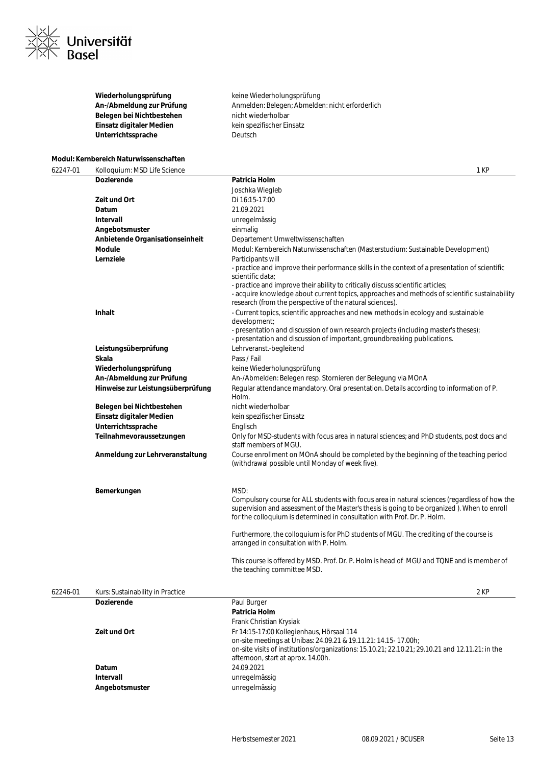| | |
|---|---|
| **Wiederholungsprüfung** | keine Wiederholungsprüfung |
| **An-/Abmeldung zur Prüfung** | Anmelden: Belegen; Abmelden: nicht erforderlich |
| **Belegen bei Nichtbestehen** | nicht wiederholbar |
| **Einsatz digitaler Medien** | kein spezifischer Einsatz |
| **Unterrichtssprache** | Deutsch |

**Modul: Kernbereich Naturwissenschaften**

**62247-01 Kolloquium: MSD Life Science — 1 KP**

| | |
|---|---|
| **Dozierende** | **Patricia Holm**<br>Joschka Wiegleb |
| **Zeit und Ort** | Di 16:15-17:00 |
| **Datum** | 21.09.2021 |
| **Intervall** | unregelmässig |
| **Angebotsmuster** | einmalig |
| **Anbietende Organisationseinheit** | Departement Umweltwissenschaften |
| **Module** | Modul: Kernbereich Naturwissenschaften (Masterstudium: Sustainable Development) |
| **Lernziele** | Participants will<br>- practice and improve their performance skills in the context of a presentation of scientific scientific data;<br>- practice and improve their ability to critically discuss scientific articles;<br>- acquire knowledge about current topics, approaches and methods of scientific sustainability research (from the perspective of the natural sciences). |
| **Inhalt** | - Current topics, scientific approaches and new methods in ecology and sustainable development;<br>- presentation and discussion of own research projects (including master's theses);<br>- presentation and discussion of important, groundbreaking publications. |
| **Leistungsüberprüfung** | Lehrveranst.-begleitend |
| **Skala** | Pass / Fail |
| **Wiederholungsprüfung** | keine Wiederholungsprüfung |
| **An-/Abmeldung zur Prüfung** | An-/Abmelden: Belegen resp. Stornieren der Belegung via MOnA |
| **Hinweise zur Leistungsüberprüfung** | Regular attendance mandatory. Oral presentation. Details according to information of P. Holm. |
| **Belegen bei Nichtbestehen** | nicht wiederholbar |
| **Einsatz digitaler Medien** | kein spezifischer Einsatz |
| **Unterrichtssprache** | Englisch |
| **Teilnahmevoraussetzungen** | Only for MSD-students with focus area in natural sciences; and PhD students, post docs and staff members of MGU. |
| **Anmeldung zur Lehrveranstaltung** | Course enrollment on MOnA should be completed by the beginning of the teaching period (withdrawal possible until Monday of week five). |
| **Bemerkungen** | MSD:<br>Compulsory course for ALL students with focus area in natural sciences (regardless of how the supervision and assessment of the Master's thesis is going to be organized ). When to enroll for the colloquium is determined in consultation with Prof. Dr. P. Holm.<br><br>Furthermore, the colloquium is for PhD students of MGU. The crediting of the course is arranged in consultation with P. Holm.<br><br>This course is offered by MSD. Prof. Dr. P. Holm is head of MGU and TQNE and is member of the teaching committee MSD. |

**62246-01 Kurs: Sustainability in Practice — 2 KP**

| | |
|---|---|
| **Dozierende** | Paul Burger<br>**Patricia Holm**<br>Frank Christian Krysiak |
| **Zeit und Ort** | Fr 14:15-17:00 Kollegienhaus, Hörsaal 114<br>on-site meetings at Unibas: 24.09.21 & 19.11.21: 14.15- 17.00h;<br>on-site visits of institutions/organizations: 15.10.21; 22.10.21; 29.10.21 and 12.11.21: in the afternoon, start at aprox. 14.00h. |
| **Datum** | 24.09.2021 |
| **Intervall** | unregelmässig |
| **Angebotsmuster** | unregelmässig |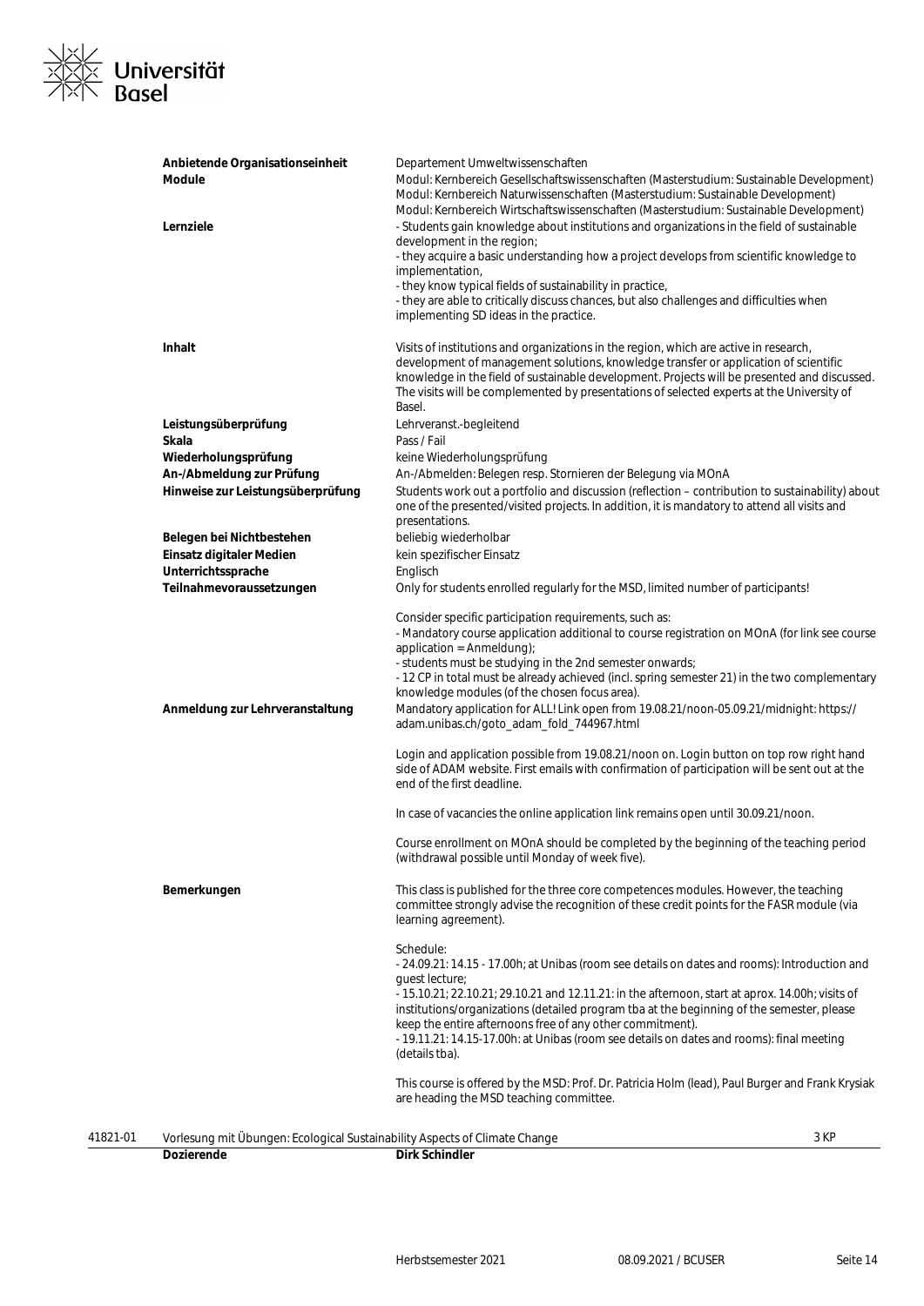| | |
|---|---|
| **Anbietende Organisationseinheit** | Departement Umweltwissenschaften |
| **Module** | Modul: Kernbereich Gesellschaftswissenschaften (Masterstudium: Sustainable Development)<br>Modul: Kernbereich Naturwissenschaften (Masterstudium: Sustainable Development)<br>Modul: Kernbereich Wirtschaftswissenschaften (Masterstudium: Sustainable Development) |
| **Lernziele** | - Students gain knowledge about institutions and organizations in the field of sustainable development in the region;<br>- they acquire a basic understanding how a project develops from scientific knowledge to implementation,<br>- they know typical fields of sustainability in practice,<br>- they are able to critically discuss chances, but also challenges and difficulties when implementing SD ideas in the practice. |
| **Inhalt** | Visits of institutions and organizations in the region, which are active in research, development of management solutions, knowledge transfer or application of scientific knowledge in the field of sustainable development. Projects will be presented and discussed. The visits will be complemented by presentations of selected experts at the University of Basel. |
| **Leistungsüberprüfung** | Lehrveranst.-begleitend |
| **Skala** | Pass / Fail |
| **Wiederholungsprüfung** | keine Wiederholungsprüfung |
| **An-/Abmeldung zur Prüfung** | An-/Abmelden: Belegen resp. Stornieren der Belegung via MOnA |
| **Hinweise zur Leistungsüberprüfung** | Students work out a portfolio and discussion (reflection – contribution to sustainability) about one of the presented/visited projects. In addition, it is mandatory to attend all visits and presentations. |
| **Belegen bei Nichtbestehen** | beliebig wiederholbar |
| **Einsatz digitaler Medien** | kein spezifischer Einsatz |
| **Unterrichtssprache** | Englisch |
| **Teilnahmevoraussetzungen** | Only for students enrolled regularly for the MSD, limited number of participants!<br><br>Consider specific participation requirements, such as:<br>- Mandatory course application additional to course registration on MOnA (for link see course application = Anmeldung);<br>- students must be studying in the 2nd semester onwards;<br>- 12 CP in total must be already achieved (incl. spring semester 21) in the two complementary knowledge modules (of the chosen focus area). |
| **Anmeldung zur Lehrveranstaltung** | Mandatory application for ALL! Link open from 19.08.21/noon-05.09.21/midnight: https://adam.unibas.ch/goto_adam_fold_744967.html<br><br>Login and application possible from 19.08.21/noon on. Login button on top row right hand side of ADAM website. First emails with confirmation of participation will be sent out at the end of the first deadline.<br><br>In case of vacancies the online application link remains open until 30.09.21/noon.<br><br>Course enrollment on MOnA should be completed by the beginning of the teaching period (withdrawal possible until Monday of week five). |
| **Bemerkungen** | This class is published for the three core competences modules. However, the teaching committee strongly advise the recognition of these credit points for the FASR module (via learning agreement).<br><br>Schedule:<br>- 24.09.21: 14.15 - 17.00h; at Unibas (room see details on dates and rooms): Introduction and guest lecture;<br>- 15.10.21; 22.10.21; 29.10.21 and 12.11.21: in the afternoon, start at aprox. 14.00h; visits of institutions/organizations (detailed program tba at the beginning of the semester, please keep the entire afternoons free of any other commitment).<br>- 19.11.21: 14.15-17.00h: at Unibas (room see details on dates and rooms): final meeting (details tba).<br><br>This course is offered by the MSD: Prof. Dr. Patricia Holm (lead), Paul Burger and Frank Krysiak are heading the MSD teaching committee. |

| 41821-01 | Vorlesung mit Übungen: Ecological Sustainability Aspects of Climate Change | 3 KP |
|---|---|---|
| | **Dozierende** | **Dirk Schindler** |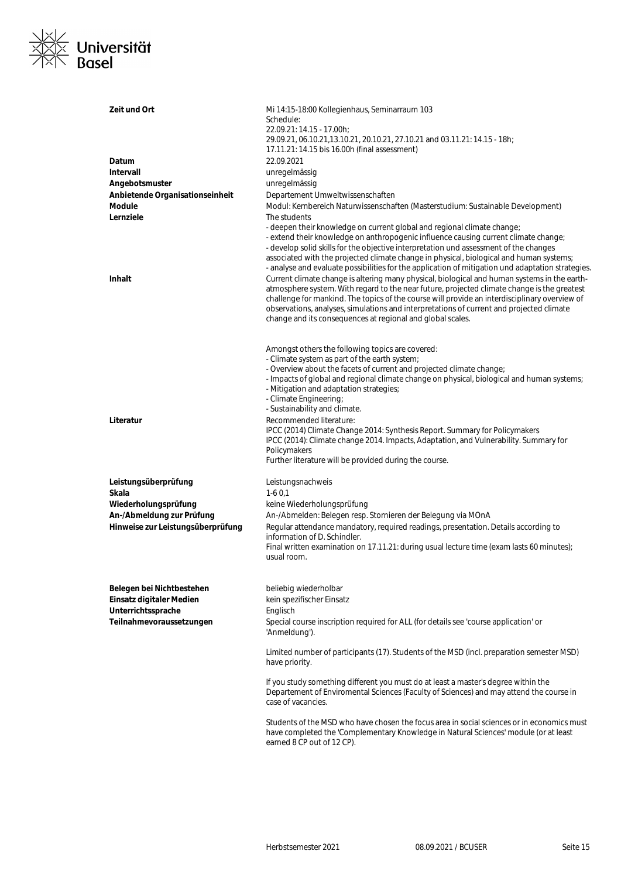| | |
|---|---|
| **Zeit und Ort** | Mi 14:15-18:00 Kollegienhaus, Seminarraum 103<br>Schedule:<br>22.09.21: 14.15 - 17.00h;<br>29.09.21, 06.10.21,13.10.21, 20.10.21, 27.10.21 and 03.11.21: 14.15 - 18h;<br>17.11.21: 14.15 bis 16.00h (final assessment) |
| **Datum** | 22.09.2021 |
| **Intervall** | unregelmässig |
| **Angebotsmuster** | unregelmässig |
| **Anbietende Organisationseinheit** | Departement Umweltwissenschaften |
| **Module** | Modul: Kernbereich Naturwissenschaften (Masterstudium: Sustainable Development) |
| **Lernziele** | The students<br>- deepen their knowledge on current global and regional climate change;<br>- extend their knowledge on anthropogenic influence causing current climate change;<br>- develop solid skills for the objective interpretation und assessment of the changes associated with the projected climate change in physical, biological and human systems;<br>- analyse and evaluate possibilities for the application of mitigation und adaptation strategies. |
| **Inhalt** | Current climate change is altering many physical, biological and human systems in the earth-atmosphere system. With regard to the near future, projected climate change is the greatest challenge for mankind. The topics of the course will provide an interdisciplinary overview of observations, analyses, simulations and interpretations of current and projected climate change and its consequences at regional and global scales.<br><br>Amongst others the following topics are covered:<br>- Climate system as part of the earth system;<br>- Overview about the facets of current and projected climate change;<br>- Impacts of global and regional climate change on physical, biological and human systems;<br>- Mitigation and adaptation strategies;<br>- Climate Engineering;<br>- Sustainability and climate. |
| **Literatur** | Recommended literature:<br>IPCC (2014) Climate Change 2014: Synthesis Report. Summary for Policymakers<br>IPCC (2014): Climate change 2014. Impacts, Adaptation, and Vulnerability. Summary for Policymakers<br>Further literature will be provided during the course. |
| **Leistungsüberprüfung** | Leistungsnachweis |
| **Skala** | 1-6 0,1 |
| **Wiederholungsprüfung** | keine Wiederholungsprüfung |
| **An-/Abmeldung zur Prüfung** | An-/Abmelden: Belegen resp. Stornieren der Belegung via MOnA |
| **Hinweise zur Leistungsüberprüfung** | Regular attendance mandatory, required readings, presentation. Details according to information of D. Schindler.<br>Final written examination on 17.11.21: during usual lecture time (exam lasts 60 minutes); usual room. |
| **Belegen bei Nichtbestehen** | beliebig wiederholbar |
| **Einsatz digitaler Medien** | kein spezifischer Einsatz |
| **Unterrichtssprache** | Englisch |
| **Teilnahmevoraussetzungen** | Special course inscription required for ALL (for details see 'course application' or 'Anmeldung').<br><br>Limited number of participants (17). Students of the MSD (incl. preparation semester MSD) have priority.<br><br>If you study something different you must do at least a master's degree within the Departement of Enviromental Sciences (Faculty of Sciences) and may attend the course in case of vacancies.<br><br>Students of the MSD who have chosen the focus area in social sciences or in economics must have completed the 'Complementary Knowledge in Natural Sciences' module (or at least earned 8 CP out of 12 CP). |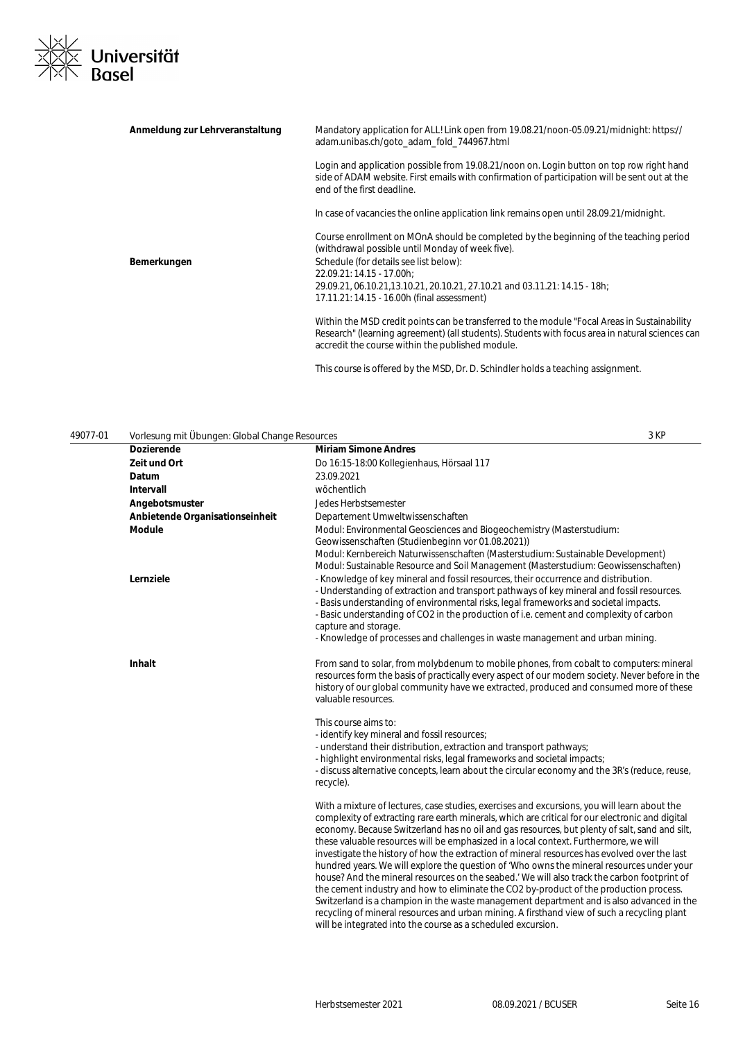| | |
|---|---|
| **Anmeldung zur Lehrveranstaltung** | Mandatory application for ALL! Link open from 19.08.21/noon-05.09.21/midnight: https://adam.unibas.ch/goto_adam_fold_744967.html<br><br>Login and application possible from 19.08.21/noon on. Login button on top row right hand side of ADAM website. First emails with confirmation of participation will be sent out at the end of the first deadline.<br><br>In case of vacancies the online application link remains open until 28.09.21/midnight.<br><br>Course enrollment on MOnA should be completed by the beginning of the teaching period (withdrawal possible until Monday of week five). |
| **Bemerkungen** | Schedule (for details see list below):<br>22.09.21: 14.15 - 17.00h;<br>29.09.21, 06.10.21,13.10.21, 20.10.21, 27.10.21 and 03.11.21: 14.15 - 18h;<br>17.11.21: 14.15 - 16.00h (final assessment)<br><br>Within the MSD credit points can be transferred to the module "Focal Areas in Sustainability Research" (learning agreement) (all students). Students with focus area in natural sciences can accredit the course within the published module.<br><br>This course is offered by the MSD, Dr. D. Schindler holds a teaching assignment. |

## 49077-01 Vorlesung mit Übungen: Global Change Resources — 3 KP

| | |
|---|---|
| **Dozierende** | **Miriam Simone Andres** |
| **Zeit und Ort** | Do 16:15-18:00 Kollegienhaus, Hörsaal 117 |
| **Datum** | 23.09.2021 |
| **Intervall** | wöchentlich |
| **Angebotsmuster** | Jedes Herbstsemester |
| **Anbietende Organisationseinheit** | Departement Umweltwissenschaften |
| **Module** | Modul: Environmental Geosciences and Biogeochemistry (Masterstudium: Geowissenschaften (Studienbeginn vor 01.08.2021))<br>Modul: Kernbereich Naturwissenschaften (Masterstudium: Sustainable Development)<br>Modul: Sustainable Resource and Soil Management (Masterstudium: Geowissenschaften) |
| **Lernziele** | - Knowledge of key mineral and fossil resources, their occurrence and distribution.<br>- Understanding of extraction and transport pathways of key mineral and fossil resources.<br>- Basis understanding of environmental risks, legal frameworks and societal impacts.<br>- Basic understanding of CO2 in the production of i.e. cement and complexity of carbon capture and storage.<br>- Knowledge of processes and challenges in waste management and urban mining. |
| **Inhalt** | From sand to solar, from molybdenum to mobile phones, from cobalt to computers: mineral resources form the basis of practically every aspect of our modern society. Never before in the history of our global community have we extracted, produced and consumed more of these valuable resources.<br><br>This course aims to:<br>- identify key mineral and fossil resources;<br>- understand their distribution, extraction and transport pathways;<br>- highlight environmental risks, legal frameworks and societal impacts;<br>- discuss alternative concepts, learn about the circular economy and the 3R's (reduce, reuse, recycle).<br><br>With a mixture of lectures, case studies, exercises and excursions, you will learn about the complexity of extracting rare earth minerals, which are critical for our electronic and digital economy. Because Switzerland has no oil and gas resources, but plenty of salt, sand and silt, these valuable resources will be emphasized in a local context. Furthermore, we will investigate the history of how the extraction of mineral resources has evolved over the last hundred years. We will explore the question of 'Who owns the mineral resources under your house? And the mineral resources on the seabed.' We will also track the carbon footprint of the cement industry and how to eliminate the CO2 by-product of the production process. Switzerland is a champion in the waste management department and is also advanced in the recycling of mineral resources and urban mining. A firsthand view of such a recycling plant will be integrated into the course as a scheduled excursion. |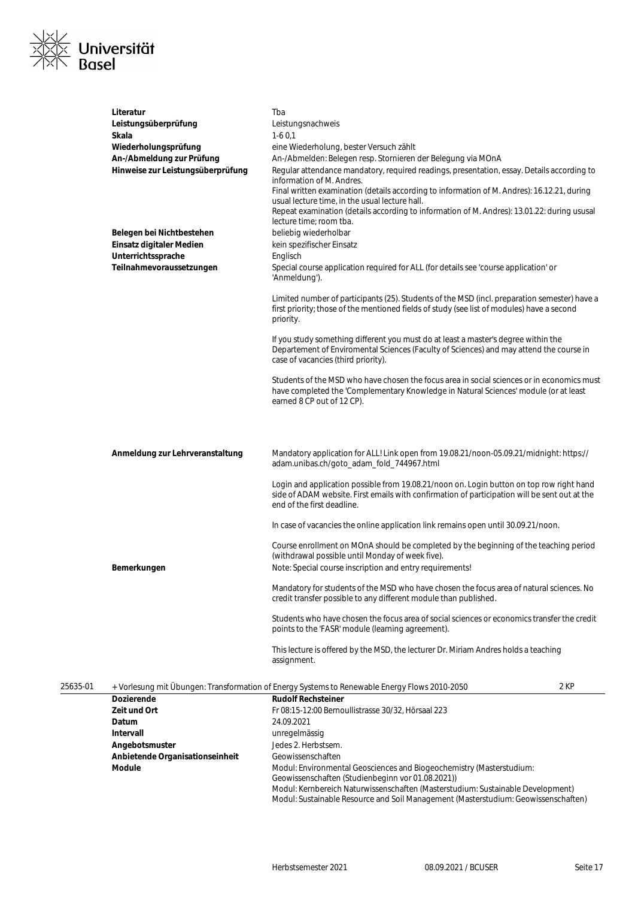| | |
|---|---|
| **Literatur** | Tba |
| **Leistungsüberprüfung** | Leistungsnachweis |
| **Skala** | 1-6 0,1 |
| **Wiederholungsprüfung** | eine Wiederholung, bester Versuch zählt |
| **An-/Abmeldung zur Prüfung** | An-/Abmelden: Belegen resp. Stornieren der Belegung via MOnA |
| **Hinweise zur Leistungsüberprüfung** | Regular attendance mandatory, required readings, presentation, essay. Details according to information of M. Andres.<br>Final written examination (details according to information of M. Andres): 16.12.21, during usual lecture time, in the usual lecture hall.<br>Repeat examination (details according to information of M. Andres): 13.01.22: during ususal lecture time; room tba. |
| **Belegen bei Nichtbestehen** | beliebig wiederholbar |
| **Einsatz digitaler Medien** | kein spezifischer Einsatz |
| **Unterrichtssprache** | Englisch |
| **Teilnahmevoraussetzungen** | Special course application required for ALL (for details see 'course application' or 'Anmeldung').<br><br>Limited number of participants (25). Students of the MSD (incl. preparation semester) have a first priority; those of the mentioned fields of study (see list of modules) have a second priority.<br><br>If you study something different you must do at least a master's degree within the Departement of Enviromental Sciences (Faculty of Sciences) and may attend the course in case of vacancies (third priority).<br><br>Students of the MSD who have chosen the focus area in social sciences or in economics must have completed the 'Complementary Knowledge in Natural Sciences' module (or at least earned 8 CP out of 12 CP). |
| **Anmeldung zur Lehrveranstaltung** | Mandatory application for ALL! Link open from 19.08.21/noon-05.09.21/midnight: https://adam.unibas.ch/goto_adam_fold_744967.html<br><br>Login and application possible from 19.08.21/noon on. Login button on top row right hand side of ADAM website. First emails with confirmation of participation will be sent out at the end of the first deadline.<br><br>In case of vacancies the online application link remains open until 30.09.21/noon.<br><br>Course enrollment on MOnA should be completed by the beginning of the teaching period (withdrawal possible until Monday of week five). |
| **Bemerkungen** | Note: Special course inscription and entry requirements!<br><br>Mandatory for students of the MSD who have chosen the focus area of natural sciences. No credit transfer possible to any different module than published.<br><br>Students who have chosen the focus area of social sciences or economics transfer the credit points to the 'FASR' module (learning agreement).<br><br>This lecture is offered by the MSD, the lecturer Dr. Miriam Andres holds a teaching assignment. |

**25635-01** + Vorlesung mit Übungen: Transformation of Energy Systems to Renewable Energy Flows 2010-2050 — 2 KP

| | |
|---|---|
| **Dozierende** | **Rudolf Rechsteiner** |
| **Zeit und Ort** | Fr 08:15-12:00 Bernoullistrasse 30/32, Hörsaal 223 |
| **Datum** | 24.09.2021 |
| **Intervall** | unregelmässig |
| **Angebotsmuster** | Jedes 2. Herbstsem. |
| **Anbietende Organisationseinheit** | Geowissenschaften |
| **Module** | Modul: Environmental Geosciences and Biogeochemistry (Masterstudium: Geowissenschaften (Studienbeginn vor 01.08.2021))<br>Modul: Kernbereich Naturwissenschaften (Masterstudium: Sustainable Development)<br>Modul: Sustainable Resource and Soil Management (Masterstudium: Geowissenschaften) |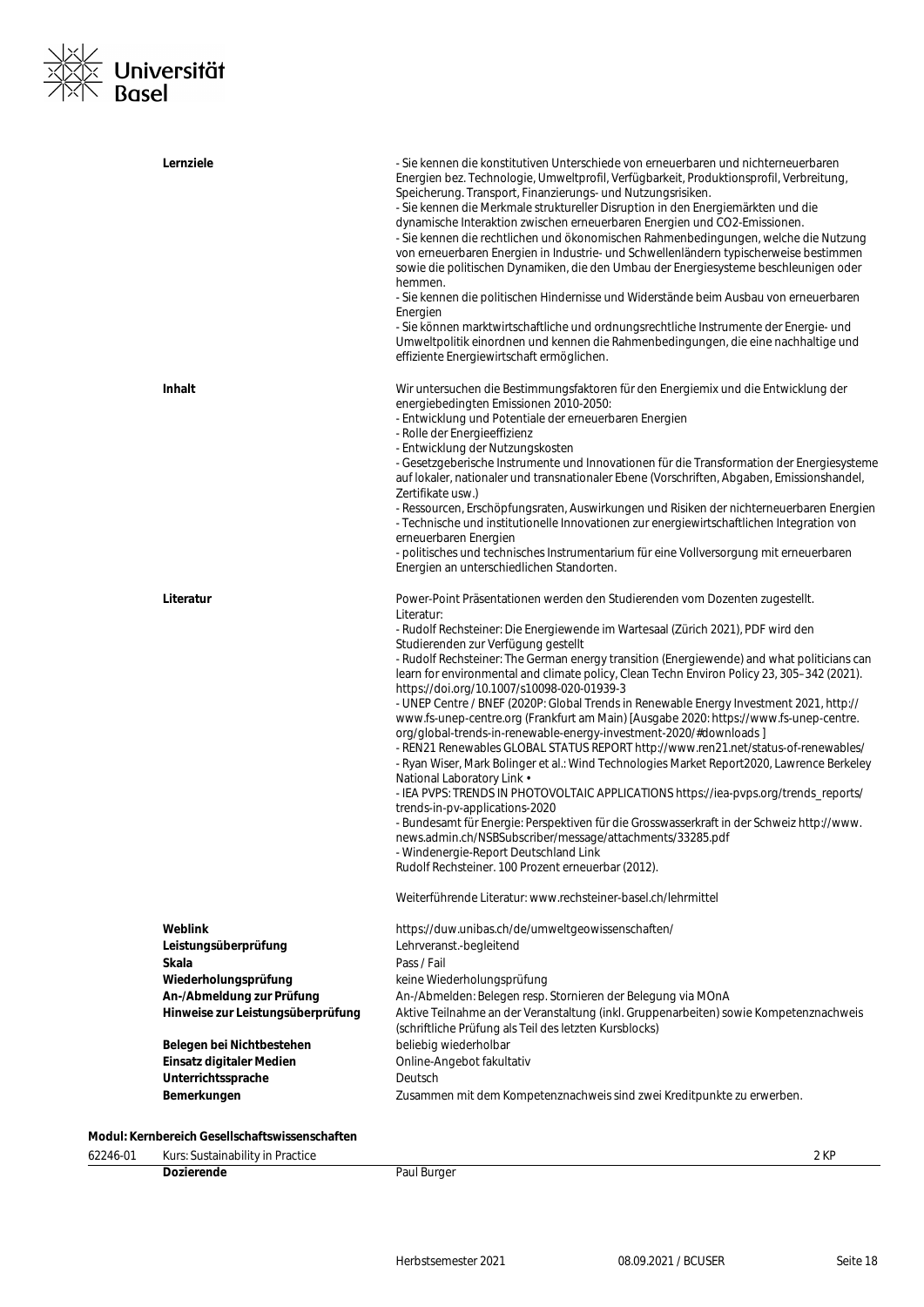| | |
|---|---|
| **Lernziele** | - Sie kennen die konstitutiven Unterschiede von erneuerbaren und nichterneuerbaren Energien bez. Technologie, Umweltprofil, Verfügbarkeit, Produktionsprofil, Verbreitung, Speicherung. Transport, Finanzierungs- und Nutzungsrisiken.<br>- Sie kennen die Merkmale struktureller Disruption in den Energiemärkten und die dynamische Interaktion zwischen erneuerbaren Energien und CO2-Emissionen.<br>- Sie kennen die rechtlichen und ökonomischen Rahmenbedingungen, welche die Nutzung von erneuerbaren Energien in Industrie- und Schwellenländern typischerweise bestimmen sowie die politischen Dynamiken, die den Umbau der Energiesysteme beschleunigen oder hemmen.<br>- Sie kennen die politischen Hindernisse und Widerstände beim Ausbau von erneuerbaren Energien<br>- Sie können marktwirtschaftliche und ordnungsrechtliche Instrumente der Energie- und Umweltpolitik einordnen und kennen die Rahmenbedingungen, die eine nachhaltige und effiziente Energiewirtschaft ermöglichen. |
| **Inhalt** | Wir untersuchen die Bestimmungsfaktoren für den Energiemix und die Entwicklung der energiebedingten Emissionen 2010-2050:<br>- Entwicklung und Potentiale der erneuerbaren Energien<br>- Rolle der Energieeffizienz<br>- Entwicklung der Nutzungskosten<br>- Gesetzgeberische Instrumente und Innovationen für die Transformation der Energiesysteme auf lokaler, nationaler und transnationaler Ebene (Vorschriften, Abgaben, Emissionshandel, Zertifikate usw.)<br>- Ressourcen, Erschöpfungsraten, Auswirkungen und Risiken der nichterneuerbaren Energien<br>- Technische und institutionelle Innovationen zur energiewirtschaftlichen Integration von erneuerbaren Energien<br>- politisches und technisches Instrumentarium für eine Vollversorgung mit erneuerbaren Energien an unterschiedlichen Standorten. |
| **Literatur** | Power-Point Präsentationen werden den Studierenden vom Dozenten zugestellt.<br>Literatur:<br>- Rudolf Rechsteiner: Die Energiewende im Wartesaal (Zürich 2021), PDF wird den Studierenden zur Verfügung gestellt<br>- Rudolf Rechsteiner: The German energy transition (Energiewende) and what politicians can learn for environmental and climate policy, Clean Techn Environ Policy 23, 305–342 (2021). https://doi.org/10.1007/s10098-020-01939-3<br>- UNEP Centre / BNEF (2020P: Global Trends in Renewable Energy Investment 2021, http://www.fs-unep-centre.org (Frankfurt am Main) [Ausgabe 2020: https://www.fs-unep-centre.org/global-trends-in-renewable-energy-investment-2020/#downloads ]<br>- REN21 Renewables GLOBAL STATUS REPORT http://www.ren21.net/status-of-renewables/<br>- Ryan Wiser, Mark Bolinger et al.: Wind Technologies Market Report2020, Lawrence Berkeley National Laboratory Link •<br>- IEA PVPS: TRENDS IN PHOTOVOLTAIC APPLICATIONS https://iea-pvps.org/trends_reports/trends-in-pv-applications-2020<br>- Bundesamt für Energie: Perspektiven für die Grosswasserkraft in der Schweiz http://www.news.admin.ch/NSBSubscriber/message/attachments/33285.pdf<br>- Windenergie-Report Deutschland Link<br>Rudolf Rechsteiner. 100 Prozent erneuerbar (2012).<br><br>Weiterführende Literatur: www.rechsteiner-basel.ch/lehrmittel |
| **Weblink** | https://duw.unibas.ch/de/umweltgeowissenschaften/ |
| **Leistungsüberprüfung** | Lehrveranst.-begleitend |
| **Skala** | Pass / Fail |
| **Wiederholungsprüfung** | keine Wiederholungsprüfung |
| **An-/Abmeldung zur Prüfung** | An-/Abmelden: Belegen resp. Stornieren der Belegung via MOnA |
| **Hinweise zur Leistungsüberprüfung** | Aktive Teilnahme an der Veranstaltung (inkl. Gruppenarbeiten) sowie Kompetenznachweis (schriftliche Prüfung als Teil des letzten Kursblocks) |
| **Belegen bei Nichtbestehen** | beliebig wiederholbar |
| **Einsatz digitaler Medien** | Online-Angebot fakultativ |
| **Unterrichtssprache** | Deutsch |
| **Bemerkungen** | Zusammen mit dem Kompetenznachweis sind zwei Kreditpunkte zu erwerben. |

**Modul: Kernbereich Gesellschaftswissenschaften**

| | | |
|---|---|---|
| 62246-01 | Kurs: Sustainability in Practice | 2 KP |
| | **Dozierende** | Paul Burger |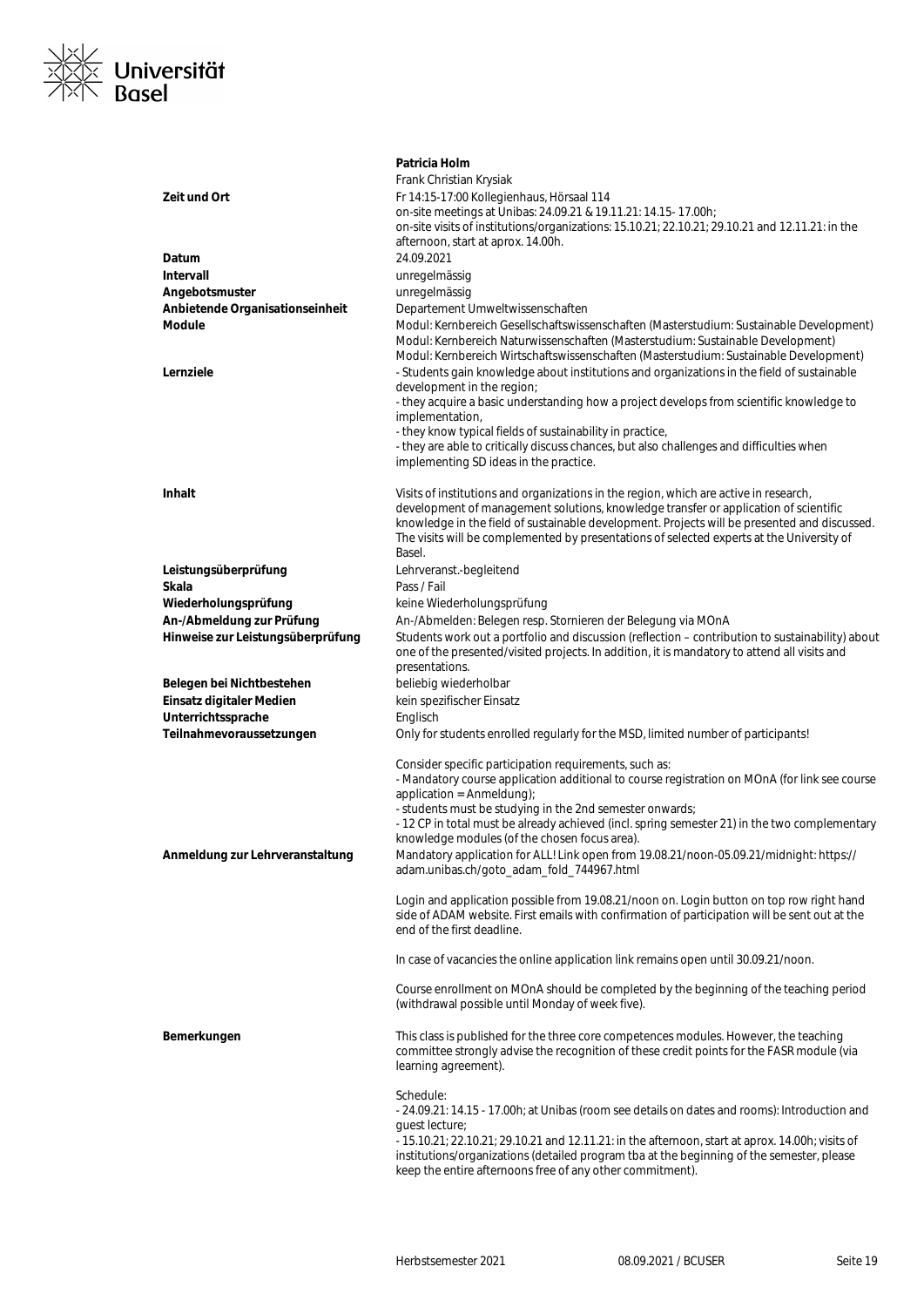**Patricia Holm**
Frank Christian Krysiak

| | |
|---|---|
| **Zeit und Ort** | Fr 14:15-17:00 Kollegienhaus, Hörsaal 114<br>on-site meetings at Unibas: 24.09.21 & 19.11.21: 14.15- 17.00h;<br>on-site visits of institutions/organizations: 15.10.21; 22.10.21; 29.10.21 and 12.11.21: in the afternoon, start at aprox. 14.00h. |
| **Datum** | 24.09.2021 |
| **Intervall** | unregelmässig |
| **Angebotsmuster** | unregelmässig |
| **Anbietende Organisationseinheit** | Departement Umweltwissenschaften |
| **Module** | Modul: Kernbereich Gesellschaftswissenschaften (Masterstudium: Sustainable Development)<br>Modul: Kernbereich Naturwissenschaften (Masterstudium: Sustainable Development)<br>Modul: Kernbereich Wirtschaftswissenschaften (Masterstudium: Sustainable Development) |
| **Lernziele** | - Students gain knowledge about institutions and organizations in the field of sustainable development in the region;<br>- they acquire a basic understanding how a project develops from scientific knowledge to implementation,<br>- they know typical fields of sustainability in practice,<br>- they are able to critically discuss chances, but also challenges and difficulties when implementing SD ideas in the practice. |
| **Inhalt** | Visits of institutions and organizations in the region, which are active in research, development of management solutions, knowledge transfer or application of scientific knowledge in the field of sustainable development. Projects will be presented and discussed. The visits will be complemented by presentations of selected experts at the University of Basel. |
| **Leistungsüberprüfung** | Lehrveranst.-begleitend |
| **Skala** | Pass / Fail |
| **Wiederholungsprüfung** | keine Wiederholungsprüfung |
| **An-/Abmeldung zur Prüfung** | An-/Abmelden: Belegen resp. Stornieren der Belegung via MOnA |
| **Hinweise zur Leistungsüberprüfung** | Students work out a portfolio and discussion (reflection – contribution to sustainability) about one of the presented/visited projects. In addition, it is mandatory to attend all visits and presentations. |
| **Belegen bei Nichtbestehen** | beliebig wiederholbar |
| **Einsatz digitaler Medien** | kein spezifischer Einsatz |
| **Unterrichtssprache** | Englisch |
| **Teilnahmevoraussetzungen** | Only for students enrolled regularly for the MSD, limited number of participants!<br><br>Consider specific participation requirements, such as:<br>- Mandatory course application additional to course registration on MOnA (for link see course application = Anmeldung);<br>- students must be studying in the 2nd semester onwards;<br>- 12 CP in total must be already achieved (incl. spring semester 21) in the two complementary knowledge modules (of the chosen focus area). |
| **Anmeldung zur Lehrveranstaltung** | Mandatory application for ALL! Link open from 19.08.21/noon-05.09.21/midnight: https://adam.unibas.ch/goto_adam_fold_744967.html<br><br>Login and application possible from 19.08.21/noon on. Login button on top row right hand side of ADAM website. First emails with confirmation of participation will be sent out at the end of the first deadline.<br><br>In case of vacancies the online application link remains open until 30.09.21/noon.<br><br>Course enrollment on MOnA should be completed by the beginning of the teaching period (withdrawal possible until Monday of week five). |
| **Bemerkungen** | This class is published for the three core competences modules. However, the teaching committee strongly advise the recognition of these credit points for the FASR module (via learning agreement).<br><br>Schedule:<br>- 24.09.21: 14.15 - 17.00h; at Unibas (room see details on dates and rooms): Introduction and guest lecture;<br>- 15.10.21; 22.10.21; 29.10.21 and 12.11.21: in the afternoon, start at aprox. 14.00h; visits of institutions/organizations (detailed program tba at the beginning of the semester, please keep the entire afternoons free of any other commitment). |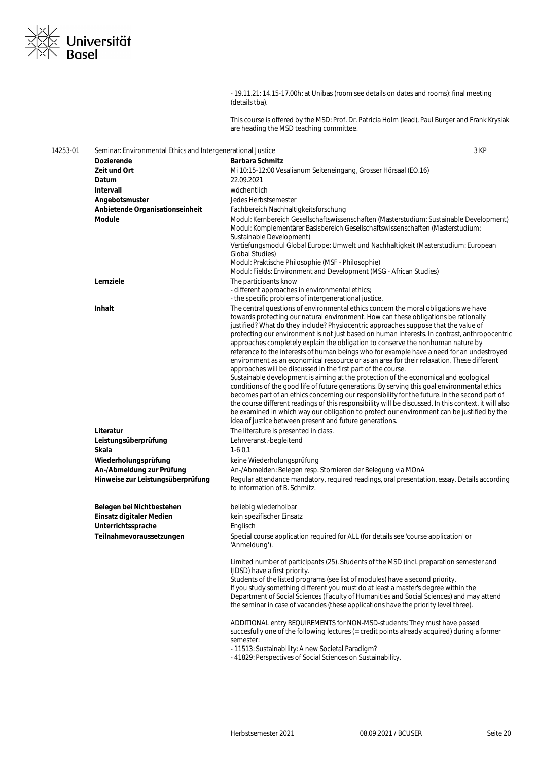- 19.11.21: 14.15-17.00h: at Unibas (room see details on dates and rooms): final meeting (details tba).

This course is offered by the MSD: Prof. Dr. Patricia Holm (lead), Paul Burger and Frank Krysiak are heading the MSD teaching committee.

| 14253-01 | Seminar: Environmental Ethics and Intergenerational Justice | 3 KP |
|---|---|---|
| | **Dozierende** | **Barbara Schmitz** |
| | **Zeit und Ort** | Mi 10:15-12:00 Vesalianum Seiteneingang, Grosser Hörsaal (EO.16) |
| | **Datum** | 22.09.2021 |
| | **Intervall** | wöchentlich |
| | **Angebotsmuster** | Jedes Herbstsemester |
| | **Anbietende Organisationseinheit** | Fachbereich Nachhaltigkeitsforschung |
| | **Module** | Modul: Kernbereich Gesellschaftswissenschaften (Masterstudium: Sustainable Development)<br>Modul: Komplementärer Basisbereich Gesellschaftswissenschaften (Masterstudium: Sustainable Development)<br>Vertiefungsmodul Global Europe: Umwelt und Nachhaltigkeit (Masterstudium: European Global Studies)<br>Modul: Praktische Philosophie (MSF - Philosophie)<br>Modul: Fields: Environment and Development (MSG - African Studies) |
| | **Lernziele** | The participants know<br>- different approaches in environmental ethics;<br>- the specific problems of intergenerational justice. |
| | **Inhalt** | The central questions of environmental ethics concern the moral obligations we have towards protecting our natural environment. How can these obligations be rationally justified? What do they include? Physiocentric approaches suppose that the value of protecting our environment is not just based on human interests. In contrast, anthropocentric approaches completely explain the obligation to conserve the nonhuman nature by reference to the interests of human beings who for example have a need for an undestroyed environment as an economical ressource or as an area for their relaxation. These different approaches will be discussed in the first part of the course.<br>Sustainable development is aiming at the protection of the economical and ecological conditions of the good life of future generations. By serving this goal environmental ethics becomes part of an ethics concerning our responsibility for the future. In the second part of the course different readings of this responsibility will be discussed. In this context, it will also be examined in which way our obligation to protect our environment can be justified by the idea of justice between present and future generations. |
| | **Literatur** | The literature is presented in class. |
| | **Leistungsüberprüfung** | Lehrveranst.-begleitend |
| | **Skala** | 1-6 0,1 |
| | **Wiederholungsprüfung** | keine Wiederholungsprüfung |
| | **An-/Abmeldung zur Prüfung** | An-/Abmelden: Belegen resp. Stornieren der Belegung via MOnA |
| | **Hinweise zur Leistungsüberprüfung** | Regular attendance mandatory, required readings, oral presentation, essay. Details according to information of B. Schmitz. |
| | **Belegen bei Nichtbestehen** | beliebig wiederholbar |
| | **Einsatz digitaler Medien** | kein spezifischer Einsatz |
| | **Unterrichtssprache** | Englisch |
| | **Teilnahmevoraussetzungen** | Special course application required for ALL (for details see 'course application' or 'Anmeldung').<br><br>Limited number of participants (25). Students of the MSD (incl. preparation semester and IJDSD) have a first priority.<br>Students of the listed programs (see list of modules) have a second priority.<br>If you study something different you must do at least a master's degree within the Department of Social Sciences (Faculty of Humanities and Social Sciences) and may attend the seminar in case of vacancies (these applications have the priority level three).<br><br>ADDITIONAL entry REQUIREMENTS for NON-MSD-students: They must have passed succesfully one of the following lectures (= credit points already acquired) during a former semester:<br>- 11513: Sustainability: A new Societal Paradigm?<br>- 41829: Perspectives of Social Sciences on Sustainability. |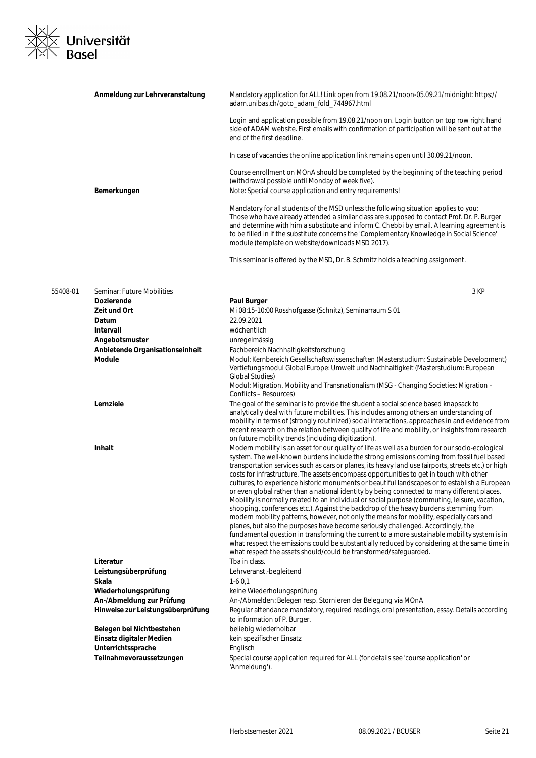| | |
|---|---|
| **Anmeldung zur Lehrveranstaltung** | Mandatory application for ALL! Link open from 19.08.21/noon-05.09.21/midnight: https://adam.unibas.ch/goto_adam_fold_744967.html<br><br>Login and application possible from 19.08.21/noon on. Login button on top row right hand side of ADAM website. First emails with confirmation of participation will be sent out at the end of the first deadline.<br><br>In case of vacancies the online application link remains open until 30.09.21/noon.<br><br>Course enrollment on MOnA should be completed by the beginning of the teaching period (withdrawal possible until Monday of week five). |
| **Bemerkungen** | Note: Special course application and entry requirements!<br><br>Mandatory for all students of the MSD unless the following situation applies to you: Those who have already attended a similar class are supposed to contact Prof. Dr. P. Burger and determine with him a substitute and inform C. Chebbi by email. A learning agreement is to be filled in if the substitute concerns the 'Complementary Knowledge in Social Science' module (template on website/downloads MSD 2017).<br><br>This seminar is offered by the MSD, Dr. B. Schmitz holds a teaching assignment. |

## 55408-01 Seminar: Future Mobilities — 3 KP

| | |
|---|---|
| **Dozierende** | **Paul Burger** |
| **Zeit und Ort** | Mi 08:15-10:00 Rosshofgasse (Schnitz), Seminarraum S 01 |
| **Datum** | 22.09.2021 |
| **Intervall** | wöchentlich |
| **Angebotsmuster** | unregelmässig |
| **Anbietende Organisationseinheit** | Fachbereich Nachhaltigkeitsforschung |
| **Module** | Modul: Kernbereich Gesellschaftswissenschaften (Masterstudium: Sustainable Development)<br>Vertiefungsmodul Global Europe: Umwelt und Nachhaltigkeit (Masterstudium: European Global Studies)<br>Modul: Migration, Mobility and Transnationalism (MSG - Changing Societies: Migration – Conflicts – Resources) |
| **Lernziele** | The goal of the seminar is to provide the student a social science based knapsack to analytically deal with future mobilities. This includes among others an understanding of mobility in terms of (strongly routinized) social interactions, approaches in and evidence from recent research on the relation between quality of life and mobility, or insights from research on future mobility trends (including digitization). |
| **Inhalt** | Modern mobility is an asset for our quality of life as well as a burden for our socio-ecological system. The well-known burdens include the strong emissions coming from fossil fuel based transportation services such as cars or planes, its heavy land use (airports, streets etc.) or high costs for infrastructure. The assets encompass opportunities to get in touch with other cultures, to experience historic monuments or beautiful landscapes or to establish a European or even global rather than a national identity by being connected to many different places. Mobility is normally related to an individual or social purpose (commuting, leisure, vacation, shopping, conferences etc.). Against the backdrop of the heavy burdens stemming from modern mobility patterns, however, not only the means for mobility, especially cars and planes, but also the purposes have become seriously challenged. Accordingly, the fundamental question in transforming the current to a more sustainable mobility system is in what respect the emissions could be substantially reduced by considering at the same time in what respect the assets should/could be transformed/safeguarded. |
| **Literatur** | Tba in class. |
| **Leistungsüberprüfung** | Lehrveranst.-begleitend |
| **Skala** | 1-6 0,1 |
| **Wiederholungsprüfung** | keine Wiederholungsprüfung |
| **An-/Abmeldung zur Prüfung** | An-/Abmelden: Belegen resp. Stornieren der Belegung via MOnA |
| **Hinweise zur Leistungsüberprüfung** | Regular attendance mandatory, required readings, oral presentation, essay. Details according to information of P. Burger. |
| **Belegen bei Nichtbestehen** | beliebig wiederholbar |
| **Einsatz digitaler Medien** | kein spezifischer Einsatz |
| **Unterrichtssprache** | Englisch |
| **Teilnahmevoraussetzungen** | Special course application required for ALL (for details see 'course application' or 'Anmeldung'). |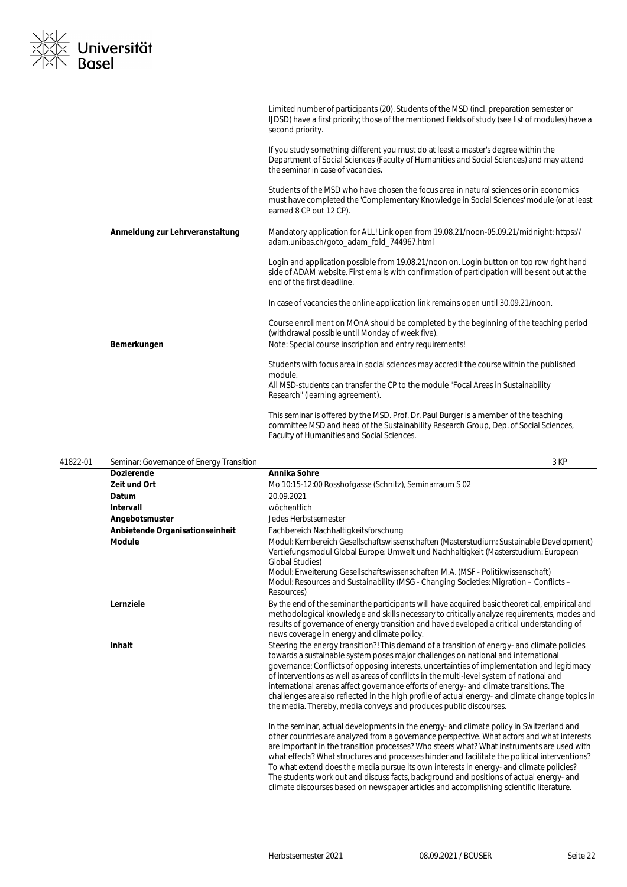| | |
|---|---|
| | Limited number of participants (20). Students of the MSD (incl. preparation semester or IJDSD) have a first priority; those of the mentioned fields of study (see list of modules) have a second priority.<br><br>If you study something different you must do at least a master's degree within the Department of Social Sciences (Faculty of Humanities and Social Sciences) and may attend the seminar in case of vacancies.<br><br>Students of the MSD who have chosen the focus area in natural sciences or in economics must have completed the 'Complementary Knowledge in Social Sciences' module (or at least earned 8 CP out 12 CP). |
| **Anmeldung zur Lehrveranstaltung** | Mandatory application for ALL! Link open from 19.08.21/noon-05.09.21/midnight: https://adam.unibas.ch/goto_adam_fold_744967.html<br><br>Login and application possible from 19.08.21/noon on. Login button on top row right hand side of ADAM website. First emails with confirmation of participation will be sent out at the end of the first deadline.<br><br>In case of vacancies the online application link remains open until 30.09.21/noon.<br><br>Course enrollment on MOnA should be completed by the beginning of the teaching period (withdrawal possible until Monday of week five). |
| **Bemerkungen** | Note: Special course inscription and entry requirements!<br><br>Students with focus area in social sciences may accredit the course within the published module.<br>All MSD-students can transfer the CP to the module "Focal Areas in Sustainability Research" (learning agreement).<br><br>This seminar is offered by the MSD. Prof. Dr. Paul Burger is a member of the teaching committee MSD and head of the Sustainability Research Group, Dep. of Social Sciences, Faculty of Humanities and Social Sciences. |

## 41822-01 Seminar: Governance of Energy Transition — 3 KP

| | |
|---|---|
| **Dozierende** | **Annika Sohre** |
| **Zeit und Ort** | Mo 10:15-12:00 Rosshofgasse (Schnitz), Seminarraum S 02 |
| **Datum** | 20.09.2021 |
| **Intervall** | wöchentlich |
| **Angebotsmuster** | Jedes Herbstsemester |
| **Anbietende Organisationseinheit** | Fachbereich Nachhaltigkeitsforschung |
| **Module** | Modul: Kernbereich Gesellschaftswissenschaften (Masterstudium: Sustainable Development)<br>Vertiefungsmodul Global Europe: Umwelt und Nachhaltigkeit (Masterstudium: European Global Studies)<br>Modul: Erweiterung Gesellschaftswissenschaften M.A. (MSF - Politikwissenschaft)<br>Modul: Resources and Sustainability (MSG - Changing Societies: Migration – Conflicts – Resources) |
| **Lernziele** | By the end of the seminar the participants will have acquired basic theoretical, empirical and methodological knowledge and skills necessary to critically analyze requirements, modes and results of governance of energy transition and have developed a critical understanding of news coverage in energy and climate policy. |
| **Inhalt** | Steering the energy transition?! This demand of a transition of energy- and climate policies towards a sustainable system poses major challenges on national and international governance: Conflicts of opposing interests, uncertainties of implementation and legitimacy of interventions as well as areas of conflicts in the multi-level system of national and international arenas affect governance efforts of energy- and climate transitions. The challenges are also reflected in the high profile of actual energy- and climate change topics in the media. Thereby, media conveys and produces public discourses.<br><br>In the seminar, actual developments in the energy- and climate policy in Switzerland and other countries are analyzed from a governance perspective. What actors and what interests are important in the transition processes? Who steers what? What instruments are used with what effects? What structures and processes hinder and facilitate the political interventions? To what extend does the media pursue its own interests in energy- and climate policies? The students work out and discuss facts, background and positions of actual energy- and climate discourses based on newspaper articles and accomplishing scientific literature. |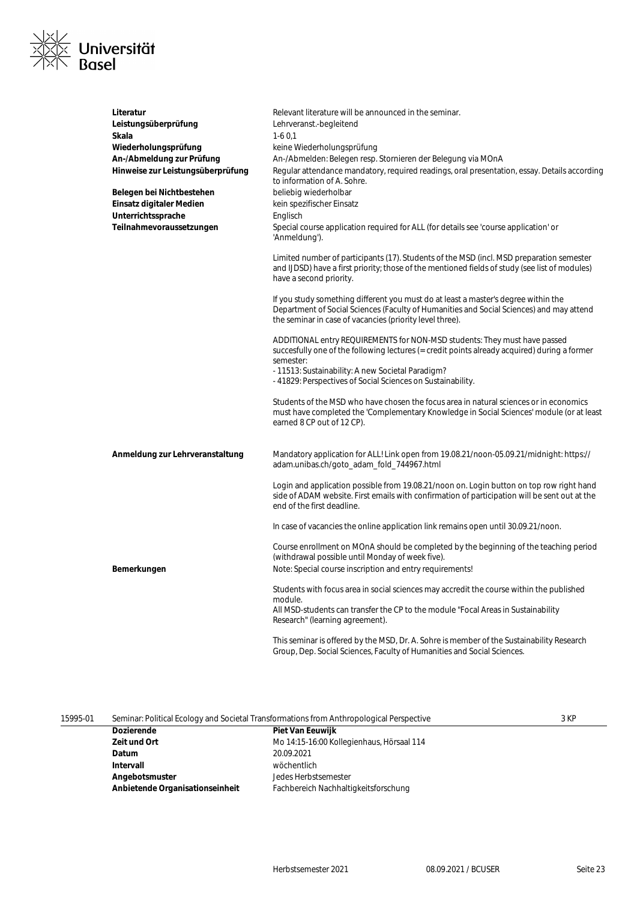| | |
|---|---|
| **Literatur** | Relevant literature will be announced in the seminar. |
| **Leistungsüberprüfung** | Lehrveranst.-begleitend |
| **Skala** | 1-6 0,1 |
| **Wiederholungsprüfung** | keine Wiederholungsprüfung |
| **An-/Abmeldung zur Prüfung** | An-/Abmelden: Belegen resp. Stornieren der Belegung via MOnA |
| **Hinweise zur Leistungsüberprüfung** | Regular attendance mandatory, required readings, oral presentation, essay. Details according to information of A. Sohre. |
| **Belegen bei Nichtbestehen** | beliebig wiederholbar |
| **Einsatz digitaler Medien** | kein spezifischer Einsatz |
| **Unterrichtssprache** | Englisch |
| **Teilnahmevoraussetzungen** | Special course application required for ALL (for details see 'course application' or 'Anmeldung').<br><br>Limited number of participants (17). Students of the MSD (incl. MSD preparation semester and IJDSD) have a first priority; those of the mentioned fields of study (see list of modules) have a second priority.<br><br>If you study something different you must do at least a master's degree within the Department of Social Sciences (Faculty of Humanities and Social Sciences) and may attend the seminar in case of vacancies (priority level three).<br><br>ADDITIONAL entry REQUIREMENTS for NON-MSD students: They must have passed succesfully one of the following lectures (= credit points already acquired) during a former semester:<br>- 11513: Sustainability: A new Societal Paradigm?<br>- 41829: Perspectives of Social Sciences on Sustainability.<br><br>Students of the MSD who have chosen the focus area in natural sciences or in economics must have completed the 'Complementary Knowledge in Social Sciences' module (or at least earned 8 CP out of 12 CP). |
| **Anmeldung zur Lehrveranstaltung** | Mandatory application for ALL! Link open from 19.08.21/noon-05.09.21/midnight: https://adam.unibas.ch/goto_adam_fold_744967.html<br><br>Login and application possible from 19.08.21/noon on. Login button on top row right hand side of ADAM website. First emails with confirmation of participation will be sent out at the end of the first deadline.<br><br>In case of vacancies the online application link remains open until 30.09.21/noon.<br><br>Course enrollment on MOnA should be completed by the beginning of the teaching period (withdrawal possible until Monday of week five). |
| **Bemerkungen** | Note: Special course inscription and entry requirements!<br><br>Students with focus area in social sciences may accredit the course within the published module.<br>All MSD-students can transfer the CP to the module "Focal Areas in Sustainability Research" (learning agreement).<br><br>This seminar is offered by the MSD, Dr. A. Sohre is member of the Sustainability Research Group, Dep. Social Sciences, Faculty of Humanities and Social Sciences. |

## 15995-01 Seminar: Political Ecology and Societal Transformations from Anthropological Perspective — 3 KP

| | |
|---|---|
| **Dozierende** | Piet Van Eeuwijk |
| **Zeit und Ort** | Mo 14:15-16:00 Kollegienhaus, Hörsaal 114 |
| **Datum** | 20.09.2021 |
| **Intervall** | wöchentlich |
| **Angebotsmuster** | Jedes Herbstsemester |
| **Anbietende Organisationseinheit** | Fachbereich Nachhaltigkeitsforschung |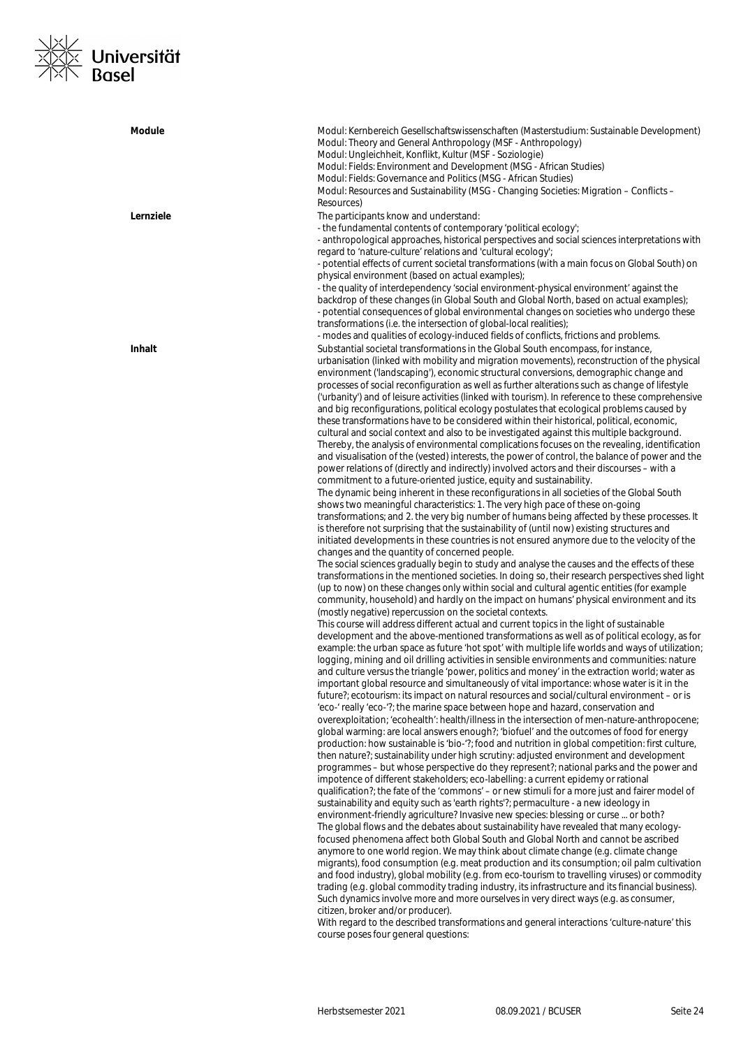**Module**

Modul: Kernbereich Gesellschaftswissenschaften (Masterstudium: Sustainable Development)
Modul: Theory and General Anthropology (MSF - Anthropology)
Modul: Ungleichheit, Konflikt, Kultur (MSF - Soziologie)
Modul: Fields: Environment and Development (MSG - African Studies)
Modul: Fields: Governance and Politics (MSG - African Studies)
Modul: Resources and Sustainability (MSG - Changing Societies: Migration – Conflicts – Resources)

**Lernziele**

The participants know and understand:
- the fundamental contents of contemporary 'political ecology';
- anthropological approaches, historical perspectives and social sciences interpretations with regard to 'nature-culture' relations and 'cultural ecology';
- potential effects of current societal transformations (with a main focus on Global South) on physical environment (based on actual examples);
- the quality of interdependency 'social environment-physical environment' against the backdrop of these changes (in Global South and Global North, based on actual examples);
- potential consequences of global environmental changes on societies who undergo these transformations (i.e. the intersection of global-local realities);
- modes and qualities of ecology-induced fields of conflicts, frictions and problems.

**Inhalt**

Substantial societal transformations in the Global South encompass, for instance, urbanisation (linked with mobility and migration movements), reconstruction of the physical environment ('landscaping'), economic structural conversions, demographic change and processes of social reconfiguration as well as further alterations such as change of lifestyle ('urbanity') and of leisure activities (linked with tourism). In reference to these comprehensive and big reconfigurations, political ecology postulates that ecological problems caused by these transformations have to be considered within their historical, political, economic, cultural and social context and also to be investigated against this multiple background. Thereby, the analysis of environmental complications focuses on the revealing, identification and visualisation of the (vested) interests, the power of control, the balance of power and the power relations of (directly and indirectly) involved actors and their discourses – with a commitment to a future-oriented justice, equity and sustainability.
The dynamic being inherent in these reconfigurations in all societies of the Global South shows two meaningful characteristics: 1. The very high pace of these on-going transformations; and 2. the very big number of humans being affected by these processes. It is therefore not surprising that the sustainability of (until now) existing structures and initiated developments in these countries is not ensured anymore due to the velocity of the changes and the quantity of concerned people.
The social sciences gradually begin to study and analyse the causes and the effects of these transformations in the mentioned societies. In doing so, their research perspectives shed light (up to now) on these changes only within social and cultural agentic entities (for example community, household) and hardly on the impact on humans' physical environment and its (mostly negative) repercussion on the societal contexts.
This course will address different actual and current topics in the light of sustainable development and the above-mentioned transformations as well as of political ecology, as for example: the urban space as future 'hot spot' with multiple life worlds and ways of utilization; logging, mining and oil drilling activities in sensible environments and communities: nature and culture versus the triangle 'power, politics and money' in the extraction world; water as important global resource and simultaneously of vital importance: whose water is it in the future?; ecotourism: its impact on natural resources and social/cultural environment – or is 'eco-' really 'eco-'?; the marine space between hope and hazard, conservation and overexploitation; 'ecohealth': health/illness in the intersection of men-nature-anthropocene; global warming: are local answers enough?; 'biofuel' and the outcomes of food for energy production: how sustainable is 'bio-'?; food and nutrition in global competition: first culture, then nature?; sustainability under high scrutiny: adjusted environment and development programmes – but whose perspective do they represent?; national parks and the power and impotence of different stakeholders; eco-labelling: a current epidemy or rational qualification?; the fate of the 'commons' – or new stimuli for a more just and fairer model of sustainability and equity such as 'earth rights'?; permaculture - a new ideology in environment-friendly agriculture? Invasive new species: blessing or curse ... or both?
The global flows and the debates about sustainability have revealed that many ecology-focused phenomena affect both Global South and Global North and cannot be ascribed anymore to one world region. We may think about climate change (e.g. climate change migrants), food consumption (e.g. meat production and its consumption; oil palm cultivation and food industry), global mobility (e.g. from eco-tourism to travelling viruses) or commodity trading (e.g. global commodity trading industry, its infrastructure and its financial business). Such dynamics involve more and more ourselves in very direct ways (e.g. as consumer, citizen, broker and/or producer).
With regard to the described transformations and general interactions 'culture-nature' this course poses four general questions: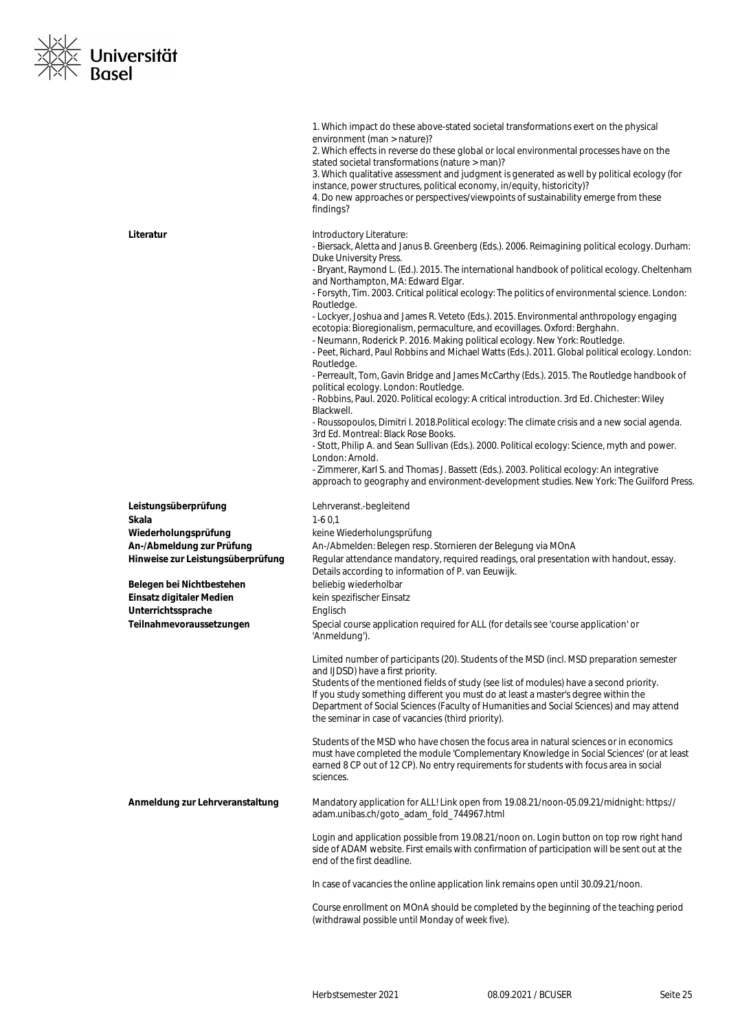1. Which impact do these above-stated societal transformations exert on the physical environment (man > nature)?
2. Which effects in reverse do these global or local environmental processes have on the stated societal transformations (nature > man)?
3. Which qualitative assessment and judgment is generated as well by political ecology (for instance, power structures, political economy, in/equity, historicity)?
4. Do new approaches or perspectives/viewpoints of sustainability emerge from these findings?

| | |
|---|---|
| **Literatur** | Introductory Literature:<br>- Biersack, Aletta and Janus B. Greenberg (Eds.). 2006. Reimagining political ecology. Durham: Duke University Press.<br>- Bryant, Raymond L. (Ed.). 2015. The international handbook of political ecology. Cheltenham and Northampton, MA: Edward Elgar.<br>- Forsyth, Tim. 2003. Critical political ecology: The politics of environmental science. London: Routledge.<br>- Lockyer, Joshua and James R. Veteto (Eds.). 2015. Environmental anthropology engaging ecotopia: Bioregionalism, permaculture, and ecovillages. Oxford: Berghahn.<br>- Neumann, Roderick P. 2016. Making political ecology. New York: Routledge.<br>- Peet, Richard, Paul Robbins and Michael Watts (Eds.). 2011. Global political ecology. London: Routledge.<br>- Perreault, Tom, Gavin Bridge and James McCarthy (Eds.). 2015. The Routledge handbook of political ecology. London: Routledge.<br>- Robbins, Paul. 2020. Political ecology: A critical introduction. 3rd Ed. Chichester: Wiley Blackwell.<br>- Roussopoulos, Dimitri I. 2018.Political ecology: The climate crisis and a new social agenda. 3rd Ed. Montreal: Black Rose Books.<br>- Stott, Philip A. and Sean Sullivan (Eds.). 2000. Political ecology: Science, myth and power. London: Arnold.<br>- Zimmerer, Karl S. and Thomas J. Bassett (Eds.). 2003. Political ecology: An integrative approach to geography and environment-development studies. New York: The Guilford Press. |
| **Leistungsüberprüfung** | Lehrveranst.-begleitend |
| **Skala** | 1-6 0,1 |
| **Wiederholungsprüfung** | keine Wiederholungsprüfung |
| **An-/Abmeldung zur Prüfung** | An-/Abmelden: Belegen resp. Stornieren der Belegung via MOnA |
| **Hinweise zur Leistungsüberprüfung** | Regular attendance mandatory, required readings, oral presentation with handout, essay. Details according to information of P. van Eeuwijk. |
| **Belegen bei Nichtbestehen** | beliebig wiederholbar |
| **Einsatz digitaler Medien** | kein spezifischer Einsatz |
| **Unterrichtssprache** | Englisch |
| **Teilnahmevoraussetzungen** | Special course application required for ALL (for details see 'course application' or 'Anmeldung').<br><br>Limited number of participants (20). Students of the MSD (incl. MSD preparation semester and IJDSD) have a first priority.<br>Students of the mentioned fields of study (see list of modules) have a second priority.<br>If you study something different you must do at least a master's degree within the Department of Social Sciences (Faculty of Humanities and Social Sciences) and may attend the seminar in case of vacancies (third priority).<br><br>Students of the MSD who have chosen the focus area in natural sciences or in economics must have completed the module 'Complementary Knowledge in Social Sciences' (or at least earned 8 CP out of 12 CP). No entry requirements for students with focus area in social sciences. |
| **Anmeldung zur Lehrveranstaltung** | Mandatory application for ALL! Link open from 19.08.21/noon-05.09.21/midnight: https://adam.unibas.ch/goto_adam_fold_744967.html<br><br>Login and application possible from 19.08.21/noon on. Login button on top row right hand side of ADAM website. First emails with confirmation of participation will be sent out at the end of the first deadline.<br><br>In case of vacancies the online application link remains open until 30.09.21/noon.<br><br>Course enrollment on MOnA should be completed by the beginning of the teaching period (withdrawal possible until Monday of week five). |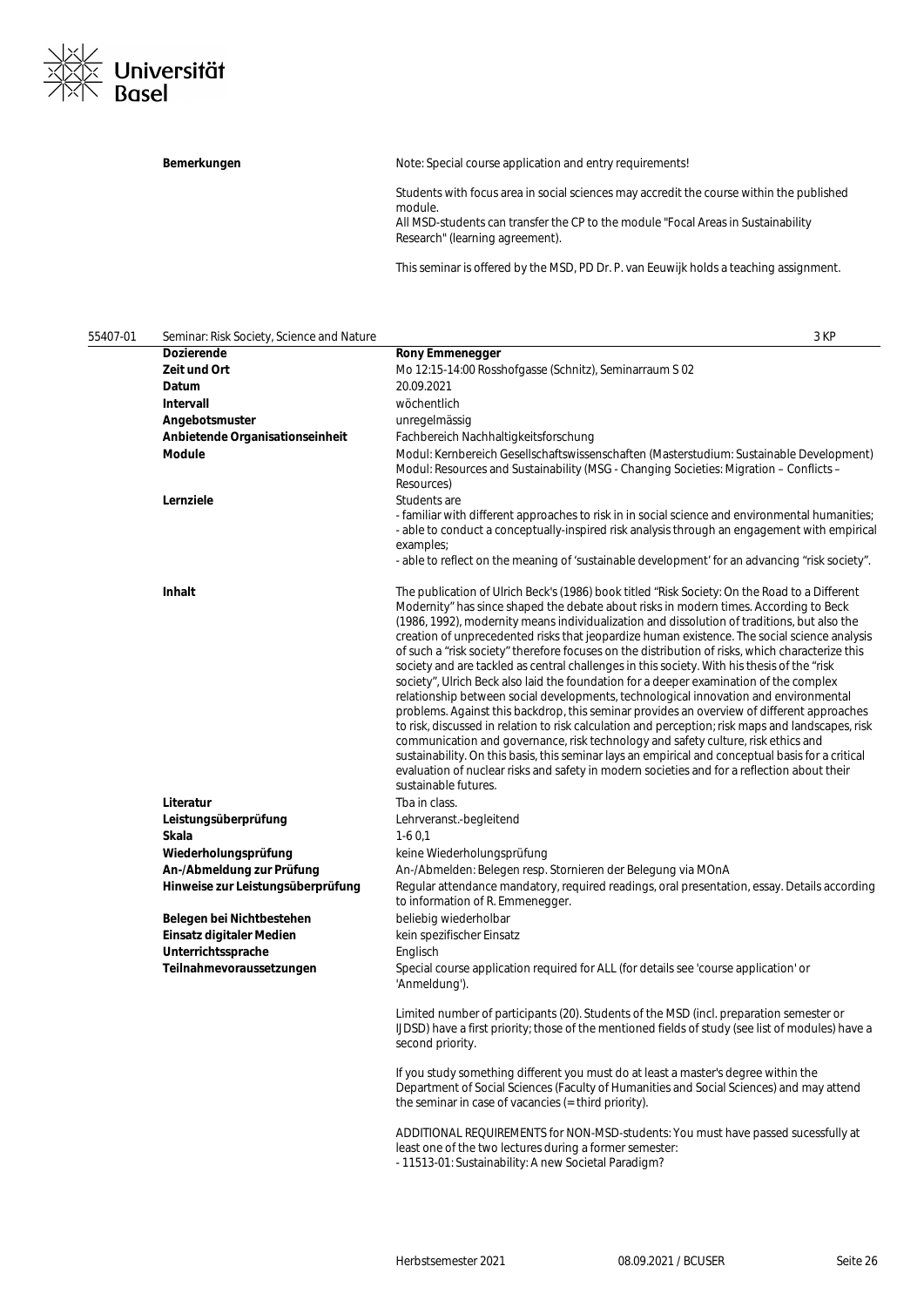| | |
|---|---|
| **Bemerkungen** | Note: Special course application and entry requirements!<br><br>Students with focus area in social sciences may accredit the course within the published module.<br>All MSD-students can transfer the CP to the module "Focal Areas in Sustainability Research" (learning agreement).<br><br>This seminar is offered by the MSD, PD Dr. P. van Eeuwijk holds a teaching assignment. |

**55407-01 Seminar: Risk Society, Science and Nature** — 3 KP

| | |
|---|---|
| **Dozierende** | **Rony Emmenegger** |
| **Zeit und Ort** | Mo 12:15-14:00 Rosshofgasse (Schnitz), Seminarraum S 02 |
| **Datum** | 20.09.2021 |
| **Intervall** | wöchentlich |
| **Angebotsmuster** | unregelmässig |
| **Anbietende Organisationseinheit** | Fachbereich Nachhaltigkeitsforschung |
| **Module** | Modul: Kernbereich Gesellschaftswissenschaften (Masterstudium: Sustainable Development)<br>Modul: Resources and Sustainability (MSG - Changing Societies: Migration – Conflicts – Resources) |
| **Lernziele** | Students are<br>- familiar with different approaches to risk in in social science and environmental humanities;<br>- able to conduct a conceptually-inspired risk analysis through an engagement with empirical examples;<br>- able to reflect on the meaning of 'sustainable development' for an advancing "risk society". |
| **Inhalt** | The publication of Ulrich Beck's (1986) book titled "Risk Society: On the Road to a Different Modernity" has since shaped the debate about risks in modern times. According to Beck (1986, 1992), modernity means individualization and dissolution of traditions, but also the creation of unprecedented risks that jeopardize human existence. The social science analysis of such a "risk society" therefore focuses on the distribution of risks, which characterize this society and are tackled as central challenges in this society. With his thesis of the "risk society", Ulrich Beck also laid the foundation for a deeper examination of the complex relationship between social developments, technological innovation and environmental problems. Against this backdrop, this seminar provides an overview of different approaches to risk, discussed in relation to risk calculation and perception; risk maps and landscapes, risk communication and governance, risk technology and safety culture, risk ethics and sustainability. On this basis, this seminar lays an empirical and conceptual basis for a critical evaluation of nuclear risks and safety in modern societies and for a reflection about their sustainable futures. |
| **Literatur** | Tba in class. |
| **Leistungsüberprüfung** | Lehrveranst.-begleitend |
| **Skala** | 1-6 0,1 |
| **Wiederholungsprüfung** | keine Wiederholungsprüfung |
| **An-/Abmeldung zur Prüfung** | An-/Abmelden: Belegen resp. Stornieren der Belegung via MOnA |
| **Hinweise zur Leistungsüberprüfung** | Regular attendance mandatory, required readings, oral presentation, essay. Details according to information of R. Emmenegger. |
| **Belegen bei Nichtbestehen** | beliebig wiederholbar |
| **Einsatz digitaler Medien** | kein spezifischer Einsatz |
| **Unterrichtssprache** | Englisch |
| **Teilnahmevoraussetzungen** | Special course application required for ALL (for details see 'course application' or 'Anmeldung').<br><br>Limited number of participants (20). Students of the MSD (incl. preparation semester or IJDSD) have a first priority; those of the mentioned fields of study (see list of modules) have a second priority.<br><br>If you study something different you must do at least a master's degree within the Department of Social Sciences (Faculty of Humanities and Social Sciences) and may attend the seminar in case of vacancies (= third priority).<br><br>ADDITIONAL REQUIREMENTS for NON-MSD-students: You must have passed sucessfully at least one of the two lectures during a former semester:<br>- 11513-01: Sustainability: A new Societal Paradigm? |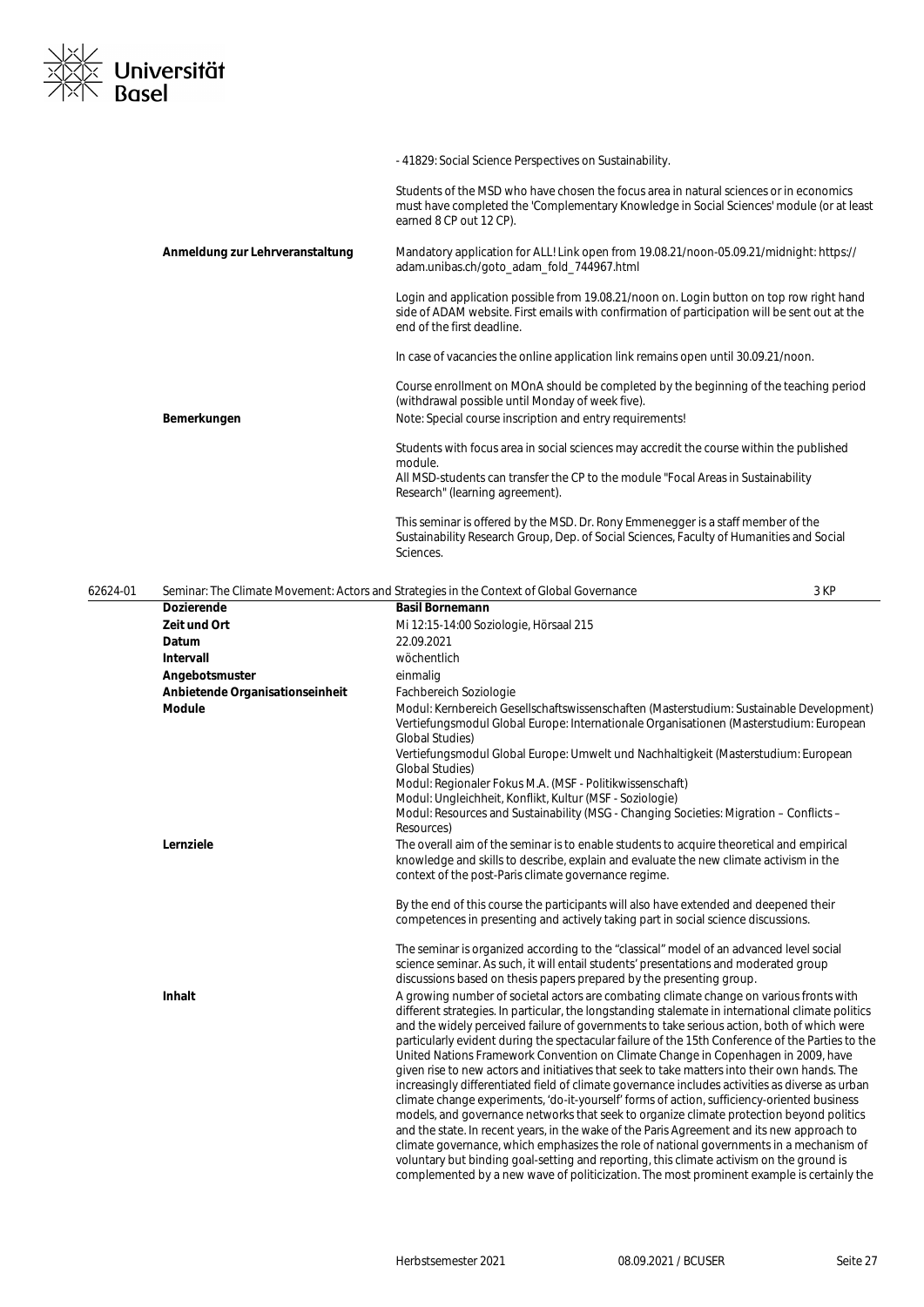- 41829: Social Science Perspectives on Sustainability.

Students of the MSD who have chosen the focus area in natural sciences or in economics must have completed the 'Complementary Knowledge in Social Sciences' module (or at least earned 8 CP out 12 CP).

| | |
|---|---|
| **Anmeldung zur Lehrveranstaltung** | Mandatory application for ALL! Link open from 19.08.21/noon-05.09.21/midnight: https://adam.unibas.ch/goto_adam_fold_744967.html<br><br>Login and application possible from 19.08.21/noon on. Login button on top row right hand side of ADAM website. First emails with confirmation of participation will be sent out at the end of the first deadline.<br><br>In case of vacancies the online application link remains open until 30.09.21/noon.<br><br>Course enrollment on MOnA should be completed by the beginning of the teaching period (withdrawal possible until Monday of week five). |
| **Bemerkungen** | Note: Special course inscription and entry requirements!<br><br>Students with focus area in social sciences may accredit the course within the published module.<br>All MSD-students can transfer the CP to the module "Focal Areas in Sustainability Research" (learning agreement).<br><br>This seminar is offered by the MSD. Dr. Rony Emmenegger is a staff member of the Sustainability Research Group, Dep. of Social Sciences, Faculty of Humanities and Social Sciences. |

## 62624-01 Seminar: The Climate Movement: Actors and Strategies in the Context of Global Governance — 3 KP

| | |
|---|---|
| **Dozierende** | **Basil Bornemann** |
| **Zeit und Ort** | Mi 12:15-14:00 Soziologie, Hörsaal 215 |
| **Datum** | 22.09.2021 |
| **Intervall** | wöchentlich |
| **Angebotsmuster** | einmalig |
| **Anbietende Organisationseinheit** | Fachbereich Soziologie |
| **Module** | Modul: Kernbereich Gesellschaftswissenschaften (Masterstudium: Sustainable Development)<br>Vertiefungsmodul Global Europe: Internationale Organisationen (Masterstudium: European Global Studies)<br>Vertiefungsmodul Global Europe: Umwelt und Nachhaltigkeit (Masterstudium: European Global Studies)<br>Modul: Regionaler Fokus M.A. (MSF - Politikwissenschaft)<br>Modul: Ungleichheit, Konflikt, Kultur (MSF - Soziologie)<br>Modul: Resources and Sustainability (MSG - Changing Societies: Migration – Conflicts – Resources) |
| **Lernziele** | The overall aim of the seminar is to enable students to acquire theoretical and empirical knowledge and skills to describe, explain and evaluate the new climate activism in the context of the post-Paris climate governance regime.<br><br>By the end of this course the participants will also have extended and deepened their competences in presenting and actively taking part in social science discussions.<br><br>The seminar is organized according to the "classical" model of an advanced level social science seminar. As such, it will entail students' presentations and moderated group discussions based on thesis papers prepared by the presenting group. |
| **Inhalt** | A growing number of societal actors are combating climate change on various fronts with different strategies. In particular, the longstanding stalemate in international climate politics and the widely perceived failure of governments to take serious action, both of which were particularly evident during the spectacular failure of the 15th Conference of the Parties to the United Nations Framework Convention on Climate Change in Copenhagen in 2009, have given rise to new actors and initiatives that seek to take matters into their own hands. The increasingly differentiated field of climate governance includes activities as diverse as urban climate change experiments, 'do-it-yourself' forms of action, sufficiency-oriented business models, and governance networks that seek to organize climate protection beyond politics and the state. In recent years, in the wake of the Paris Agreement and its new approach to climate governance, which emphasizes the role of national governments in a mechanism of voluntary but binding goal-setting and reporting, this climate activism on the ground is complemented by a new wave of politicization. The most prominent example is certainly the |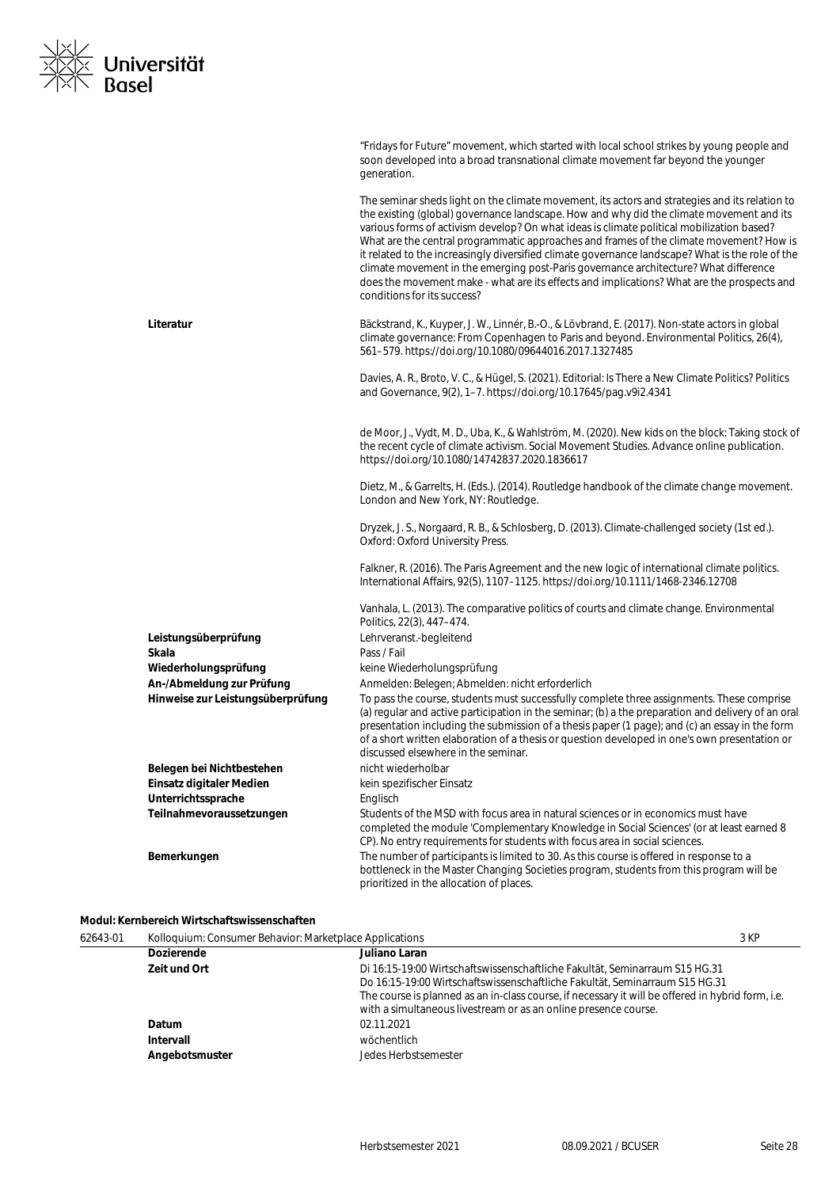"Fridays for Future" movement, which started with local school strikes by young people and soon developed into a broad transnational climate movement far beyond the younger generation.

The seminar sheds light on the climate movement, its actors and strategies and its relation to the existing (global) governance landscape. How and why did the climate movement and its various forms of activism develop? On what ideas is climate political mobilization based? What are the central programmatic approaches and frames of the climate movement? How is it related to the increasingly diversified climate governance landscape? What is the role of the climate movement in the emerging post-Paris governance architecture? What difference does the movement make - what are its effects and implications? What are the prospects and conditions for its success?

| | |
|---|---|
| **Literatur** | Bäckstrand, K., Kuyper, J. W., Linnér, B.-O., & Lövbrand, E. (2017). Non-state actors in global climate governance: From Copenhagen to Paris and beyond. Environmental Politics, 26(4), 561–579. https://doi.org/10.1080/09644016.2017.1327485<br><br>Davies, A. R., Broto, V. C., & Hügel, S. (2021). Editorial: Is There a New Climate Politics? Politics and Governance, 9(2), 1–7. https://doi.org/10.17645/pag.v9i2.4341<br><br>de Moor, J., Vydt, M. D., Uba, K., & Wahlström, M. (2020). New kids on the block: Taking stock of the recent cycle of climate activism. Social Movement Studies. Advance online publication. https://doi.org/10.1080/14742837.2020.1836617<br><br>Dietz, M., & Garrelts, H. (Eds.). (2014). Routledge handbook of the climate change movement. London and New York, NY: Routledge.<br><br>Dryzek, J. S., Norgaard, R. B., & Schlosberg, D. (2013). Climate-challenged society (1st ed.). Oxford: Oxford University Press.<br><br>Falkner, R. (2016). The Paris Agreement and the new logic of international climate politics. International Affairs, 92(5), 1107–1125. https://doi.org/10.1111/1468-2346.12708<br><br>Vanhala, L. (2013). The comparative politics of courts and climate change. Environmental Politics, 22(3), 447–474. |
| **Leistungsüberprüfung** | Lehrveranst.-begleitend |
| **Skala** | Pass / Fail |
| **Wiederholungsprüfung** | keine Wiederholungsprüfung |
| **An-/Abmeldung zur Prüfung** | Anmelden: Belegen; Abmelden: nicht erforderlich |
| **Hinweise zur Leistungsüberprüfung** | To pass the course, students must successfully complete three assignments. These comprise (a) regular and active participation in the seminar; (b) a the preparation and delivery of an oral presentation including the submission of a thesis paper (1 page); and (c) an essay in the form of a short written elaboration of a thesis or question developed in one's own presentation or discussed elsewhere in the seminar. |
| **Belegen bei Nichtbestehen** | nicht wiederholbar |
| **Einsatz digitaler Medien** | kein spezifischer Einsatz |
| **Unterrichtssprache** | Englisch |
| **Teilnahmevoraussetzungen** | Students of the MSD with focus area in natural sciences or in economics must have completed the module 'Complementary Knowledge in Social Sciences' (or at least earned 8 CP). No entry requirements for students with focus area in social sciences. |
| **Bemerkungen** | The number of participants is limited to 30. As this course is offered in response to a bottleneck in the Master Changing Societies program, students from this program will be prioritized in the allocation of places. |

**Modul: Kernbereich Wirtschaftswissenschaften**

| 62643-01 | Kolloquium: Consumer Behavior: Marketplace Applications | 3 KP |
|---|---|---|
| | **Dozierende** | **Juliano Laran** |
| | **Zeit und Ort** | Di 16:15-19:00 Wirtschaftswissenschaftliche Fakultät, Seminarraum S15 HG.31<br>Do 16:15-19:00 Wirtschaftswissenschaftliche Fakultät, Seminarraum S15 HG.31<br>The course is planned as an in-class course, if necessary it will be offered in hybrid form, i.e. with a simultaneous livestream or as an online presence course. |
| | **Datum** | 02.11.2021 |
| | **Intervall** | wöchentlich |
| | **Angebotsmuster** | Jedes Herbstsemester |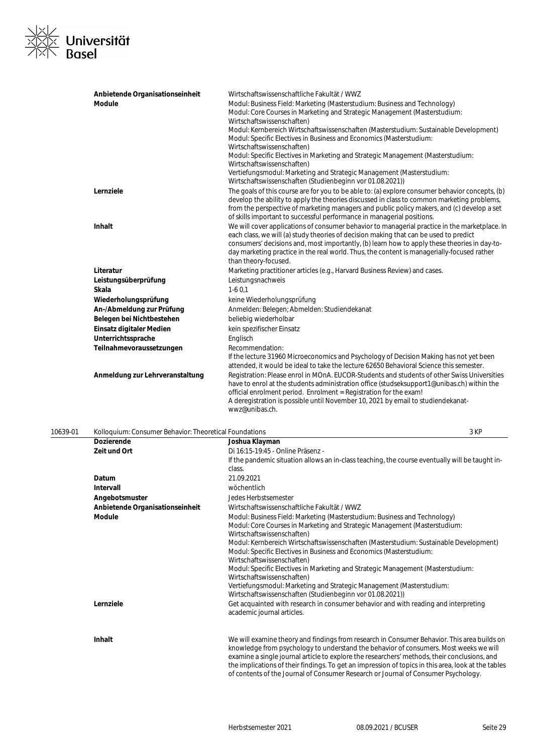| | |
|---|---|
| **Anbietende Organisationseinheit** | Wirtschaftswissenschaftliche Fakultät / WWZ |
| **Module** | Modul: Business Field: Marketing (Masterstudium: Business and Technology)<br>Modul: Core Courses in Marketing and Strategic Management (Masterstudium: Wirtschaftswissenschaften)<br>Modul: Kernbereich Wirtschaftswissenschaften (Masterstudium: Sustainable Development)<br>Modul: Specific Electives in Business and Economics (Masterstudium: Wirtschaftswissenschaften)<br>Modul: Specific Electives in Marketing and Strategic Management (Masterstudium: Wirtschaftswissenschaften)<br>Vertiefungsmodul: Marketing and Strategic Management (Masterstudium: Wirtschaftswissenschaften (Studienbeginn vor 01.08.2021)) |
| **Lernziele** | The goals of this course are for you to be able to: (a) explore consumer behavior concepts, (b) develop the ability to apply the theories discussed in class to common marketing problems, from the perspective of marketing managers and public policy makers, and (c) develop a set of skills important to successful performance in managerial positions. |
| **Inhalt** | We will cover applications of consumer behavior to managerial practice in the marketplace. In each class, we will (a) study theories of decision making that can be used to predict consumers' decisions and, most importantly, (b) learn how to apply these theories in day-to-day marketing practice in the real world. Thus, the content is managerially-focused rather than theory-focused. |
| **Literatur** | Marketing practitioner articles (e.g., Harvard Business Review) and cases. |
| **Leistungsüberprüfung** | Leistungsnachweis |
| **Skala** | 1-6 0,1 |
| **Wiederholungsprüfung** | keine Wiederholungsprüfung |
| **An-/Abmeldung zur Prüfung** | Anmelden: Belegen; Abmelden: Studiendekanat |
| **Belegen bei Nichtbestehen** | beliebig wiederholbar |
| **Einsatz digitaler Medien** | kein spezifischer Einsatz |
| **Unterrichtssprache** | Englisch |
| **Teilnahmevoraussetzungen** | Recommendation:<br>If the lecture 31960 Microeconomics and Psychology of Decision Making has not yet been attended, it would be ideal to take the lecture 62650 Behavioral Science this semester. |
| **Anmeldung zur Lehrveranstaltung** | Registration: Please enrol in MOnA. EUCOR-Students and students of other Swiss Universities have to enrol at the students administration office (studseksupport1@unibas.ch) within the official enrolment period. Enrolment = Registration for the exam!<br>A deregistration is possible until November 10, 2021 by email to studiendekanat-wwz@unibas.ch. |

**10639-01 Kolloquium: Consumer Behavior: Theoretical Foundations** — 3 KP

| | |
|---|---|
| **Dozierende** | **Joshua Klayman** |
| **Zeit und Ort** | Di 16:15-19:45 - Online Präsenz -<br>If the pandemic situation allows an in-class teaching, the course eventually will be taught in-class. |
| **Datum** | 21.09.2021 |
| **Intervall** | wöchentlich |
| **Angebotsmuster** | Jedes Herbstsemester |
| **Anbietende Organisationseinheit** | Wirtschaftswissenschaftliche Fakultät / WWZ |
| **Module** | Modul: Business Field: Marketing (Masterstudium: Business and Technology)<br>Modul: Core Courses in Marketing and Strategic Management (Masterstudium: Wirtschaftswissenschaften)<br>Modul: Kernbereich Wirtschaftswissenschaften (Masterstudium: Sustainable Development)<br>Modul: Specific Electives in Business and Economics (Masterstudium: Wirtschaftswissenschaften)<br>Modul: Specific Electives in Marketing and Strategic Management (Masterstudium: Wirtschaftswissenschaften)<br>Vertiefungsmodul: Marketing and Strategic Management (Masterstudium: Wirtschaftswissenschaften (Studienbeginn vor 01.08.2021)) |
| **Lernziele** | Get acquainted with research in consumer behavior and with reading and interpreting academic journal articles. |
| **Inhalt** | We will examine theory and findings from research in Consumer Behavior. This area builds on knowledge from psychology to understand the behavior of consumers. Most weeks we will examine a single journal article to explore the researchers' methods, their conclusions, and the implications of their findings. To get an impression of topics in this area, look at the tables of contents of the Journal of Consumer Research or Journal of Consumer Psychology. |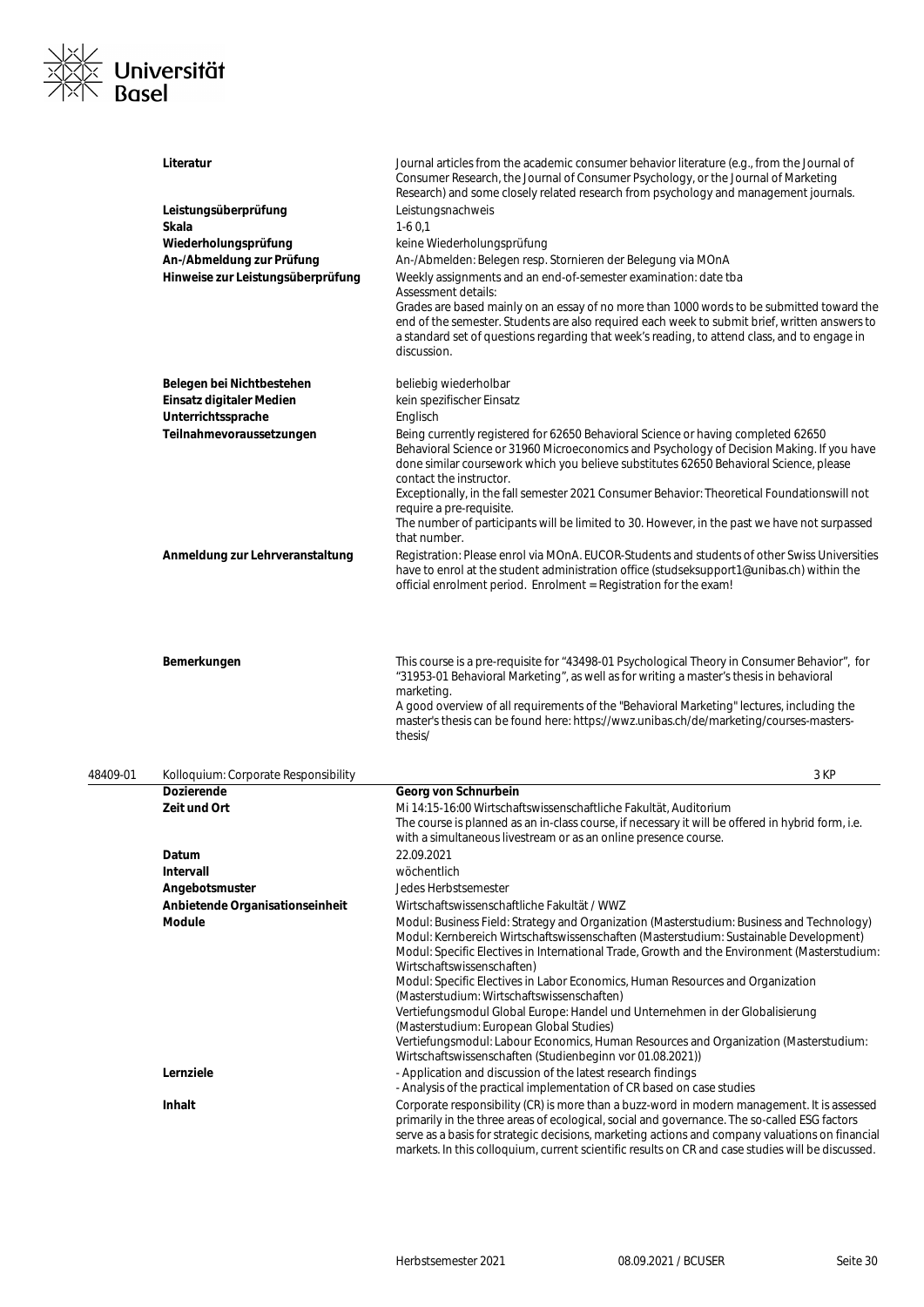| | |
|---|---|
| **Literatur** | Journal articles from the academic consumer behavior literature (e.g., from the Journal of Consumer Research, the Journal of Consumer Psychology, or the Journal of Marketing Research) and some closely related research from psychology and management journals. |
| **Leistungsüberprüfung** | Leistungsnachweis |
| **Skala** | 1-6 0,1 |
| **Wiederholungsprüfung** | keine Wiederholungsprüfung |
| **An-/Abmeldung zur Prüfung** | An-/Abmelden: Belegen resp. Stornieren der Belegung via MOnA |
| **Hinweise zur Leistungsüberprüfung** | Weekly assignments and an end-of-semester examination: date tba<br>Assessment details:<br>Grades are based mainly on an essay of no more than 1000 words to be submitted toward the end of the semester. Students are also required each week to submit brief, written answers to a standard set of questions regarding that week's reading, to attend class, and to engage in discussion. |
| **Belegen bei Nichtbestehen** | beliebig wiederholbar |
| **Einsatz digitaler Medien** | kein spezifischer Einsatz |
| **Unterrichtssprache** | Englisch |
| **Teilnahmevoraussetzungen** | Being currently registered for 62650 Behavioral Science or having completed 62650 Behavioral Science or 31960 Microeconomics and Psychology of Decision Making. If you have done similar coursework which you believe substitutes 62650 Behavioral Science, please contact the instructor.<br>Exceptionally, in the fall semester 2021 Consumer Behavior: Theoretical Foundationswill not require a pre-requisite.<br>The number of participants will be limited to 30. However, in the past we have not surpassed that number. |
| **Anmeldung zur Lehrveranstaltung** | Registration: Please enrol via MOnA. EUCOR-Students and students of other Swiss Universities have to enrol at the student administration office (studseksupport1@unibas.ch) within the official enrolment period. Enrolment = Registration for the exam! |
| **Bemerkungen** | This course is a pre-requisite for "43498-01 Psychological Theory in Consumer Behavior", for "31953-01 Behavioral Marketing", as well as for writing a master's thesis in behavioral marketing.<br>A good overview of all requirements of the "Behavioral Marketing" lectures, including the master's thesis can be found here: https://wwz.unibas.ch/de/marketing/courses-masters-thesis/ |

## 48409-01 Kolloquium: Corporate Responsibility — 3 KP

| | |
|---|---|
| **Dozierende** | **Georg von Schnurbein** |
| **Zeit und Ort** | Mi 14:15-16:00 Wirtschaftswissenschaftliche Fakultät, Auditorium<br>The course is planned as an in-class course, if necessary it will be offered in hybrid form, i.e. with a simultaneous livestream or as an online presence course. |
| **Datum** | 22.09.2021 |
| **Intervall** | wöchentlich |
| **Angebotsmuster** | Jedes Herbstsemester |
| **Anbietende Organisationseinheit** | Wirtschaftswissenschaftliche Fakultät / WWZ |
| **Module** | Modul: Business Field: Strategy and Organization (Masterstudium: Business and Technology)<br>Modul: Kernbereich Wirtschaftswissenschaften (Masterstudium: Sustainable Development)<br>Modul: Specific Electives in International Trade, Growth and the Environment (Masterstudium: Wirtschaftswissenschaften)<br>Modul: Specific Electives in Labor Economics, Human Resources and Organization (Masterstudium: Wirtschaftswissenschaften)<br>Vertiefungsmodul Global Europe: Handel und Unternehmen in der Globalisierung (Masterstudium: European Global Studies)<br>Vertiefungsmodul: Labour Economics, Human Resources and Organization (Masterstudium: Wirtschaftswissenschaften (Studienbeginn vor 01.08.2021)) |
| **Lernziele** | - Application and discussion of the latest research findings<br>- Analysis of the practical implementation of CR based on case studies |
| **Inhalt** | Corporate responsibility (CR) is more than a buzz-word in modern management. It is assessed primarily in the three areas of ecological, social and governance. The so-called ESG factors serve as a basis for strategic decisions, marketing actions and company valuations on financial markets. In this colloquium, current scientific results on CR and case studies will be discussed. |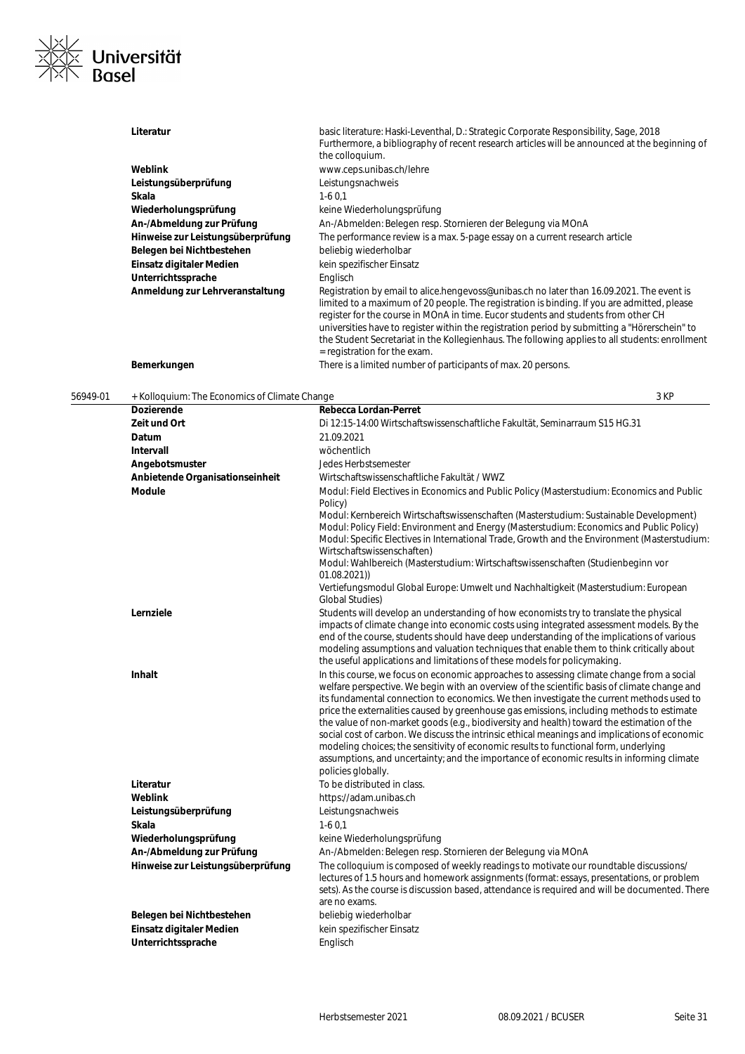| | |
|---|---|
| **Literatur** | basic literature: Haski-Leventhal, D.: Strategic Corporate Responsibility, Sage, 2018<br>Furthermore, a bibliography of recent research articles will be announced at the beginning of the colloquium. |
| **Weblink** | www.ceps.unibas.ch/lehre |
| **Leistungsüberprüfung** | Leistungsnachweis |
| **Skala** | 1-6 0,1 |
| **Wiederholungsprüfung** | keine Wiederholungsprüfung |
| **An-/Abmeldung zur Prüfung** | An-/Abmelden: Belegen resp. Stornieren der Belegung via MOnA |
| **Hinweise zur Leistungsüberprüfung** | The performance review is a max. 5-page essay on a current research article |
| **Belegen bei Nichtbestehen** | beliebig wiederholbar |
| **Einsatz digitaler Medien** | kein spezifischer Einsatz |
| **Unterrichtssprache** | Englisch |
| **Anmeldung zur Lehrveranstaltung** | Registration by email to alice.hengevoss@unibas.ch no later than 16.09.2021. The event is limited to a maximum of 20 people. The registration is binding. If you are admitted, please register for the course in MOnA in time. Eucor students and students from other CH universities have to register within the registration period by submitting a "Hörerschein" to the Student Secretariat in the Kollegienhaus. The following applies to all students: enrollment = registration for the exam. |
| **Bemerkungen** | There is a limited number of participants of max. 20 persons. |

## 56949-01 + Kolloquium: The Economics of Climate Change — 3 KP

| | |
|---|---|
| **Dozierende** | **Rebecca Lordan-Perret** |
| **Zeit und Ort** | Di 12:15-14:00 Wirtschaftswissenschaftliche Fakultät, Seminarraum S15 HG.31 |
| **Datum** | 21.09.2021 |
| **Intervall** | wöchentlich |
| **Angebotsmuster** | Jedes Herbstsemester |
| **Anbietende Organisationseinheit** | Wirtschaftswissenschaftliche Fakultät / WWZ |
| **Module** | Modul: Field Electives in Economics and Public Policy (Masterstudium: Economics and Public Policy)<br>Modul: Kernbereich Wirtschaftswissenschaften (Masterstudium: Sustainable Development)<br>Modul: Policy Field: Environment and Energy (Masterstudium: Economics and Public Policy)<br>Modul: Specific Electives in International Trade, Growth and the Environment (Masterstudium: Wirtschaftswissenschaften)<br>Modul: Wahlbereich (Masterstudium: Wirtschaftswissenschaften (Studienbeginn vor 01.08.2021))<br>Vertiefungsmodul Global Europe: Umwelt und Nachhaltigkeit (Masterstudium: European Global Studies) |
| **Lernziele** | Students will develop an understanding of how economists try to translate the physical impacts of climate change into economic costs using integrated assessment models. By the end of the course, students should have deep understanding of the implications of various modeling assumptions and valuation techniques that enable them to think critically about the useful applications and limitations of these models for policymaking. |
| **Inhalt** | In this course, we focus on economic approaches to assessing climate change from a social welfare perspective. We begin with an overview of the scientific basis of climate change and its fundamental connection to economics. We then investigate the current methods used to price the externalities caused by greenhouse gas emissions, including methods to estimate the value of non-market goods (e.g., biodiversity and health) toward the estimation of the social cost of carbon. We discuss the intrinsic ethical meanings and implications of economic modeling choices; the sensitivity of economic results to functional form, underlying assumptions, and uncertainty; and the importance of economic results in informing climate policies globally. |
| **Literatur** | To be distributed in class. |
| **Weblink** | https://adam.unibas.ch |
| **Leistungsüberprüfung** | Leistungsnachweis |
| **Skala** | 1-6 0,1 |
| **Wiederholungsprüfung** | keine Wiederholungsprüfung |
| **An-/Abmeldung zur Prüfung** | An-/Abmelden: Belegen resp. Stornieren der Belegung via MOnA |
| **Hinweise zur Leistungsüberprüfung** | The colloquium is composed of weekly readings to motivate our roundtable discussions/ lectures of 1.5 hours and homework assignments (format: essays, presentations, or problem sets). As the course is discussion based, attendance is required and will be documented. There are no exams. |
| **Belegen bei Nichtbestehen** | beliebig wiederholbar |
| **Einsatz digitaler Medien** | kein spezifischer Einsatz |
| **Unterrichtssprache** | Englisch |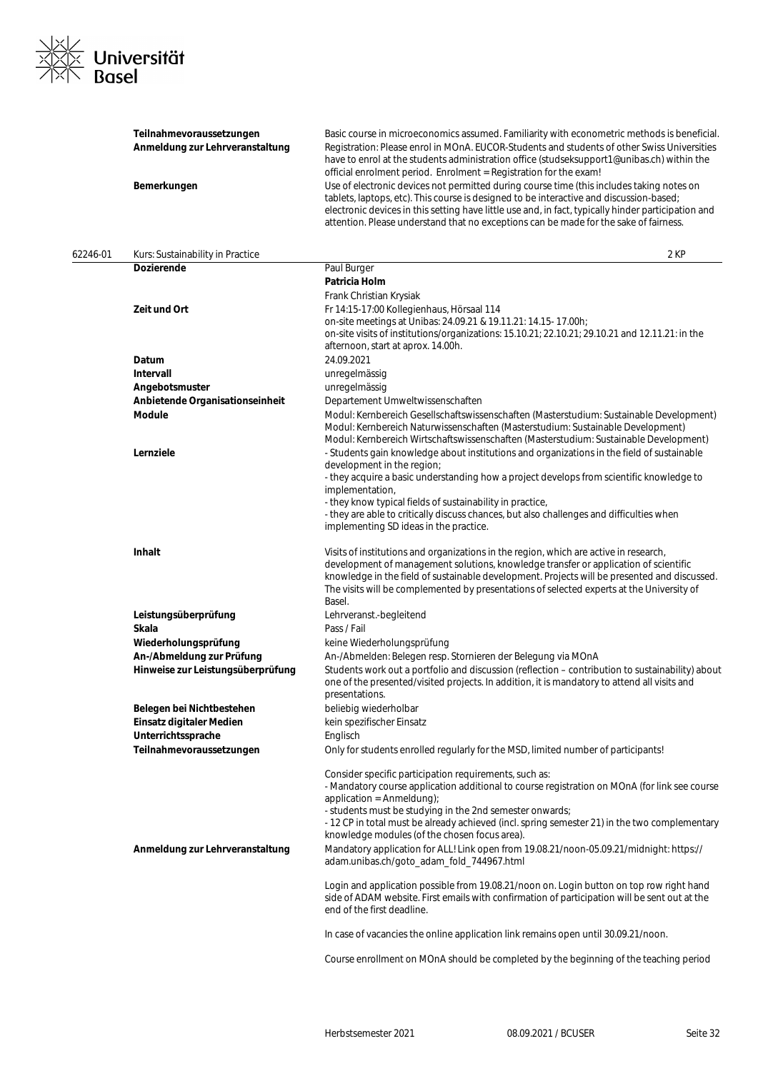| | |
|---|---|
| **Teilnahmevoraussetzungen** | Basic course in microeconomics assumed. Familiarity with econometric methods is beneficial. |
| **Anmeldung zur Lehrveranstaltung** | Registration: Please enrol in MOnA. EUCOR-Students and students of other Swiss Universities have to enrol at the students administration office (studseksupport1@unibas.ch) within the official enrolment period. Enrolment = Registration for the exam! |
| **Bemerkungen** | Use of electronic devices not permitted during course time (this includes taking notes on tablets, laptops, etc). This course is designed to be interactive and discussion-based; electronic devices in this setting have little use and, in fact, typically hinder participation and attention. Please understand that no exceptions can be made for the sake of fairness. |

## 62246-01 Kurs: Sustainability in Practice — 2 KP

| | |
|---|---|
| **Dozierende** | Paul Burger<br>**Patricia Holm**<br>Frank Christian Krysiak |
| **Zeit und Ort** | Fr 14:15-17:00 Kollegienhaus, Hörsaal 114<br>on-site meetings at Unibas: 24.09.21 & 19.11.21: 14.15- 17.00h;<br>on-site visits of institutions/organizations: 15.10.21; 22.10.21; 29.10.21 and 12.11.21: in the afternoon, start at aprox. 14.00h. |
| **Datum** | 24.09.2021 |
| **Intervall** | unregelmässig |
| **Angebotsmuster** | unregelmässig |
| **Anbietende Organisationseinheit** | Departement Umweltwissenschaften |
| **Module** | Modul: Kernbereich Gesellschaftswissenschaften (Masterstudium: Sustainable Development)<br>Modul: Kernbereich Naturwissenschaften (Masterstudium: Sustainable Development)<br>Modul: Kernbereich Wirtschaftswissenschaften (Masterstudium: Sustainable Development) |
| **Lernziele** | - Students gain knowledge about institutions and organizations in the field of sustainable development in the region;<br>- they acquire a basic understanding how a project develops from scientific knowledge to implementation,<br>- they know typical fields of sustainability in practice,<br>- they are able to critically discuss chances, but also challenges and difficulties when implementing SD ideas in the practice. |
| **Inhalt** | Visits of institutions and organizations in the region, which are active in research, development of management solutions, knowledge transfer or application of scientific knowledge in the field of sustainable development. Projects will be presented and discussed. The visits will be complemented by presentations of selected experts at the University of Basel. |
| **Leistungsüberprüfung** | Lehrveranst.-begleitend |
| **Skala** | Pass / Fail |
| **Wiederholungsprüfung** | keine Wiederholungsprüfung |
| **An-/Abmeldung zur Prüfung** | An-/Abmelden: Belegen resp. Stornieren der Belegung via MOnA |
| **Hinweise zur Leistungsüberprüfung** | Students work out a portfolio and discussion (reflection – contribution to sustainability) about one of the presented/visited projects. In addition, it is mandatory to attend all visits and presentations. |
| **Belegen bei Nichtbestehen** | beliebig wiederholbar |
| **Einsatz digitaler Medien** | kein spezifischer Einsatz |
| **Unterrichtssprache** | Englisch |
| **Teilnahmevoraussetzungen** | Only for students enrolled regularly for the MSD, limited number of participants!<br><br>Consider specific participation requirements, such as:<br>- Mandatory course application additional to course registration on MOnA (for link see course application = Anmeldung);<br>- students must be studying in the 2nd semester onwards;<br>- 12 CP in total must be already achieved (incl. spring semester 21) in the two complementary knowledge modules (of the chosen focus area). |
| **Anmeldung zur Lehrveranstaltung** | Mandatory application for ALL! Link open from 19.08.21/noon-05.09.21/midnight: https://adam.unibas.ch/goto_adam_fold_744967.html<br><br>Login and application possible from 19.08.21/noon on. Login button on top row right hand side of ADAM website. First emails with confirmation of participation will be sent out at the end of the first deadline.<br><br>In case of vacancies the online application link remains open until 30.09.21/noon.<br><br>Course enrollment on MOnA should be completed by the beginning of the teaching period |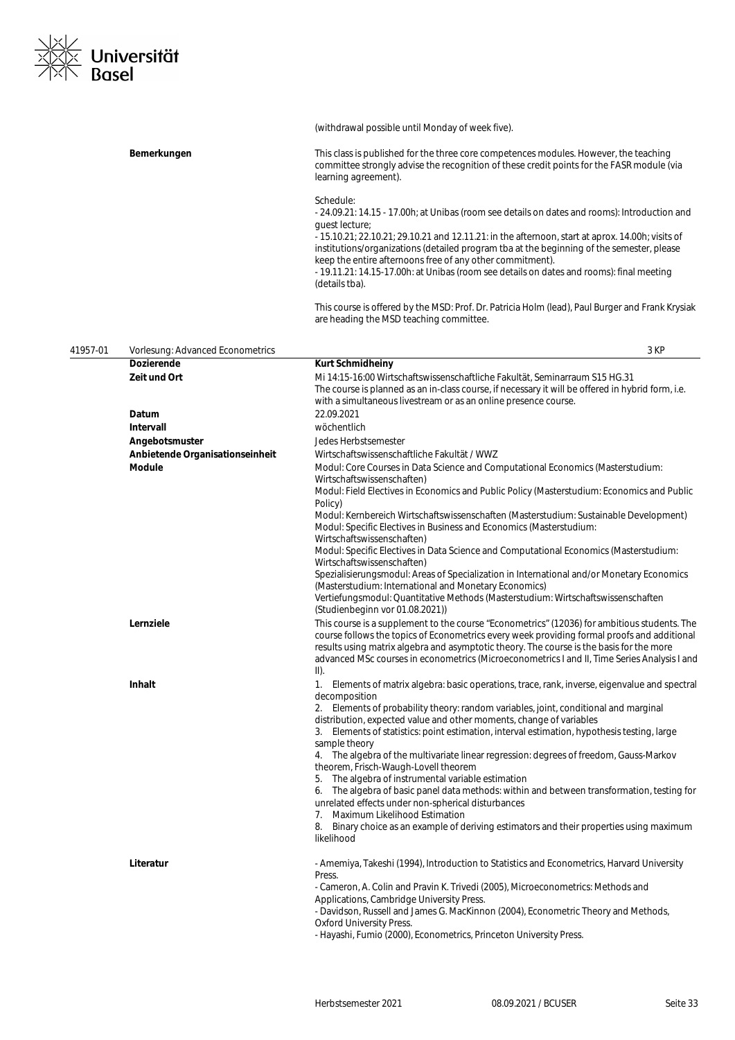(withdrawal possible until Monday of week five).

**Bemerkungen**

This class is published for the three core competences modules. However, the teaching committee strongly advise the recognition of these credit points for the FASR module (via learning agreement).

Schedule:
- 24.09.21: 14.15 - 17.00h; at Unibas (room see details on dates and rooms): Introduction and guest lecture;
- 15.10.21; 22.10.21; 29.10.21 and 12.11.21: in the afternoon, start at aprox. 14.00h; visits of institutions/organizations (detailed program tba at the beginning of the semester, please keep the entire afternoons free of any other commitment).
- 19.11.21: 14.15-17.00h: at Unibas (room see details on dates and rooms): final meeting (details tba).

This course is offered by the MSD: Prof. Dr. Patricia Holm (lead), Paul Burger and Frank Krysiak are heading the MSD teaching committee.

## 41957-01 Vorlesung: Advanced Econometrics — 3 KP

| | |
|---|---|
| **Dozierende** | **Kurt Schmidheiny** |
| **Zeit und Ort** | Mi 14:15-16:00 Wirtschaftswissenschaftliche Fakultät, Seminarraum S15 HG.31<br>The course is planned as an in-class course, if necessary it will be offered in hybrid form, i.e. with a simultaneous livestream or as an online presence course. |
| **Datum** | 22.09.2021 |
| **Intervall** | wöchentlich |
| **Angebotsmuster** | Jedes Herbstsemester |
| **Anbietende Organisationseinheit** | Wirtschaftswissenschaftliche Fakultät / WWZ |
| **Module** | Modul: Core Courses in Data Science and Computational Economics (Masterstudium: Wirtschaftswissenschaften)<br>Modul: Field Electives in Economics and Public Policy (Masterstudium: Economics and Public Policy)<br>Modul: Kernbereich Wirtschaftswissenschaften (Masterstudium: Sustainable Development)<br>Modul: Specific Electives in Business and Economics (Masterstudium: Wirtschaftswissenschaften)<br>Modul: Specific Electives in Data Science and Computational Economics (Masterstudium: Wirtschaftswissenschaften)<br>Spezialisierungsmodul: Areas of Specialization in International and/or Monetary Economics (Masterstudium: International and Monetary Economics)<br>Vertiefungsmodul: Quantitative Methods (Masterstudium: Wirtschaftswissenschaften (Studienbeginn vor 01.08.2021)) |
| **Lernziele** | This course is a supplement to the course "Econometrics" (12036) for ambitious students. The course follows the topics of Econometrics every week providing formal proofs and additional results using matrix algebra and asymptotic theory. The course is the basis for the more advanced MSc courses in econometrics (Microeconometrics I and II, Time Series Analysis I and II). |
| **Inhalt** | 1. Elements of matrix algebra: basic operations, trace, rank, inverse, eigenvalue and spectral decomposition<br>2. Elements of probability theory: random variables, joint, conditional and marginal distribution, expected value and other moments, change of variables<br>3. Elements of statistics: point estimation, interval estimation, hypothesis testing, large sample theory<br>4. The algebra of the multivariate linear regression: degrees of freedom, Gauss-Markov theorem, Frisch-Waugh-Lovell theorem<br>5. The algebra of instrumental variable estimation<br>6. The algebra of basic panel data methods: within and between transformation, testing for unrelated effects under non-spherical disturbances<br>7. Maximum Likelihood Estimation<br>8. Binary choice as an example of deriving estimators and their properties using maximum likelihood |
| **Literatur** | - Amemiya, Takeshi (1994), Introduction to Statistics and Econometrics, Harvard University Press.<br>- Cameron, A. Colin and Pravin K. Trivedi (2005), Microeconometrics: Methods and Applications, Cambridge University Press.<br>- Davidson, Russell and James G. MacKinnon (2004), Econometric Theory and Methods, Oxford University Press.<br>- Hayashi, Fumio (2000), Econometrics, Princeton University Press. |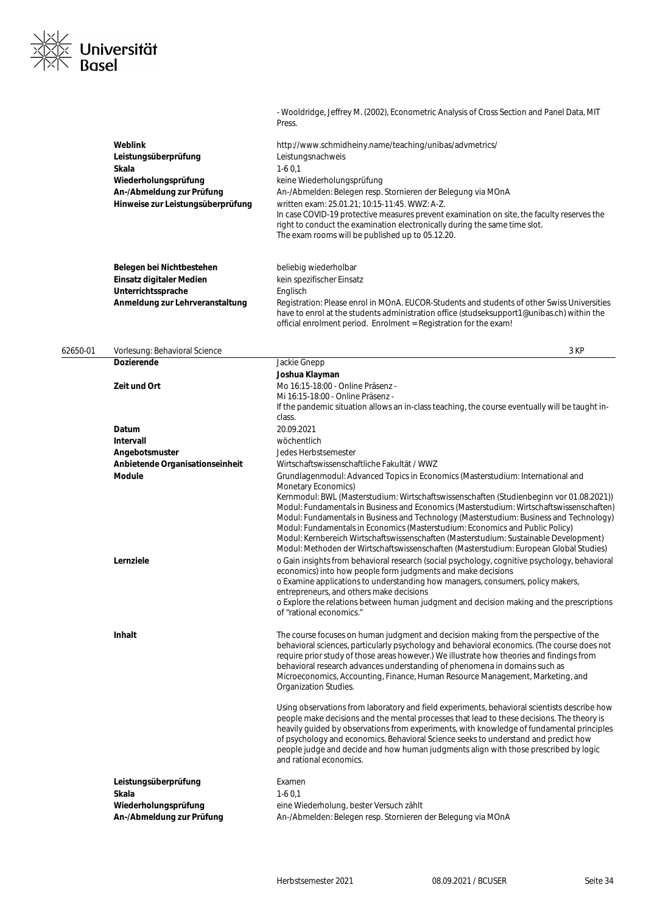- Wooldridge, Jeffrey M. (2002), Econometric Analysis of Cross Section and Panel Data, MIT Press.

| | |
|---|---|
| **Weblink** | http://www.schmidheiny.name/teaching/unibas/advmetrics/ |
| **Leistungsüberprüfung** | Leistungsnachweis |
| **Skala** | 1-6 0,1 |
| **Wiederholungsprüfung** | keine Wiederholungsprüfung |
| **An-/Abmeldung zur Prüfung** | An-/Abmelden: Belegen resp. Stornieren der Belegung via MOnA |
| **Hinweise zur Leistungsüberprüfung** | written exam: 25.01.21; 10:15-11:45. WWZ: A-Z. In case COVID-19 protective measures prevent examination on site, the faculty reserves the right to conduct the examination electronically during the same time slot. The exam rooms will be published up to 05.12.20. |
| **Belegen bei Nichtbestehen** | beliebig wiederholbar |
| **Einsatz digitaler Medien** | kein spezifischer Einsatz |
| **Unterrichtssprache** | Englisch |
| **Anmeldung zur Lehrveranstaltung** | Registration: Please enrol in MOnA. EUCOR-Students and students of other Swiss Universities have to enrol at the students administration office (studseksupport1@unibas.ch) within the official enrolment period. Enrolment = Registration for the exam! |

## 62650-01 Vorlesung: Behavioral Science — 3 KP

| | |
|---|---|
| **Dozierende** | Jackie Gnepp<br>**Joshua Klayman** |
| **Zeit und Ort** | Mo 16:15-18:00 - Online Präsenz -<br>Mi 16:15-18:00 - Online Präsenz -<br>If the pandemic situation allows an in-class teaching, the course eventually will be taught in-class. |
| **Datum** | 20.09.2021 |
| **Intervall** | wöchentlich |
| **Angebotsmuster** | Jedes Herbstsemester |
| **Anbietende Organisationseinheit** | Wirtschaftswissenschaftliche Fakultät / WWZ |
| **Module** | Grundlagenmodul: Advanced Topics in Economics (Masterstudium: International and Monetary Economics)<br>Kernmodul: BWL (Masterstudium: Wirtschaftswissenschaften (Studienbeginn vor 01.08.2021))<br>Modul: Fundamentals in Business and Economics (Masterstudium: Wirtschaftswissenschaften)<br>Modul: Fundamentals in Business and Technology (Masterstudium: Business and Technology)<br>Modul: Fundamentals in Economics (Masterstudium: Economics and Public Policy)<br>Modul: Kernbereich Wirtschaftswissenschaften (Masterstudium: Sustainable Development)<br>Modul: Methoden der Wirtschaftswissenschaften (Masterstudium: European Global Studies) |
| **Lernziele** | o Gain insights from behavioral research (social psychology, cognitive psychology, behavioral economics) into how people form judgments and make decisions<br>o Examine applications to understanding how managers, consumers, policy makers, entrepreneurs, and others make decisions<br>o Explore the relations between human judgment and decision making and the prescriptions of "rational economics." |
| **Inhalt** | The course focuses on human judgment and decision making from the perspective of the behavioral sciences, particularly psychology and behavioral economics. (The course does not require prior study of those areas however.) We illustrate how theories and findings from behavioral research advances understanding of phenomena in domains such as Microeconomics, Accounting, Finance, Human Resource Management, Marketing, and Organization Studies.<br><br>Using observations from laboratory and field experiments, behavioral scientists describe how people make decisions and the mental processes that lead to these decisions. The theory is heavily guided by observations from experiments, with knowledge of fundamental principles of psychology and economics. Behavioral Science seeks to understand and predict how people judge and decide and how human judgments align with those prescribed by logic and rational economics. |
| **Leistungsüberprüfung** | Examen |
| **Skala** | 1-6 0,1 |
| **Wiederholungsprüfung** | eine Wiederholung, bester Versuch zählt |
| **An-/Abmeldung zur Prüfung** | An-/Abmelden: Belegen resp. Stornieren der Belegung via MOnA |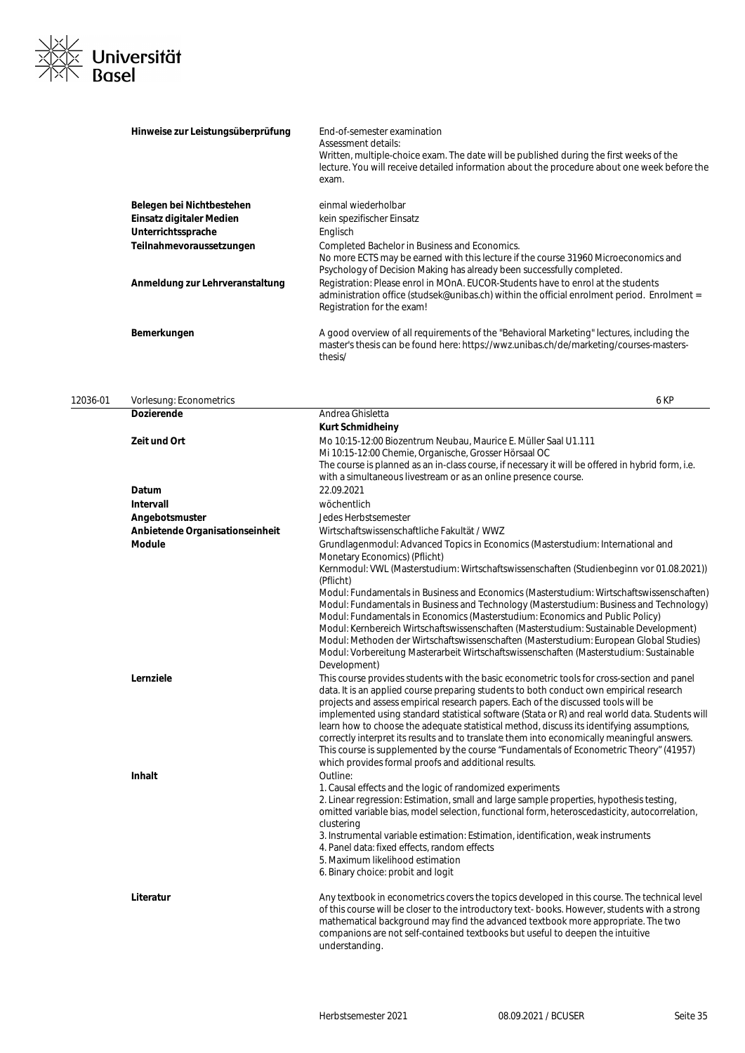| | |
|---|---|
| **Hinweise zur Leistungsüberprüfung** | End-of-semester examination<br>Assessment details:<br>Written, multiple-choice exam. The date will be published during the first weeks of the lecture. You will receive detailed information about the procedure about one week before the exam. |
| **Belegen bei Nichtbestehen** | einmal wiederholbar |
| **Einsatz digitaler Medien** | kein spezifischer Einsatz |
| **Unterrichtssprache** | Englisch |
| **Teilnahmevoraussetzungen** | Completed Bachelor in Business and Economics.<br>No more ECTS may be earned with this lecture if the course 31960 Microeconomics and Psychology of Decision Making has already been successfully completed. |
| **Anmeldung zur Lehrveranstaltung** | Registration: Please enrol in MOnA. EUCOR-Students have to enrol at the students administration office (studsek@unibas.ch) within the official enrolment period. Enrolment = Registration for the exam! |
| **Bemerkungen** | A good overview of all requirements of the "Behavioral Marketing" lectures, including the master's thesis can be found here: https://wwz.unibas.ch/de/marketing/courses-masters-thesis/ |

## 12036-01 Vorlesung: Econometrics — 6 KP

| | |
|---|---|
| **Dozierende** | Andrea Ghisletta<br>**Kurt Schmidheiny** |
| **Zeit und Ort** | Mo 10:15-12:00 Biozentrum Neubau, Maurice E. Müller Saal U1.111<br>Mi 10:15-12:00 Chemie, Organische, Grosser Hörsaal OC<br>The course is planned as an in-class course, if necessary it will be offered in hybrid form, i.e. with a simultaneous livestream or as an online presence course. |
| **Datum** | 22.09.2021 |
| **Intervall** | wöchentlich |
| **Angebotsmuster** | Jedes Herbstsemester |
| **Anbietende Organisationseinheit** | Wirtschaftswissenschaftliche Fakultät / WWZ |
| **Module** | Grundlagenmodul: Advanced Topics in Economics (Masterstudium: International and Monetary Economics) (Pflicht)<br>Kernmodul: VWL (Masterstudium: Wirtschaftswissenschaften (Studienbeginn vor 01.08.2021)) (Pflicht)<br>Modul: Fundamentals in Business and Economics (Masterstudium: Wirtschaftswissenschaften)<br>Modul: Fundamentals in Business and Technology (Masterstudium: Business and Technology)<br>Modul: Fundamentals in Economics (Masterstudium: Economics and Public Policy)<br>Modul: Kernbereich Wirtschaftswissenschaften (Masterstudium: Sustainable Development)<br>Modul: Methoden der Wirtschaftswissenschaften (Masterstudium: European Global Studies)<br>Modul: Vorbereitung Masterarbeit Wirtschaftswissenschaften (Masterstudium: Sustainable Development) |
| **Lernziele** | This course provides students with the basic econometric tools for cross-section and panel data. It is an applied course preparing students to both conduct own empirical research projects and assess empirical research papers. Each of the discussed tools will be implemented using standard statistical software (Stata or R) and real world data. Students will learn how to choose the adequate statistical method, discuss its identifying assumptions, correctly interpret its results and to translate them into economically meaningful answers. This course is supplemented by the course "Fundamentals of Econometric Theory" (41957) which provides formal proofs and additional results. |
| **Inhalt** | Outline:<br>1. Causal effects and the logic of randomized experiments<br>2. Linear regression: Estimation, small and large sample properties, hypothesis testing, omitted variable bias, model selection, functional form, heteroscedasticity, autocorrelation, clustering<br>3. Instrumental variable estimation: Estimation, identification, weak instruments<br>4. Panel data: fixed effects, random effects<br>5. Maximum likelihood estimation<br>6. Binary choice: probit and logit |
| **Literatur** | Any textbook in econometrics covers the topics developed in this course. The technical level of this course will be closer to the introductory text- books. However, students with a strong mathematical background may find the advanced textbook more appropriate. The two companions are not self-contained textbooks but useful to deepen the intuitive understanding. |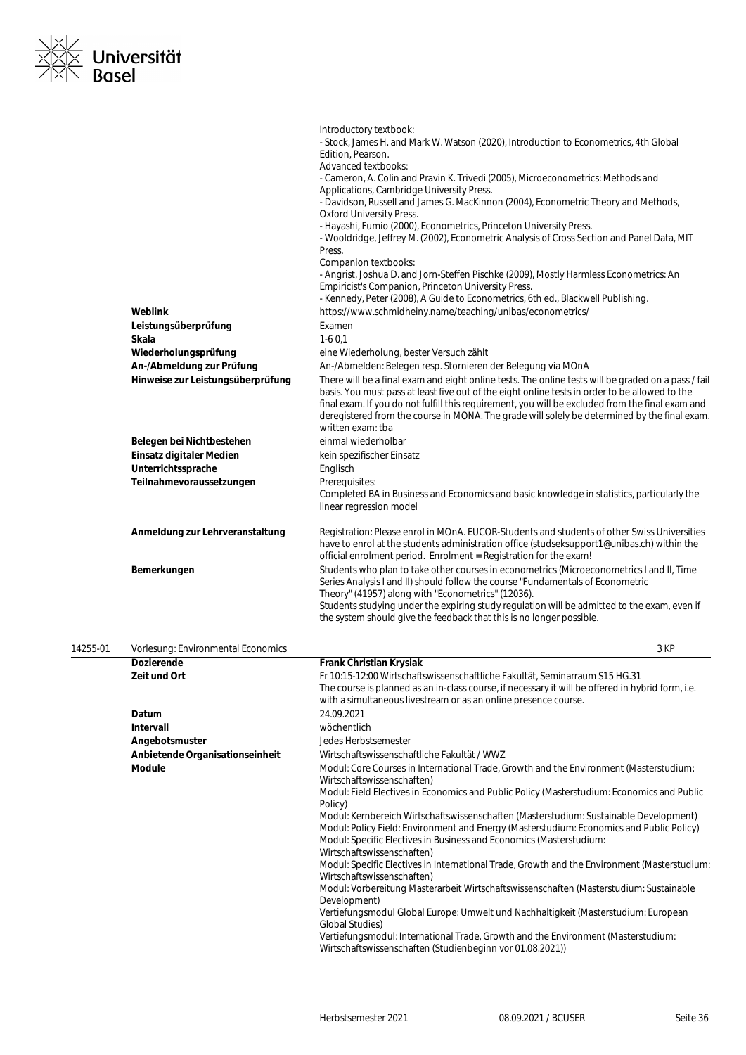| | |
|---|---|
| | Introductory textbook:<br>- Stock, James H. and Mark W. Watson (2020), Introduction to Econometrics, 4th Global Edition, Pearson.<br>Advanced textbooks:<br>- Cameron, A. Colin and Pravin K. Trivedi (2005), Microeconometrics: Methods and Applications, Cambridge University Press.<br>- Davidson, Russell and James G. MacKinnon (2004), Econometric Theory and Methods, Oxford University Press.<br>- Hayashi, Fumio (2000), Econometrics, Princeton University Press.<br>- Wooldridge, Jeffrey M. (2002), Econometric Analysis of Cross Section and Panel Data, MIT Press.<br>Companion textbooks:<br>- Angrist, Joshua D. and Jorn-Steffen Pischke (2009), Mostly Harmless Econometrics: An Empiricist's Companion, Princeton University Press.<br>- Kennedy, Peter (2008), A Guide to Econometrics, 6th ed., Blackwell Publishing. |
| **Weblink** | https://www.schmidheiny.name/teaching/unibas/econometrics/ |
| **Leistungsüberprüfung** | Examen |
| **Skala** | 1-6 0,1 |
| **Wiederholungsprüfung** | eine Wiederholung, bester Versuch zählt |
| **An-/Abmeldung zur Prüfung** | An-/Abmelden: Belegen resp. Stornieren der Belegung via MOnA |
| **Hinweise zur Leistungsüberprüfung** | There will be a final exam and eight online tests. The online tests will be graded on a pass / fail basis. You must pass at least five out of the eight online tests in order to be allowed to the final exam. If you do not fulfill this requirement, you will be excluded from the final exam and deregistered from the course in MONA. The grade will solely be determined by the final exam.<br>written exam: tba |
| **Belegen bei Nichtbestehen** | einmal wiederholbar |
| **Einsatz digitaler Medien** | kein spezifischer Einsatz |
| **Unterrichtssprache** | Englisch |
| **Teilnahmevoraussetzungen** | Prerequisites:<br>Completed BA in Business and Economics and basic knowledge in statistics, particularly the linear regression model |
| **Anmeldung zur Lehrveranstaltung** | Registration: Please enrol in MOnA. EUCOR-Students and students of other Swiss Universities have to enrol at the students administration office (studseksupport1@unibas.ch) within the official enrolment period. Enrolment = Registration for the exam! |
| **Bemerkungen** | Students who plan to take other courses in econometrics (Microeconometrics I and II, Time Series Analysis I and II) should follow the course "Fundamentals of Econometric Theory" (41957) along with "Econometrics" (12036).<br>Students studying under the expiring study regulation will be admitted to the exam, even if the system should give the feedback that this is no longer possible. |

## 14255-01 Vorlesung: Environmental Economics — 3 KP

| | |
|---|---|
| **Dozierende** | **Frank Christian Krysiak** |
| **Zeit und Ort** | Fr 10:15-12:00 Wirtschaftswissenschaftliche Fakultät, Seminarraum S15 HG.31<br>The course is planned as an in-class course, if necessary it will be offered in hybrid form, i.e. with a simultaneous livestream or as an online presence course. |
| **Datum** | 24.09.2021 |
| **Intervall** | wöchentlich |
| **Angebotsmuster** | Jedes Herbstsemester |
| **Anbietende Organisationseinheit** | Wirtschaftswissenschaftliche Fakultät / WWZ |
| **Module** | Modul: Core Courses in International Trade, Growth and the Environment (Masterstudium: Wirtschaftswissenschaften)<br>Modul: Field Electives in Economics and Public Policy (Masterstudium: Economics and Public Policy)<br>Modul: Kernbereich Wirtschaftswissenschaften (Masterstudium: Sustainable Development)<br>Modul: Policy Field: Environment and Energy (Masterstudium: Economics and Public Policy)<br>Modul: Specific Electives in Business and Economics (Masterstudium: Wirtschaftswissenschaften)<br>Modul: Specific Electives in International Trade, Growth and the Environment (Masterstudium: Wirtschaftswissenschaften)<br>Modul: Vorbereitung Masterarbeit Wirtschaftswissenschaften (Masterstudium: Sustainable Development)<br>Vertiefungsmodul Global Europe: Umwelt und Nachhaltigkeit (Masterstudium: European Global Studies)<br>Vertiefungsmodul: International Trade, Growth and the Environment (Masterstudium: Wirtschaftswissenschaften (Studienbeginn vor 01.08.2021)) |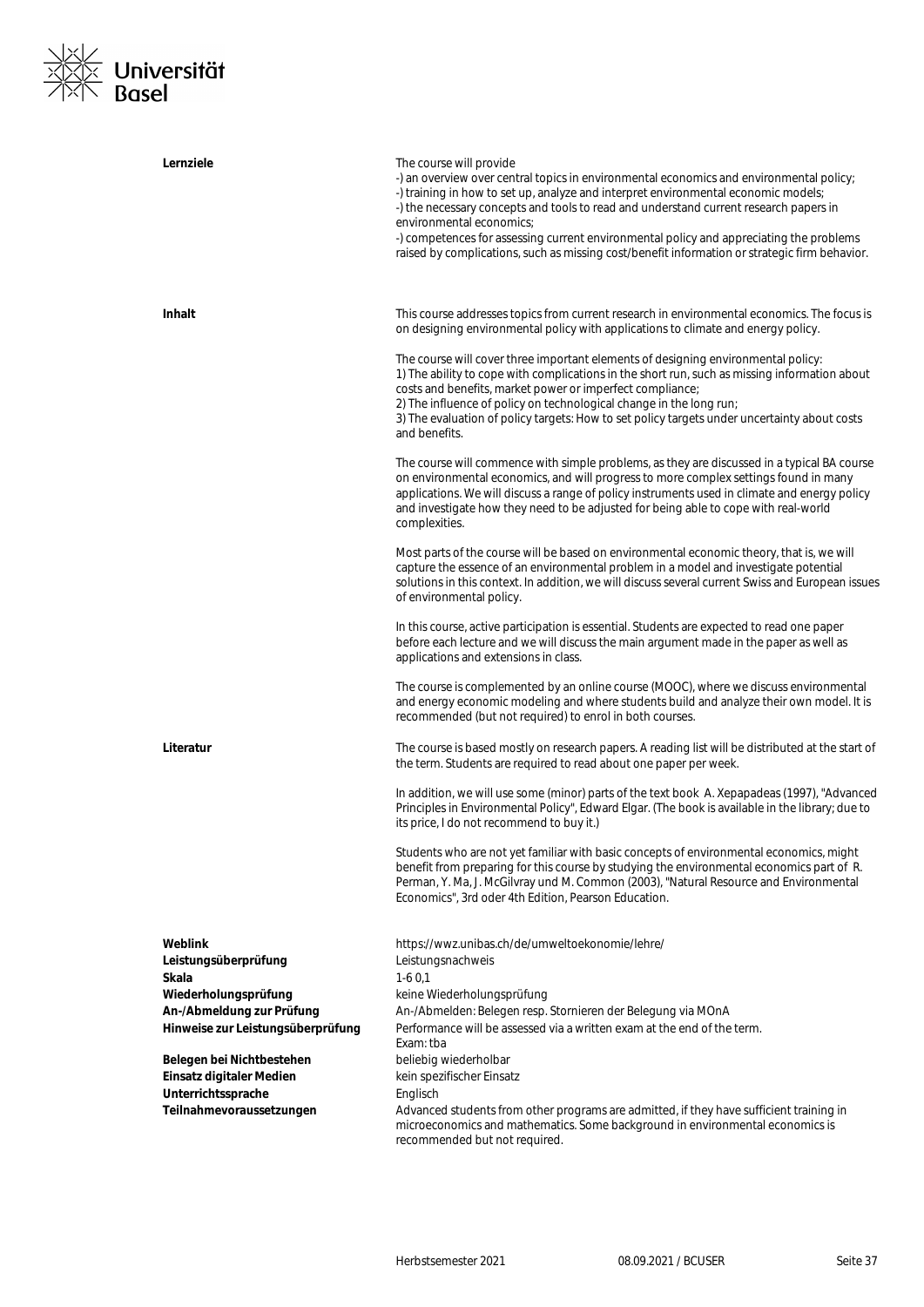**Lernziele**

The course will provide
-) an overview over central topics in environmental economics and environmental policy;
-) training in how to set up, analyze and interpret environmental economic models;
-) the necessary concepts and tools to read and understand current research papers in environmental economics;
-) competences for assessing current environmental policy and appreciating the problems raised by complications, such as missing cost/benefit information or strategic firm behavior.

**Inhalt**

This course addresses topics from current research in environmental economics. The focus is on designing environmental policy with applications to climate and energy policy.

The course will cover three important elements of designing environmental policy:
1) The ability to cope with complications in the short run, such as missing information about costs and benefits, market power or imperfect compliance;
2) The influence of policy on technological change in the long run;
3) The evaluation of policy targets: How to set policy targets under uncertainty about costs and benefits.

The course will commence with simple problems, as they are discussed in a typical BA course on environmental economics, and will progress to more complex settings found in many applications. We will discuss a range of policy instruments used in climate and energy policy and investigate how they need to be adjusted for being able to cope with real-world complexities.

Most parts of the course will be based on environmental economic theory, that is, we will capture the essence of an environmental problem in a model and investigate potential solutions in this context. In addition, we will discuss several current Swiss and European issues of environmental policy.

In this course, active participation is essential. Students are expected to read one paper before each lecture and we will discuss the main argument made in the paper as well as applications and extensions in class.

The course is complemented by an online course (MOOC), where we discuss environmental and energy economic modeling and where students build and analyze their own model. It is recommended (but not required) to enrol in both courses.

**Literatur**

The course is based mostly on research papers. A reading list will be distributed at the start of the term. Students are required to read about one paper per week.

In addition, we will use some (minor) parts of the text book A. Xepapadeas (1997), "Advanced Principles in Environmental Policy", Edward Elgar. (The book is available in the library; due to its price, I do not recommend to buy it.)

Students who are not yet familiar with basic concepts of environmental economics, might benefit from preparing for this course by studying the environmental economics part of R. Perman, Y. Ma, J. McGilvray und M. Common (2003), "Natural Resource and Environmental Economics", 3rd oder 4th Edition, Pearson Education.

| | |
|---|---|
| **Weblink** | https://wwz.unibas.ch/de/umweltoekonomie/lehre/ |
| **Leistungsüberprüfung** | Leistungsnachweis |
| **Skala** | 1-6 0,1 |
| **Wiederholungsprüfung** | keine Wiederholungsprüfung |
| **An-/Abmeldung zur Prüfung** | An-/Abmelden: Belegen resp. Stornieren der Belegung via MOnA |
| **Hinweise zur Leistungsüberprüfung** | Performance will be assessed via a written exam at the end of the term.<br>Exam: tba |
| **Belegen bei Nichtbestehen** | beliebig wiederholbar |
| **Einsatz digitaler Medien** | kein spezifischer Einsatz |
| **Unterrichtssprache** | Englisch |
| **Teilnahmevoraussetzungen** | Advanced students from other programs are admitted, if they have sufficient training in microeconomics and mathematics. Some background in environmental economics is recommended but not required. |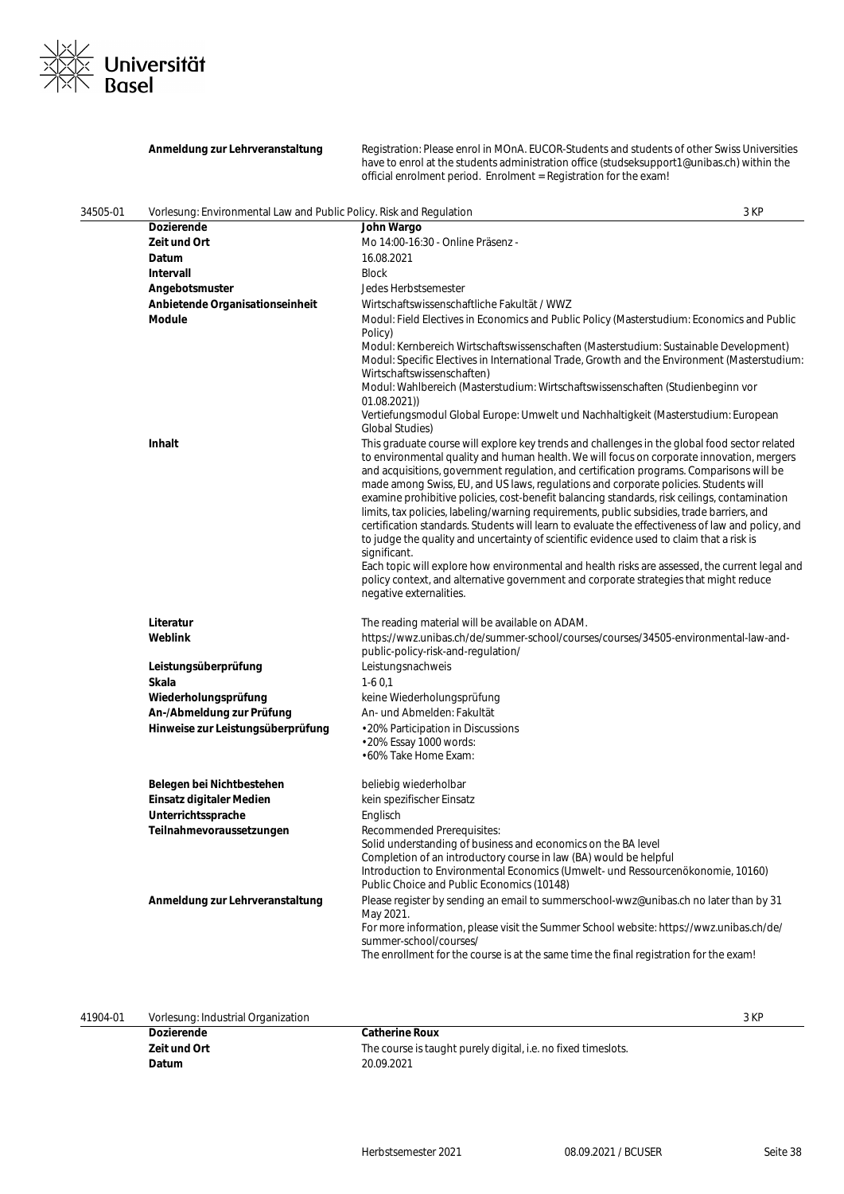| | |
|---|---|
| **Anmeldung zur Lehrveranstaltung** | Registration: Please enrol in MOnA. EUCOR-Students and students of other Swiss Universities have to enrol at the students administration office (studseksupport1@unibas.ch) within the official enrolment period. Enrolment = Registration for the exam! |

## 34505-01 Vorlesung: Environmental Law and Public Policy. Risk and Regulation — 3 KP

| | |
|---|---|
| **Dozierende** | **John Wargo** |
| **Zeit und Ort** | Mo 14:00-16:30 - Online Präsenz - |
| **Datum** | 16.08.2021 |
| **Intervall** | Block |
| **Angebotsmuster** | Jedes Herbstsemester |
| **Anbietende Organisationseinheit** | Wirtschaftswissenschaftliche Fakultät / WWZ |
| **Module** | Modul: Field Electives in Economics and Public Policy (Masterstudium: Economics and Public Policy)<br>Modul: Kernbereich Wirtschaftswissenschaften (Masterstudium: Sustainable Development)<br>Modul: Specific Electives in International Trade, Growth and the Environment (Masterstudium: Wirtschaftswissenschaften)<br>Modul: Wahlbereich (Masterstudium: Wirtschaftswissenschaften (Studienbeginn vor 01.08.2021))<br>Vertiefungsmodul Global Europe: Umwelt und Nachhaltigkeit (Masterstudium: European Global Studies) |
| **Inhalt** | This graduate course will explore key trends and challenges in the global food sector related to environmental quality and human health. We will focus on corporate innovation, mergers and acquisitions, government regulation, and certification programs. Comparisons will be made among Swiss, EU, and US laws, regulations and corporate policies. Students will examine prohibitive policies, cost-benefit balancing standards, risk ceilings, contamination limits, tax policies, labeling/warning requirements, public subsidies, trade barriers, and certification standards. Students will learn to evaluate the effectiveness of law and policy, and to judge the quality and uncertainty of scientific evidence used to claim that a risk is significant.<br>Each topic will explore how environmental and health risks are assessed, the current legal and policy context, and alternative government and corporate strategies that might reduce negative externalities. |
| **Literatur** | The reading material will be available on ADAM. |
| **Weblink** | https://wwz.unibas.ch/de/summer-school/courses/courses/34505-environmental-law-and-public-policy-risk-and-regulation/ |
| **Leistungsüberprüfung** | Leistungsnachweis |
| **Skala** | 1-6 0,1 |
| **Wiederholungsprüfung** | keine Wiederholungsprüfung |
| **An-/Abmeldung zur Prüfung** | An- und Abmelden: Fakultät |
| **Hinweise zur Leistungsüberprüfung** | •20% Participation in Discussions<br>•20% Essay 1000 words:<br>•60% Take Home Exam: |
| **Belegen bei Nichtbestehen** | beliebig wiederholbar |
| **Einsatz digitaler Medien** | kein spezifischer Einsatz |
| **Unterrichtssprache** | Englisch |
| **Teilnahmevoraussetzungen** | Recommended Prerequisites:<br>Solid understanding of business and economics on the BA level<br>Completion of an introductory course in law (BA) would be helpful<br>Introduction to Environmental Economics (Umwelt- und Ressourcenökonomie, 10160)<br>Public Choice and Public Economics (10148) |
| **Anmeldung zur Lehrveranstaltung** | Please register by sending an email to summerschool-wwz@unibas.ch no later than by 31 May 2021.<br>For more information, please visit the Summer School website: https://wwz.unibas.ch/de/summer-school/courses/<br>The enrollment for the course is at the same time the final registration for the exam! |

## 41904-01 Vorlesung: Industrial Organization — 3 KP

| | |
|---|---|
| **Dozierende** | **Catherine Roux** |
| **Zeit und Ort** | The course is taught purely digital, i.e. no fixed timeslots. |
| **Datum** | 20.09.2021 |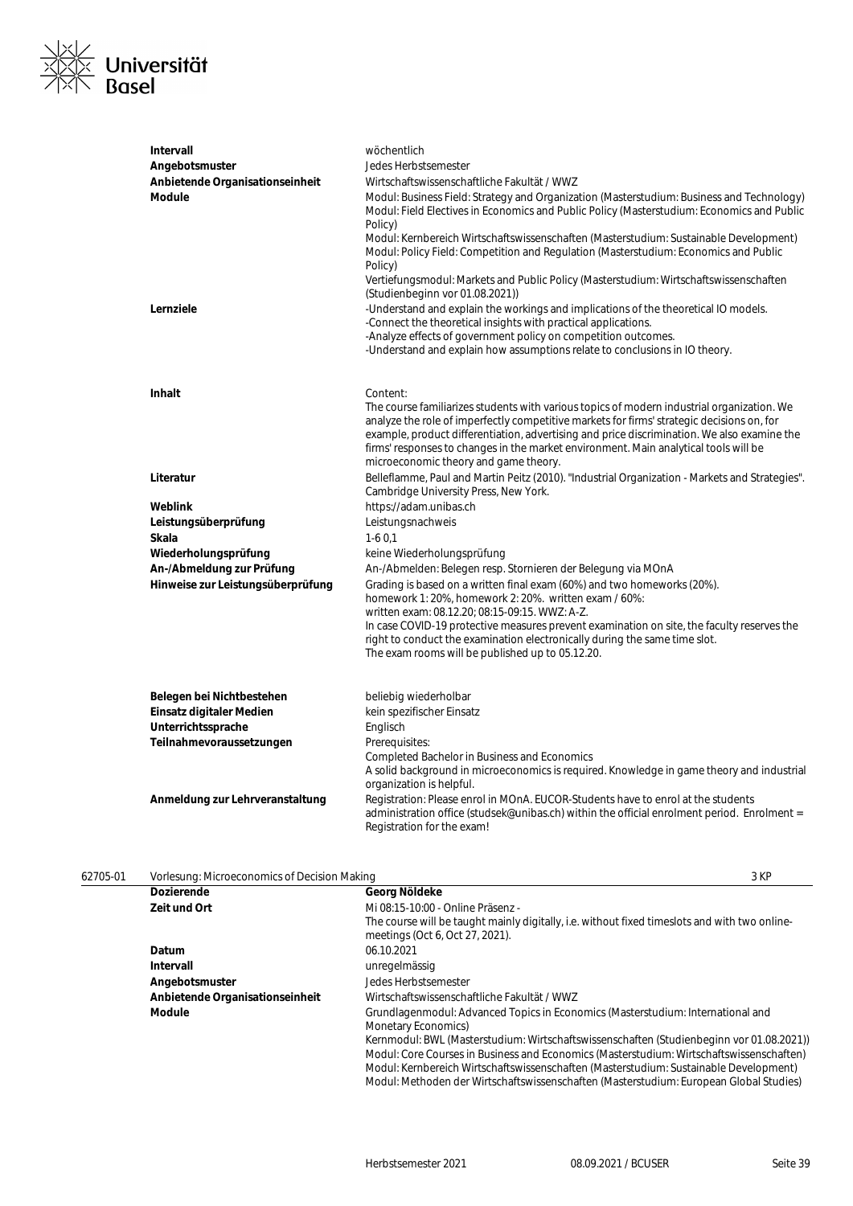| | |
|---|---|
| **Intervall** | wöchentlich |
| **Angebotsmuster** | Jedes Herbstsemester |
| **Anbietende Organisationseinheit** | Wirtschaftswissenschaftliche Fakultät / WWZ |
| **Module** | Modul: Business Field: Strategy and Organization (Masterstudium: Business and Technology)<br>Modul: Field Electives in Economics and Public Policy (Masterstudium: Economics and Public Policy)<br>Modul: Kernbereich Wirtschaftswissenschaften (Masterstudium: Sustainable Development)<br>Modul: Policy Field: Competition and Regulation (Masterstudium: Economics and Public Policy)<br>Vertiefungsmodul: Markets and Public Policy (Masterstudium: Wirtschaftswissenschaften (Studienbeginn vor 01.08.2021)) |
| **Lernziele** | -Understand and explain the workings and implications of the theoretical IO models.<br>-Connect the theoretical insights with practical applications.<br>-Analyze effects of government policy on competition outcomes.<br>-Understand and explain how assumptions relate to conclusions in IO theory. |
| **Inhalt** | Content:<br>The course familiarizes students with various topics of modern industrial organization. We analyze the role of imperfectly competitive markets for firms' strategic decisions on, for example, product differentiation, advertising and price discrimination. We also examine the firms' responses to changes in the market environment. Main analytical tools will be microeconomic theory and game theory. |
| **Literatur** | Belleflamme, Paul and Martin Peitz (2010). "Industrial Organization - Markets and Strategies". Cambridge University Press, New York. |
| **Weblink** | https://adam.unibas.ch |
| **Leistungsüberprüfung** | Leistungsnachweis |
| **Skala** | 1-6 0,1 |
| **Wiederholungsprüfung** | keine Wiederholungsprüfung |
| **An-/Abmeldung zur Prüfung** | An-/Abmelden: Belegen resp. Stornieren der Belegung via MOnA |
| **Hinweise zur Leistungsüberprüfung** | Grading is based on a written final exam (60%) and two homeworks (20%).<br>homework 1: 20%, homework 2: 20%. written exam / 60%:<br>written exam: 08.12.20; 08:15-09:15. WWZ: A-Z.<br>In case COVID-19 protective measures prevent examination on site, the faculty reserves the right to conduct the examination electronically during the same time slot.<br>The exam rooms will be published up to 05.12.20. |
| **Belegen bei Nichtbestehen** | beliebig wiederholbar |
| **Einsatz digitaler Medien** | kein spezifischer Einsatz |
| **Unterrichtssprache** | Englisch |
| **Teilnahmevoraussetzungen** | Prerequisites:<br>Completed Bachelor in Business and Economics<br>A solid background in microeconomics is required. Knowledge in game theory and industrial organization is helpful. |
| **Anmeldung zur Lehrveranstaltung** | Registration: Please enrol in MOnA. EUCOR-Students have to enrol at the students administration office (studsek@unibas.ch) within the official enrolment period. Enrolment = Registration for the exam! |

**62705-01 Vorlesung: Microeconomics of Decision Making** — 3 KP

| | |
|---|---|
| **Dozierende** | **Georg Nöldeke** |
| **Zeit und Ort** | Mi 08:15-10:00 - Online Präsenz -<br>The course will be taught mainly digitally, i.e. without fixed timeslots and with two online-meetings (Oct 6, Oct 27, 2021). |
| **Datum** | 06.10.2021 |
| **Intervall** | unregelmässig |
| **Angebotsmuster** | Jedes Herbstsemester |
| **Anbietende Organisationseinheit** | Wirtschaftswissenschaftliche Fakultät / WWZ |
| **Module** | Grundlagenmodul: Advanced Topics in Economics (Masterstudium: International and Monetary Economics)<br>Kernmodul: BWL (Masterstudium: Wirtschaftswissenschaften (Studienbeginn vor 01.08.2021))<br>Modul: Core Courses in Business and Economics (Masterstudium: Wirtschaftswissenschaften)<br>Modul: Kernbereich Wirtschaftswissenschaften (Masterstudium: Sustainable Development)<br>Modul: Methoden der Wirtschaftswissenschaften (Masterstudium: European Global Studies) |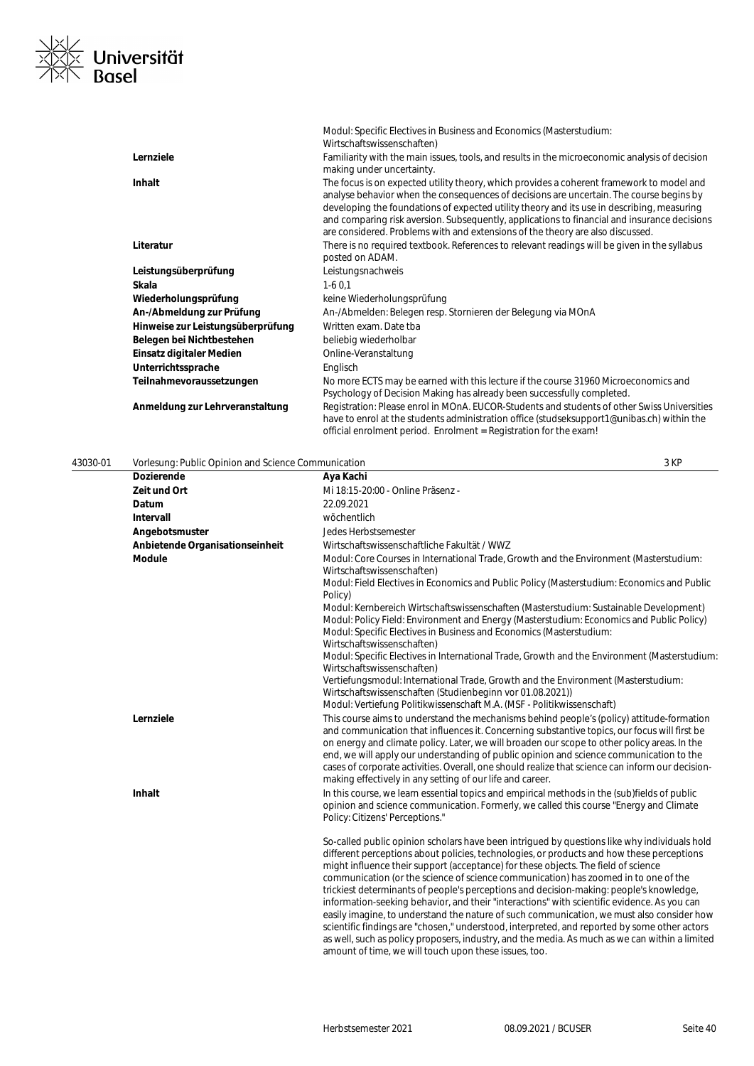| | |
|---|---|
| | Modul: Specific Electives in Business and Economics (Masterstudium: Wirtschaftswissenschaften) |
| **Lernziele** | Familiarity with the main issues, tools, and results in the microeconomic analysis of decision making under uncertainty. |
| **Inhalt** | The focus is on expected utility theory, which provides a coherent framework to model and analyse behavior when the consequences of decisions are uncertain. The course begins by developing the foundations of expected utility theory and its use in describing, measuring and comparing risk aversion. Subsequently, applications to financial and insurance decisions are considered. Problems with and extensions of the theory are also discussed. |
| **Literatur** | There is no required textbook. References to relevant readings will be given in the syllabus posted on ADAM. |
| **Leistungsüberprüfung** | Leistungsnachweis |
| **Skala** | 1-6 0,1 |
| **Wiederholungsprüfung** | keine Wiederholungsprüfung |
| **An-/Abmeldung zur Prüfung** | An-/Abmelden: Belegen resp. Stornieren der Belegung via MOnA |
| **Hinweise zur Leistungsüberprüfung** | Written exam. Date tba |
| **Belegen bei Nichtbestehen** | beliebig wiederholbar |
| **Einsatz digitaler Medien** | Online-Veranstaltung |
| **Unterrichtssprache** | Englisch |
| **Teilnahmevoraussetzungen** | No more ECTS may be earned with this lecture if the course 31960 Microeconomics and Psychology of Decision Making has already been successfully completed. |
| **Anmeldung zur Lehrveranstaltung** | Registration: Please enrol in MOnA. EUCOR-Students and students of other Swiss Universities have to enrol at the students administration office (studseksupport1@unibas.ch) within the official enrolment period. Enrolment = Registration for the exam! |

43030-01 Vorlesung: Public Opinion and Science Communication 3 KP

| | |
|---|---|
| **Dozierende** | **Aya Kachi** |
| **Zeit und Ort** | Mi 18:15-20:00 - Online Präsenz - |
| **Datum** | 22.09.2021 |
| **Intervall** | wöchentlich |
| **Angebotsmuster** | Jedes Herbstsemester |
| **Anbietende Organisationseinheit** | Wirtschaftswissenschaftliche Fakultät / WWZ |
| **Module** | Modul: Core Courses in International Trade, Growth and the Environment (Masterstudium: Wirtschaftswissenschaften)<br>Modul: Field Electives in Economics and Public Policy (Masterstudium: Economics and Public Policy)<br>Modul: Kernbereich Wirtschaftswissenschaften (Masterstudium: Sustainable Development)<br>Modul: Policy Field: Environment and Energy (Masterstudium: Economics and Public Policy)<br>Modul: Specific Electives in Business and Economics (Masterstudium: Wirtschaftswissenschaften)<br>Modul: Specific Electives in International Trade, Growth and the Environment (Masterstudium: Wirtschaftswissenschaften)<br>Vertiefungsmodul: International Trade, Growth and the Environment (Masterstudium: Wirtschaftswissenschaften (Studienbeginn vor 01.08.2021))<br>Modul: Vertiefung Politikwissenschaft M.A. (MSF - Politikwissenschaft) |
| **Lernziele** | This course aims to understand the mechanisms behind people's (policy) attitude-formation and communication that influences it. Concerning substantive topics, our focus will first be on energy and climate policy. Later, we will broaden our scope to other policy areas. In the end, we will apply our understanding of public opinion and science communication to the cases of corporate activities. Overall, one should realize that science can inform our decision-making effectively in any setting of our life and career. |
| **Inhalt** | In this course, we learn essential topics and empirical methods in the (sub)fields of public opinion and science communication. Formerly, we called this course "Energy and Climate Policy: Citizens' Perceptions."<br><br>So-called public opinion scholars have been intrigued by questions like why individuals hold different perceptions about policies, technologies, or products and how these perceptions might influence their support (acceptance) for these objects. The field of science communication (or the science of science communication) has zoomed in to one of the trickiest determinants of people's perceptions and decision-making: people's knowledge, information-seeking behavior, and their "interactions" with scientific evidence. As you can easily imagine, to understand the nature of such communication, we must also consider how scientific findings are "chosen," understood, interpreted, and reported by some other actors as well, such as policy proposers, industry, and the media. As much as we can within a limited amount of time, we will touch upon these issues, too. |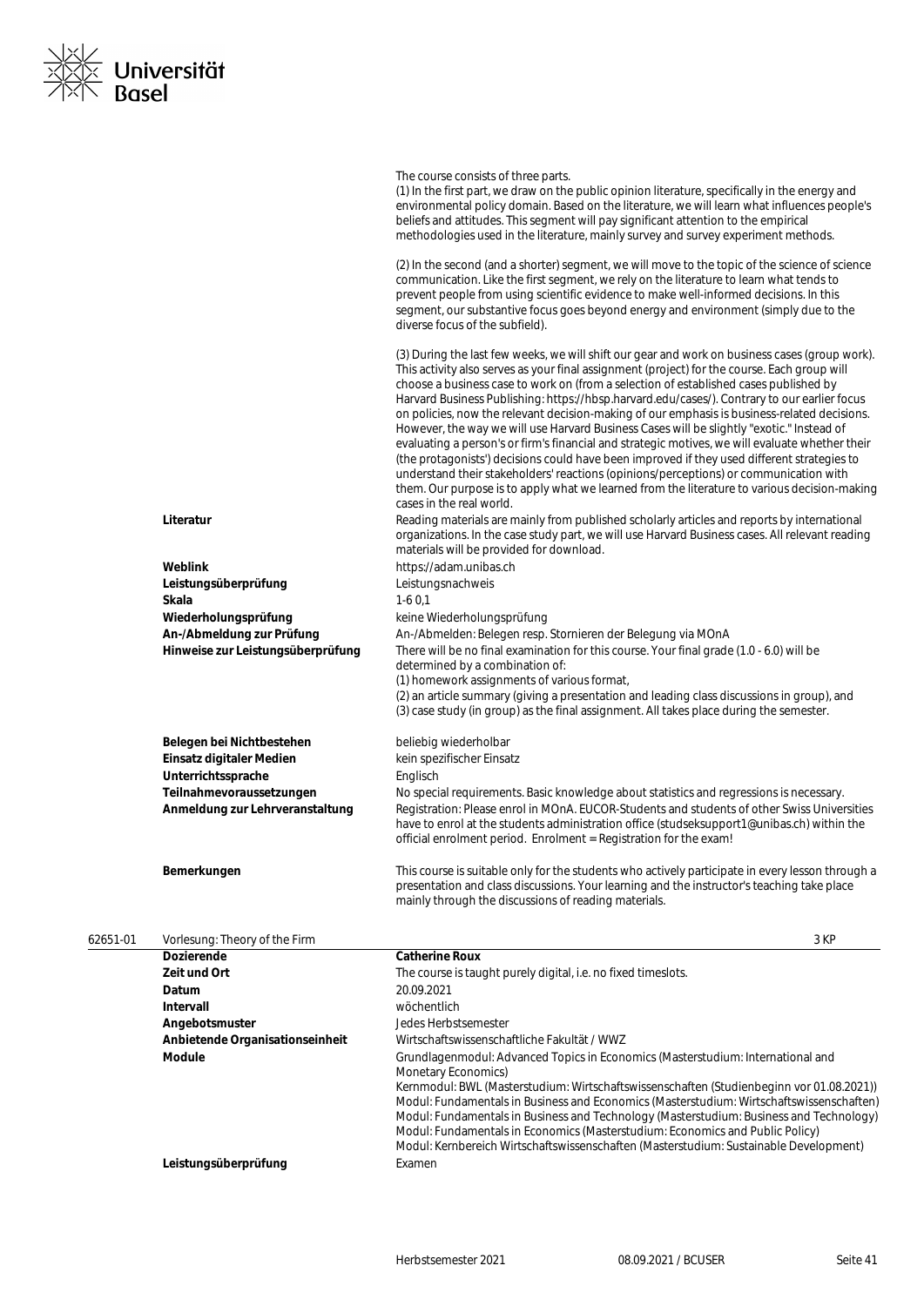| | |
|---|---|
| | The course consists of three parts.<br>(1) In the first part, we draw on the public opinion literature, specifically in the energy and environmental policy domain. Based on the literature, we will learn what influences people's beliefs and attitudes. This segment will pay significant attention to the empirical methodologies used in the literature, mainly survey and survey experiment methods.<br><br>(2) In the second (and a shorter) segment, we will move to the topic of the science of science communication. Like the first segment, we rely on the literature to learn what tends to prevent people from using scientific evidence to make well-informed decisions. In this segment, our substantive focus goes beyond energy and environment (simply due to the diverse focus of the subfield).<br><br>(3) During the last few weeks, we will shift our gear and work on business cases (group work). This activity also serves as your final assignment (project) for the course. Each group will choose a business case to work on (from a selection of established cases published by Harvard Business Publishing: https://hbsp.harvard.edu/cases/). Contrary to our earlier focus on policies, now the relevant decision-making of our emphasis is business-related decisions. However, the way we will use Harvard Business Cases will be slightly "exotic." Instead of evaluating a person's or firm's financial and strategic motives, we will evaluate whether their (the protagonists') decisions could have been improved if they used different strategies to understand their stakeholders' reactions (opinions/perceptions) or communication with them. Our purpose is to apply what we learned from the literature to various decision-making cases in the real world. |
| **Literatur** | Reading materials are mainly from published scholarly articles and reports by international organizations. In the case study part, we will use Harvard Business cases. All relevant reading materials will be provided for download. |
| **Weblink** | https://adam.unibas.ch |
| **Leistungsüberprüfung** | Leistungsnachweis |
| **Skala** | 1-6 0,1 |
| **Wiederholungsprüfung** | keine Wiederholungsprüfung |
| **An-/Abmeldung zur Prüfung** | An-/Abmelden: Belegen resp. Stornieren der Belegung via MOnA |
| **Hinweise zur Leistungsüberprüfung** | There will be no final examination for this course. Your final grade (1.0 - 6.0) will be determined by a combination of:<br>(1) homework assignments of various format,<br>(2) an article summary (giving a presentation and leading class discussions in group), and<br>(3) case study (in group) as the final assignment. All takes place during the semester. |
| **Belegen bei Nichtbestehen** | beliebig wiederholbar |
| **Einsatz digitaler Medien** | kein spezifischer Einsatz |
| **Unterrichtssprache** | Englisch |
| **Teilnahmevoraussetzungen** | No special requirements. Basic knowledge about statistics and regressions is necessary. |
| **Anmeldung zur Lehrveranstaltung** | Registration: Please enrol in MOnA. EUCOR-Students and students of other Swiss Universities have to enrol at the students administration office (studseksupport1@unibas.ch) within the official enrolment period. Enrolment = Registration for the exam! |
| **Bemerkungen** | This course is suitable only for the students who actively participate in every lesson through a presentation and class discussions. Your learning and the instructor's teaching take place mainly through the discussions of reading materials. |

**62651-01 Vorlesung: Theory of the Firm** — 3 KP

| | |
|---|---|
| **Dozierende** | **Catherine Roux** |
| **Zeit und Ort** | The course is taught purely digital, i.e. no fixed timeslots. |
| **Datum** | 20.09.2021 |
| **Intervall** | wöchentlich |
| **Angebotsmuster** | Jedes Herbstsemester |
| **Anbietende Organisationseinheit** | Wirtschaftswissenschaftliche Fakultät / WWZ |
| **Module** | Grundlagenmodul: Advanced Topics in Economics (Masterstudium: International and Monetary Economics)<br>Kernmodul: BWL (Masterstudium: Wirtschaftswissenschaften (Studienbeginn vor 01.08.2021))<br>Modul: Fundamentals in Business and Economics (Masterstudium: Wirtschaftswissenschaften)<br>Modul: Fundamentals in Business and Technology (Masterstudium: Business and Technology)<br>Modul: Fundamentals in Economics (Masterstudium: Economics and Public Policy)<br>Modul: Kernbereich Wirtschaftswissenschaften (Masterstudium: Sustainable Development) |
| **Leistungsüberprüfung** | Examen |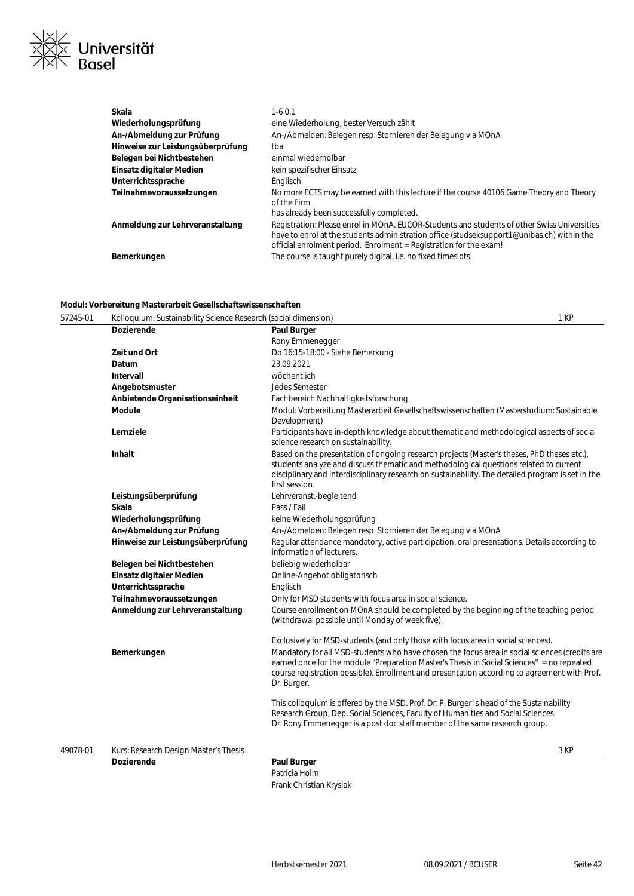| | |
|---|---|
| **Skala** | 1-6 0,1 |
| **Wiederholungsprüfung** | eine Wiederholung, bester Versuch zählt |
| **An-/Abmeldung zur Prüfung** | An-/Abmelden: Belegen resp. Stornieren der Belegung via MOnA |
| **Hinweise zur Leistungsüberprüfung** | tba |
| **Belegen bei Nichtbestehen** | einmal wiederholbar |
| **Einsatz digitaler Medien** | kein spezifischer Einsatz |
| **Unterrichtssprache** | Englisch |
| **Teilnahmevoraussetzungen** | No more ECTS may be earned with this lecture if the course 40106 Game Theory and Theory of the Firm has already been successfully completed. |
| **Anmeldung zur Lehrveranstaltung** | Registration: Please enrol in MOnA. EUCOR-Students and students of other Swiss Universities have to enrol at the students administration office (studseksupport1@unibas.ch) within the official enrolment period. Enrolment = Registration for the exam! |
| **Bemerkungen** | The course is taught purely digital, i.e. no fixed timeslots. |

### Modul: Vorbereitung Masterarbeit Gesellschaftswissenschaften

**57245-01 Kolloquium: Sustainability Science Research (social dimension) — 1 KP**

| | |
|---|---|
| **Dozierende** | Paul Burger<br>Rony Emmenegger |
| **Zeit und Ort** | Do 16:15-18:00 - Siehe Bemerkung |
| **Datum** | 23.09.2021 |
| **Intervall** | wöchentlich |
| **Angebotsmuster** | Jedes Semester |
| **Anbietende Organisationseinheit** | Fachbereich Nachhaltigkeitsforschung |
| **Module** | Modul: Vorbereitung Masterarbeit Gesellschaftswissenschaften (Masterstudium: Sustainable Development) |
| **Lernziele** | Participants have in-depth knowledge about thematic and methodological aspects of social science research on sustainability. |
| **Inhalt** | Based on the presentation of ongoing research projects (Master's theses, PhD theses etc.), students analyze and discuss thematic and methodological questions related to current disciplinary and interdisciplinary research on sustainability. The detailed program is set in the first session. |
| **Leistungsüberprüfung** | Lehrveranst.-begleitend |
| **Skala** | Pass / Fail |
| **Wiederholungsprüfung** | keine Wiederholungsprüfung |
| **An-/Abmeldung zur Prüfung** | An-/Abmelden: Belegen resp. Stornieren der Belegung via MOnA |
| **Hinweise zur Leistungsüberprüfung** | Regular attendance mandatory, active participation, oral presentations. Details according to information of lecturers. |
| **Belegen bei Nichtbestehen** | beliebig wiederholbar |
| **Einsatz digitaler Medien** | Online-Angebot obligatorisch |
| **Unterrichtssprache** | Englisch |
| **Teilnahmevoraussetzungen** | Only for MSD students with focus area in social science. |
| **Anmeldung zur Lehrveranstaltung** | Course enrollment on MOnA should be completed by the beginning of the teaching period (withdrawal possible until Monday of week five).<br><br>Exclusively for MSD-students (and only those with focus area in social sciences). |
| **Bemerkungen** | Mandatory for all MSD-students who have chosen the focus area in social sciences (credits are earned once for the module "Preparation Master's Thesis in Social Sciences" = no repeated course registration possible). Enrollment and presentation according to agreement with Prof. Dr. Burger.<br><br>This colloquium is offered by the MSD. Prof. Dr. P. Burger is head of the Sustainability Research Group, Dep. Social Sciences, Faculty of Humanities and Social Sciences.<br>Dr. Rony Emmenegger is a post doc staff member of the same research group. |

**49078-01 Kurs: Research Design Master's Thesis — 3 KP**

| | |
|---|---|
| **Dozierende** | Paul Burger<br>Patricia Holm<br>Frank Christian Krysiak |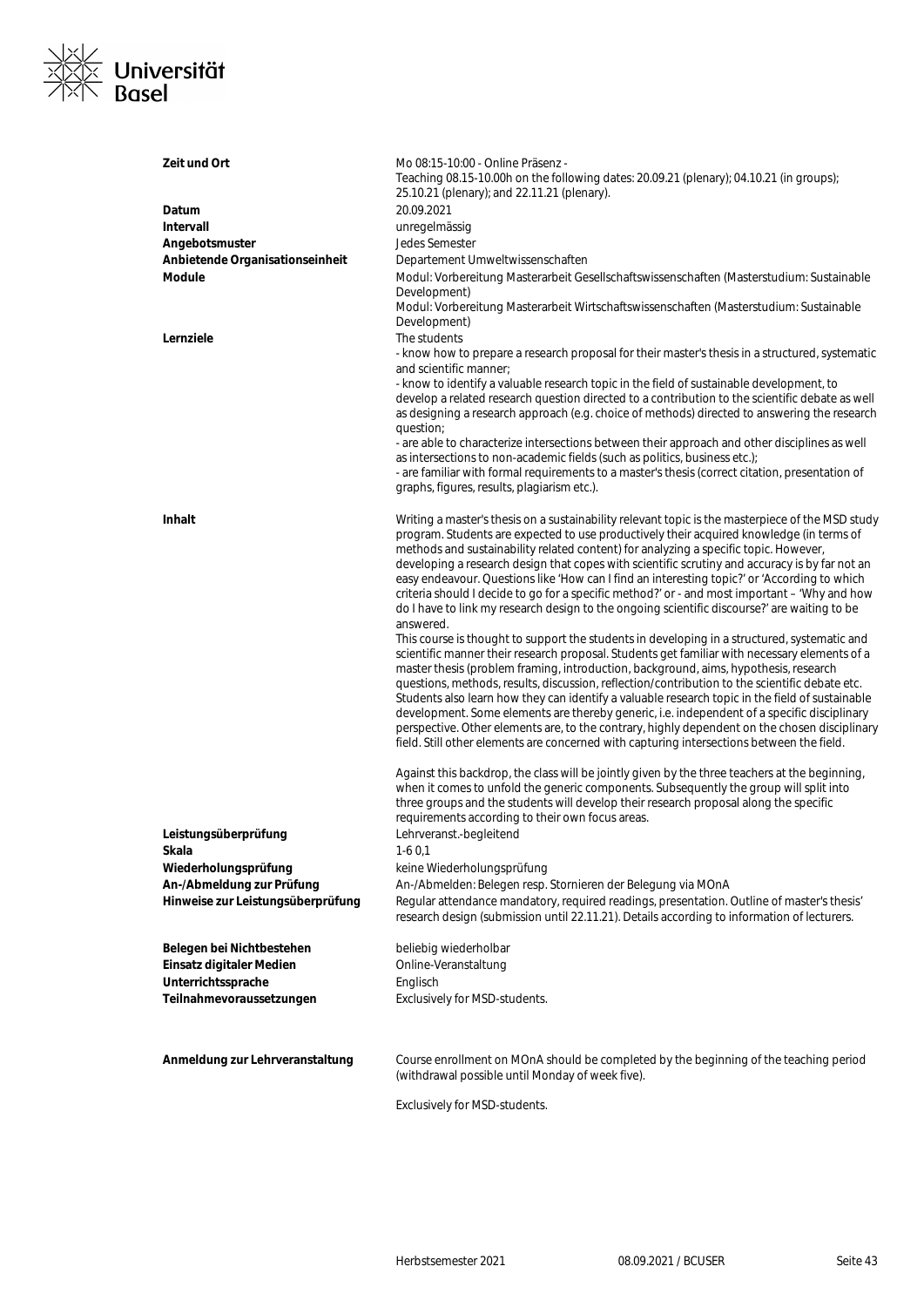| | |
|---|---|
| **Zeit und Ort** | Mo 08:15-10:00 - Online Präsenz -<br>Teaching 08.15-10.00h on the following dates: 20.09.21 (plenary); 04.10.21 (in groups); 25.10.21 (plenary); and 22.11.21 (plenary). |
| **Datum** | 20.09.2021 |
| **Intervall** | unregelmässig |
| **Angebotsmuster** | Jedes Semester |
| **Anbietende Organisationseinheit** | Departement Umweltwissenschaften |
| **Module** | Modul: Vorbereitung Masterarbeit Gesellschaftswissenschaften (Masterstudium: Sustainable Development)<br>Modul: Vorbereitung Masterarbeit Wirtschaftswissenschaften (Masterstudium: Sustainable Development) |
| **Lernziele** | The students<br>- know how to prepare a research proposal for their master's thesis in a structured, systematic and scientific manner;<br>- know to identify a valuable research topic in the field of sustainable development, to develop a related research question directed to a contribution to the scientific debate as well as designing a research approach (e.g. choice of methods) directed to answering the research question;<br>- are able to characterize intersections between their approach and other disciplines as well as intersections to non-academic fields (such as politics, business etc.);<br>- are familiar with formal requirements to a master's thesis (correct citation, presentation of graphs, figures, results, plagiarism etc.). |
| **Inhalt** | Writing a master's thesis on a sustainability relevant topic is the masterpiece of the MSD study program. Students are expected to use productively their acquired knowledge (in terms of methods and sustainability related content) for analyzing a specific topic. However, developing a research design that copes with scientific scrutiny and accuracy is by far not an easy endeavour. Questions like 'How can I find an interesting topic?' or 'According to which criteria should I decide to go for a specific method?' or - and most important – 'Why and how do I have to link my research design to the ongoing scientific discourse?' are waiting to be answered.<br>This course is thought to support the students in developing in a structured, systematic and scientific manner their research proposal. Students get familiar with necessary elements of a master thesis (problem framing, introduction, background, aims, hypothesis, research questions, methods, results, discussion, reflection/contribution to the scientific debate etc. Students also learn how they can identify a valuable research topic in the field of sustainable development. Some elements are thereby generic, i.e. independent of a specific disciplinary perspective. Other elements are, to the contrary, highly dependent on the chosen disciplinary field. Still other elements are concerned with capturing intersections between the field.<br><br>Against this backdrop, the class will be jointly given by the three teachers at the beginning, when it comes to unfold the generic components. Subsequently the group will split into three groups and the students will develop their research proposal along the specific requirements according to their own focus areas. |
| **Leistungsüberprüfung** | Lehrveranst.-begleitend |
| **Skala** | 1-6 0,1 |
| **Wiederholungsprüfung** | keine Wiederholungsprüfung |
| **An-/Abmeldung zur Prüfung** | An-/Abmelden: Belegen resp. Stornieren der Belegung via MOnA |
| **Hinweise zur Leistungsüberprüfung** | Regular attendance mandatory, required readings, presentation. Outline of master's thesis' research design (submission until 22.11.21). Details according to information of lecturers. |
| **Belegen bei Nichtbestehen** | beliebig wiederholbar |
| **Einsatz digitaler Medien** | Online-Veranstaltung |
| **Unterrichtssprache** | Englisch |
| **Teilnahmevoraussetzungen** | Exclusively for MSD-students. |
| **Anmeldung zur Lehrveranstaltung** | Course enrollment on MOnA should be completed by the beginning of the teaching period (withdrawal possible until Monday of week five).<br><br>Exclusively for MSD-students. |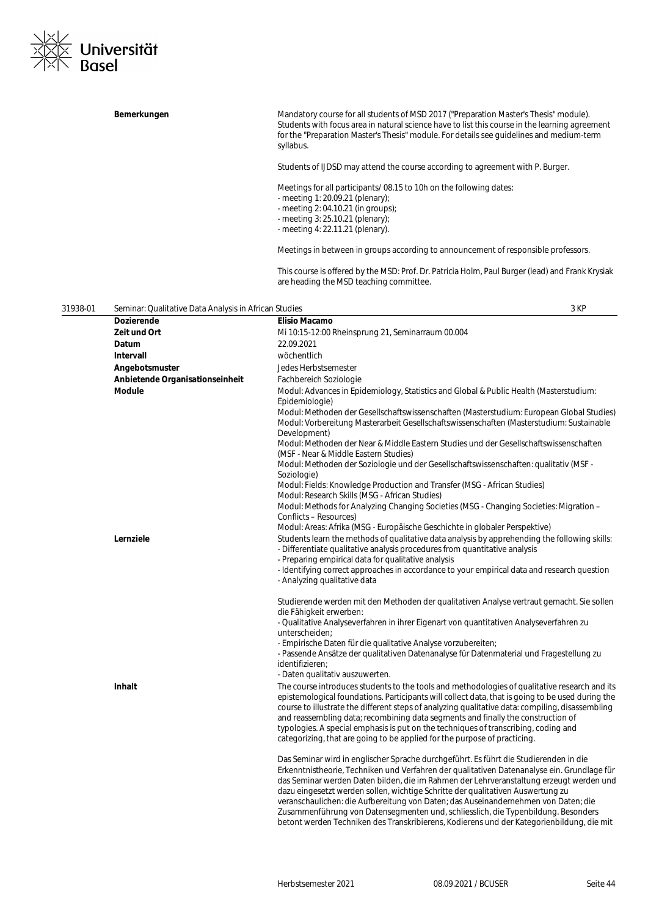| | |
|---|---|
| **Bemerkungen** | Mandatory course for all students of MSD 2017 ("Preparation Master's Thesis" module). Students with focus area in natural science have to list this course in the learning agreement for the "Preparation Master's Thesis" module. For details see guidelines and medium-term syllabus.<br><br>Students of IJDSD may attend the course according to agreement with P. Burger.<br><br>Meetings for all participants/ 08.15 to 10h on the following dates:<br>- meeting 1: 20.09.21 (plenary);<br>- meeting 2: 04.10.21 (in groups);<br>- meeting 3: 25.10.21 (plenary);<br>- meeting 4: 22.11.21 (plenary).<br><br>Meetings in between in groups according to announcement of responsible professors.<br><br>This course is offered by the MSD: Prof. Dr. Patricia Holm, Paul Burger (lead) and Frank Krysiak are heading the MSD teaching committee. |

## 31938-01 Seminar: Qualitative Data Analysis in African Studies — 3 KP

| | |
|---|---|
| **Dozierende** | **Elisio Macamo** |
| **Zeit und Ort** | Mi 10:15-12:00 Rheinsprung 21, Seminarraum 00.004 |
| **Datum** | 22.09.2021 |
| **Intervall** | wöchentlich |
| **Angebotsmuster** | Jedes Herbstsemester |
| **Anbietende Organisationseinheit** | Fachbereich Soziologie |
| **Module** | Modul: Advances in Epidemiology, Statistics and Global & Public Health (Masterstudium: Epidemiologie)<br>Modul: Methoden der Gesellschaftswissenschaften (Masterstudium: European Global Studies)<br>Modul: Vorbereitung Masterarbeit Gesellschaftswissenschaften (Masterstudium: Sustainable Development)<br>Modul: Methoden der Near & Middle Eastern Studies und der Gesellschaftswissenschaften (MSF - Near & Middle Eastern Studies)<br>Modul: Methoden der Soziologie und der Gesellschaftswissenschaften: qualitativ (MSF - Soziologie)<br>Modul: Fields: Knowledge Production and Transfer (MSG - African Studies)<br>Modul: Research Skills (MSG - African Studies)<br>Modul: Methods for Analyzing Changing Societies (MSG - Changing Societies: Migration – Conflicts – Resources)<br>Modul: Areas: Afrika (MSG - Europäische Geschichte in globaler Perspektive) |
| **Lernziele** | Students learn the methods of qualitative data analysis by apprehending the following skills:<br>- Differentiate qualitative analysis procedures from quantitative analysis<br>- Preparing empirical data for qualitative analysis<br>- Identifying correct approaches in accordance to your empirical data and research question<br>- Analyzing qualitative data<br><br>Studierende werden mit den Methoden der qualitativen Analyse vertraut gemacht. Sie sollen die Fähigkeit erwerben:<br>- Qualitative Analyseverfahren in ihrer Eigenart von quantitativen Analyseverfahren zu unterscheiden;<br>- Empirische Daten für die qualitative Analyse vorzubereiten;<br>- Passende Ansätze der qualitativen Datenanalyse für Datenmaterial und Fragestellung zu identifizieren;<br>- Daten qualitativ auszuwerten. |
| **Inhalt** | The course introduces students to the tools and methodologies of qualitative research and its epistemological foundations. Participants will collect data, that is going to be used during the course to illustrate the different steps of analyzing qualitative data: compiling, disassembling and reassembling data; recombining data segments and finally the construction of typologies. A special emphasis is put on the techniques of transcribing, coding and categorizing, that are going to be applied for the purpose of practicing.<br><br>Das Seminar wird in englischer Sprache durchgeführt. Es führt die Studierenden in die Erkenntnistheorie, Techniken und Verfahren der qualitativen Datenanalyse ein. Grundlage für das Seminar werden Daten bilden, die im Rahmen der Lehrveranstaltung erzeugt werden und dazu eingesetzt werden sollen, wichtige Schritte der qualitativen Auswertung zu veranschaulichen: die Aufbereitung von Daten; das Auseinandernehmen von Daten; die Zusammenführung von Datensegmenten und, schliesslich, die Typenbildung. Besonders betont werden Techniken des Transkribierens, Kodierens und der Kategorienbildung, die mit |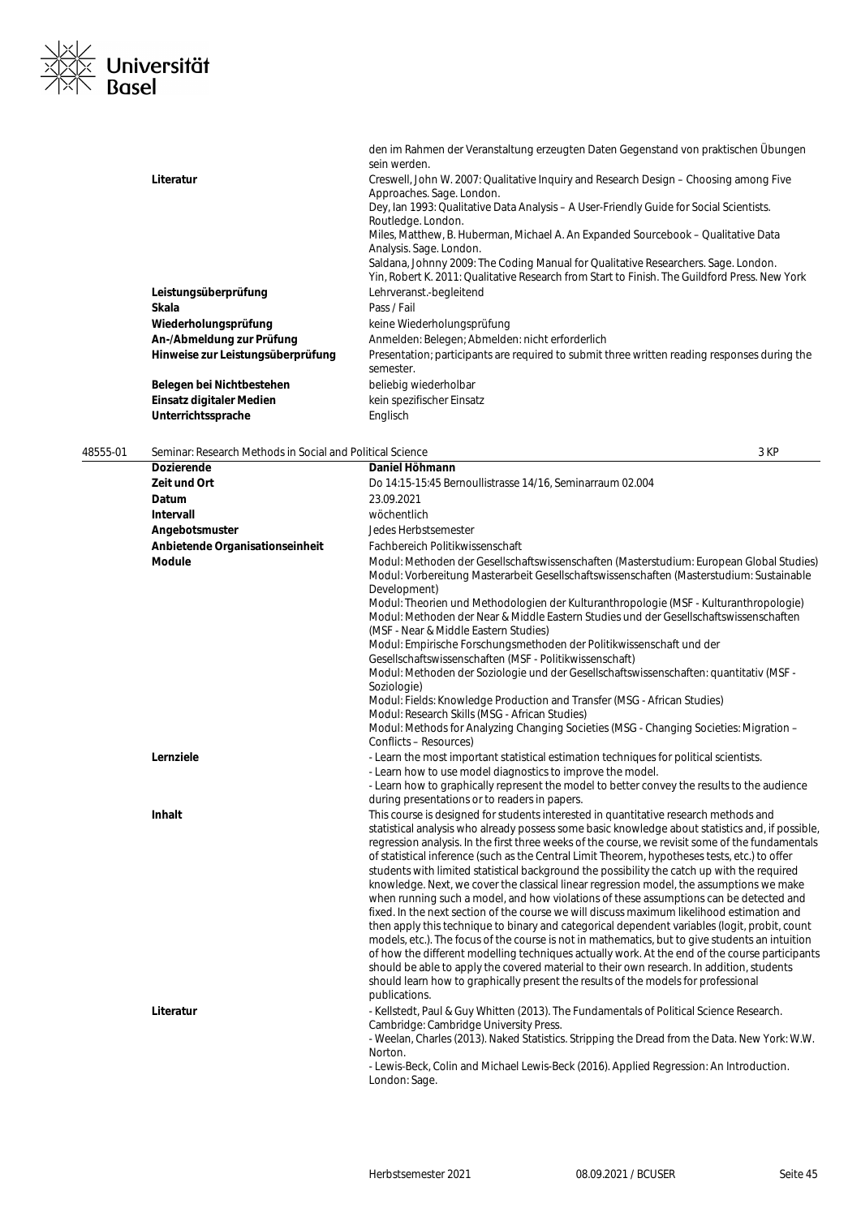| | |
|---|---|
| | den im Rahmen der Veranstaltung erzeugten Daten Gegenstand von praktischen Übungen sein werden. |
| **Literatur** | Creswell, John W. 2007: Qualitative Inquiry and Research Design – Choosing among Five Approaches. Sage. London.<br>Dey, Ian 1993: Qualitative Data Analysis – A User-Friendly Guide for Social Scientists. Routledge. London.<br>Miles, Matthew, B. Huberman, Michael A. An Expanded Sourcebook – Qualitative Data Analysis. Sage. London.<br>Saldana, Johnny 2009: The Coding Manual for Qualitative Researchers. Sage. London.<br>Yin, Robert K. 2011: Qualitative Research from Start to Finish. The Guildford Press. New York |
| **Leistungsüberprüfung** | Lehrveranst.-begleitend |
| **Skala** | Pass / Fail |
| **Wiederholungsprüfung** | keine Wiederholungsprüfung |
| **An-/Abmeldung zur Prüfung** | Anmelden: Belegen; Abmelden: nicht erforderlich |
| **Hinweise zur Leistungsüberprüfung** | Presentation; participants are required to submit three written reading responses during the semester. |
| **Belegen bei Nichtbestehen** | beliebig wiederholbar |
| **Einsatz digitaler Medien** | kein spezifischer Einsatz |
| **Unterrichtssprache** | Englisch |

## 48555-01 Seminar: Research Methods in Social and Political Science — 3 KP

| | |
|---|---|
| **Dozierende** | **Daniel Höhmann** |
| **Zeit und Ort** | Do 14:15-15:45 Bernoullistrasse 14/16, Seminarraum 02.004 |
| **Datum** | 23.09.2021 |
| **Intervall** | wöchentlich |
| **Angebotsmuster** | Jedes Herbstsemester |
| **Anbietende Organisationseinheit** | Fachbereich Politikwissenschaft |
| **Module** | Modul: Methoden der Gesellschaftswissenschaften (Masterstudium: European Global Studies)<br>Modul: Vorbereitung Masterarbeit Gesellschaftswissenschaften (Masterstudium: Sustainable Development)<br>Modul: Theorien und Methodologien der Kulturanthropologie (MSF - Kulturanthropologie)<br>Modul: Methoden der Near & Middle Eastern Studies und der Gesellschaftswissenschaften (MSF - Near & Middle Eastern Studies)<br>Modul: Empirische Forschungsmethoden der Politikwissenschaft und der Gesellschaftswissenschaften (MSF - Politikwissenschaft)<br>Modul: Methoden der Soziologie und der Gesellschaftswissenschaften: quantitativ (MSF - Soziologie)<br>Modul: Fields: Knowledge Production and Transfer (MSG - African Studies)<br>Modul: Research Skills (MSG - African Studies)<br>Modul: Methods for Analyzing Changing Societies (MSG - Changing Societies: Migration – Conflicts – Resources) |
| **Lernziele** | - Learn the most important statistical estimation techniques for political scientists.<br>- Learn how to use model diagnostics to improve the model.<br>- Learn how to graphically represent the model to better convey the results to the audience during presentations or to readers in papers. |
| **Inhalt** | This course is designed for students interested in quantitative research methods and statistical analysis who already possess some basic knowledge about statistics and, if possible, regression analysis. In the first three weeks of the course, we revisit some of the fundamentals of statistical inference (such as the Central Limit Theorem, hypotheses tests, etc.) to offer students with limited statistical background the possibility the catch up with the required knowledge. Next, we cover the classical linear regression model, the assumptions we make when running such a model, and how violations of these assumptions can be detected and fixed. In the next section of the course we will discuss maximum likelihood estimation and then apply this technique to binary and categorical dependent variables (logit, probit, count models, etc.). The focus of the course is not in mathematics, but to give students an intuition of how the different modelling techniques actually work. At the end of the course participants should be able to apply the covered material to their own research. In addition, students should learn how to graphically present the results of the models for professional publications. |
| **Literatur** | - Kellstedt, Paul & Guy Whitten (2013). The Fundamentals of Political Science Research. Cambridge: Cambridge University Press.<br>- Weelan, Charles (2013). Naked Statistics. Stripping the Dread from the Data. New York: W.W. Norton.<br>- Lewis-Beck, Colin and Michael Lewis-Beck (2016). Applied Regression: An Introduction. London: Sage. |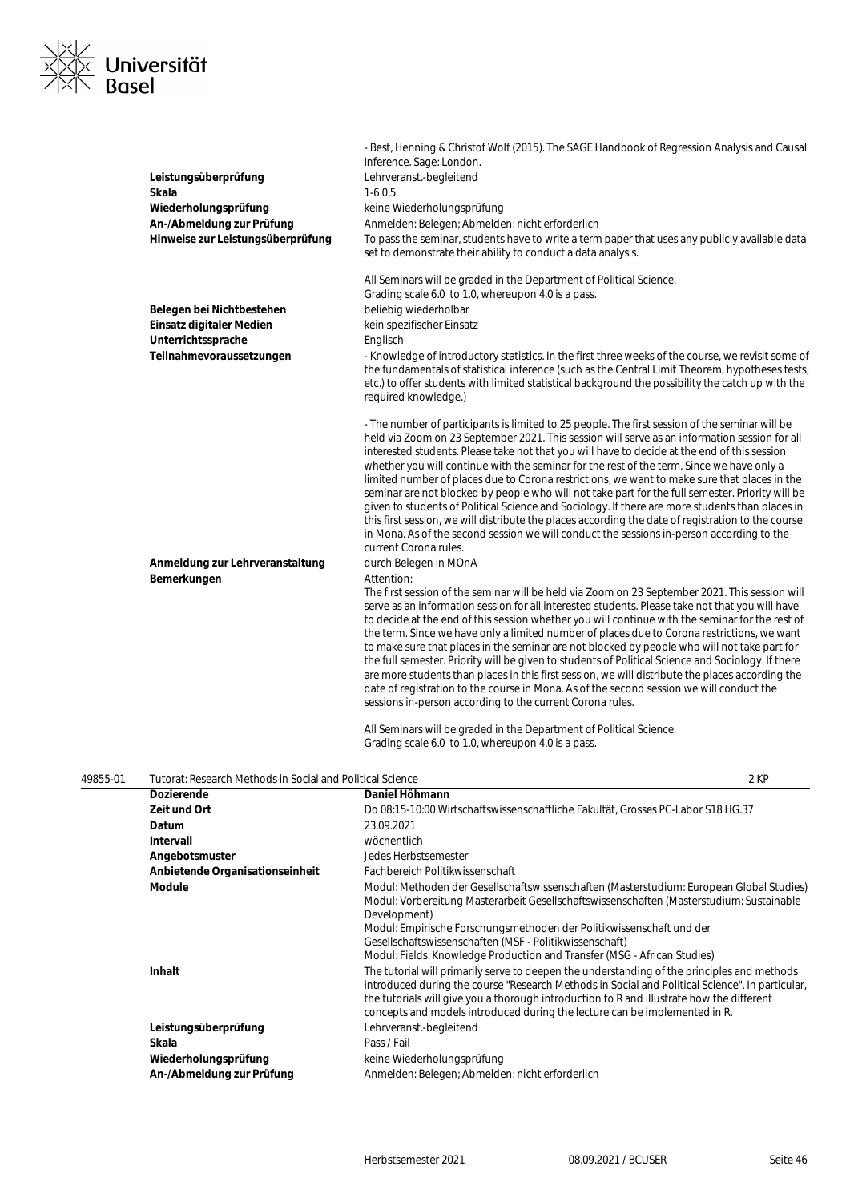| | |
|---|---|
| | - Best, Henning & Christof Wolf (2015). The SAGE Handbook of Regression Analysis and Causal Inference. Sage: London. |
| **Leistungsüberprüfung** | Lehrveranst.-begleitend |
| **Skala** | 1-6 0,5 |
| **Wiederholungsprüfung** | keine Wiederholungsprüfung |
| **An-/Abmeldung zur Prüfung** | Anmelden: Belegen; Abmelden: nicht erforderlich |
| **Hinweise zur Leistungsüberprüfung** | To pass the seminar, students have to write a term paper that uses any publicly available data set to demonstrate their ability to conduct a data analysis.<br><br>All Seminars will be graded in the Department of Political Science.<br>Grading scale 6.0 to 1.0, whereupon 4.0 is a pass. |
| **Belegen bei Nichtbestehen** | beliebig wiederholbar |
| **Einsatz digitaler Medien** | kein spezifischer Einsatz |
| **Unterrichtssprache** | Englisch |
| **Teilnahmevoraussetzungen** | - Knowledge of introductory statistics. In the first three weeks of the course, we revisit some of the fundamentals of statistical inference (such as the Central Limit Theorem, hypotheses tests, etc.) to offer students with limited statistical background the possibility the catch up with the required knowledge.)<br><br>- The number of participants is limited to 25 people. The first session of the seminar will be held via Zoom on 23 September 2021. This session will serve as an information session for all interested students. Please take not that you will have to decide at the end of this session whether you will continue with the seminar for the rest of the term. Since we have only a limited number of places due to Corona restrictions, we want to make sure that places in the seminar are not blocked by people who will not take part for the full semester. Priority will be given to students of Political Science and Sociology. If there are more students than places in this first session, we will distribute the places according the date of registration to the course in Mona. As of the second session we will conduct the sessions in-person according to the current Corona rules. |
| **Anmeldung zur Lehrveranstaltung** | durch Belegen in MOnA |
| **Bemerkungen** | Attention:<br>The first session of the seminar will be held via Zoom on 23 September 2021. This session will serve as an information session for all interested students. Please take not that you will have to decide at the end of this session whether you will continue with the seminar for the rest of the term. Since we have only a limited number of places due to Corona restrictions, we want to make sure that places in the seminar are not blocked by people who will not take part for the full semester. Priority will be given to students of Political Science and Sociology. If there are more students than places in this first session, we will distribute the places according the date of registration to the course in Mona. As of the second session we will conduct the sessions in-person according to the current Corona rules.<br><br>All Seminars will be graded in the Department of Political Science.<br>Grading scale 6.0 to 1.0, whereupon 4.0 is a pass. |

## 49855-01 Tutorat: Research Methods in Social and Political Science — 2 KP

| | |
|---|---|
| **Dozierende** | **Daniel Höhmann** |
| **Zeit und Ort** | Do 08:15-10:00 Wirtschaftswissenschaftliche Fakultät, Grosses PC-Labor S18 HG.37 |
| **Datum** | 23.09.2021 |
| **Intervall** | wöchentlich |
| **Angebotsmuster** | Jedes Herbstsemester |
| **Anbietende Organisationseinheit** | Fachbereich Politikwissenschaft |
| **Module** | Modul: Methoden der Gesellschaftswissenschaften (Masterstudium: European Global Studies)<br>Modul: Vorbereitung Masterarbeit Gesellschaftswissenschaften (Masterstudium: Sustainable Development)<br>Modul: Empirische Forschungsmethoden der Politikwissenschaft und der Gesellschaftswissenschaften (MSF - Politikwissenschaft)<br>Modul: Fields: Knowledge Production and Transfer (MSG - African Studies) |
| **Inhalt** | The tutorial will primarily serve to deepen the understanding of the principles and methods introduced during the course "Research Methods in Social and Political Science". In particular, the tutorials will give you a thorough introduction to R and illustrate how the different concepts and models introduced during the lecture can be implemented in R. |
| **Leistungsüberprüfung** | Lehrveranst.-begleitend |
| **Skala** | Pass / Fail |
| **Wiederholungsprüfung** | keine Wiederholungsprüfung |
| **An-/Abmeldung zur Prüfung** | Anmelden: Belegen; Abmelden: nicht erforderlich |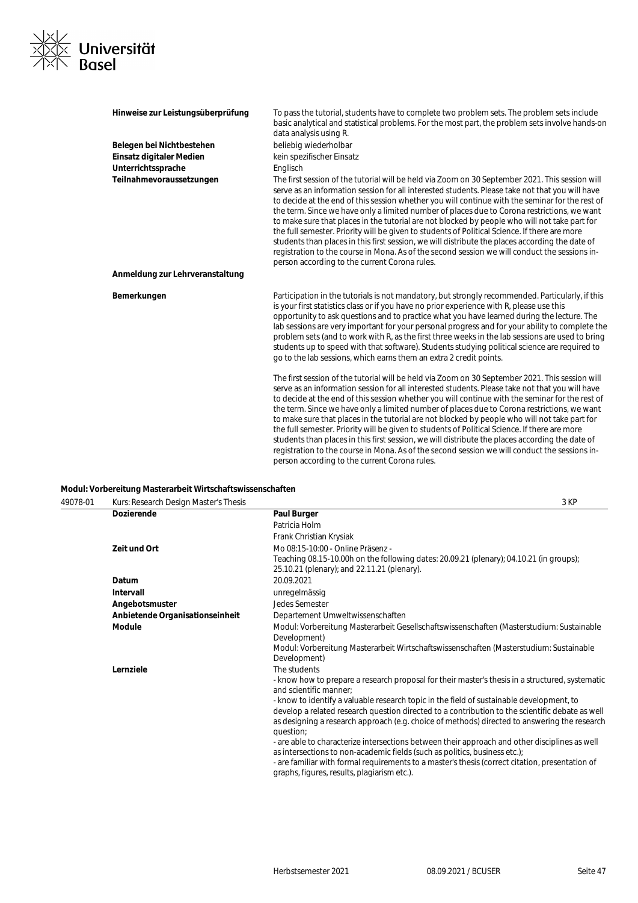| | |
|---|---|
| **Hinweise zur Leistungsüberprüfung** | To pass the tutorial, students have to complete two problem sets. The problem sets include basic analytical and statistical problems. For the most part, the problem sets involve hands-on data analysis using R. |
| **Belegen bei Nichtbestehen** | beliebig wiederholbar |
| **Einsatz digitaler Medien** | kein spezifischer Einsatz |
| **Unterrichtssprache** | Englisch |
| **Teilnahmevoraussetzungen** | The first session of the tutorial will be held via Zoom on 30 September 2021. This session will serve as an information session for all interested students. Please take not that you will have to decide at the end of this session whether you will continue with the seminar for the rest of the term. Since we have only a limited number of places due to Corona restrictions, we want to make sure that places in the tutorial are not blocked by people who will not take part for the full semester. Priority will be given to students of Political Science. If there are more students than places in this first session, we will distribute the places according the date of registration to the course in Mona. As of the second session we will conduct the sessions in-person according to the current Corona rules. |
| **Anmeldung zur Lehrveranstaltung** | |
| **Bemerkungen** | Participation in the tutorials is not mandatory, but strongly recommended. Particularly, if this is your first statistics class or if you have no prior experience with R, please use this opportunity to ask questions and to practice what you have learned during the lecture. The lab sessions are very important for your personal progress and for your ability to complete the problem sets (and to work with R, as the first three weeks in the lab sessions are used to bring students up to speed with that software). Students studying political science are required to go to the lab sessions, which earns them an extra 2 credit points.<br><br>The first session of the tutorial will be held via Zoom on 30 September 2021. This session will serve as an information session for all interested students. Please take not that you will have to decide at the end of this session whether you will continue with the seminar for the rest of the term. Since we have only a limited number of places due to Corona restrictions, we want to make sure that places in the tutorial are not blocked by people who will not take part for the full semester. Priority will be given to students of Political Science. If there are more students than places in this first session, we will distribute the places according the date of registration to the course in Mona. As of the second session we will conduct the sessions in-person according to the current Corona rules. |

### Modul: Vorbereitung Masterarbeit Wirtschaftswissenschaften

**49078-01** Kurs: Research Design Master's Thesis — 3 KP

| | |
|---|---|
| **Dozierende** | **Paul Burger**<br>Patricia Holm<br>Frank Christian Krysiak |
| **Zeit und Ort** | Mo 08:15-10:00 - Online Präsenz -<br>Teaching 08.15-10.00h on the following dates: 20.09.21 (plenary); 04.10.21 (in groups); 25.10.21 (plenary); and 22.11.21 (plenary). |
| **Datum** | 20.09.2021 |
| **Intervall** | unregelmässig |
| **Angebotsmuster** | Jedes Semester |
| **Anbietende Organisationseinheit** | Departement Umweltwissenschaften |
| **Module** | Modul: Vorbereitung Masterarbeit Gesellschaftswissenschaften (Masterstudium: Sustainable Development)<br>Modul: Vorbereitung Masterarbeit Wirtschaftswissenschaften (Masterstudium: Sustainable Development) |
| **Lernziele** | The students<br>- know how to prepare a research proposal for their master's thesis in a structured, systematic and scientific manner;<br>- know to identify a valuable research topic in the field of sustainable development, to develop a related research question directed to a contribution to the scientific debate as well as designing a research approach (e.g. choice of methods) directed to answering the research question;<br>- are able to characterize intersections between their approach and other disciplines as well as intersections to non-academic fields (such as politics, business etc.);<br>- are familiar with formal requirements to a master's thesis (correct citation, presentation of graphs, figures, results, plagiarism etc.). |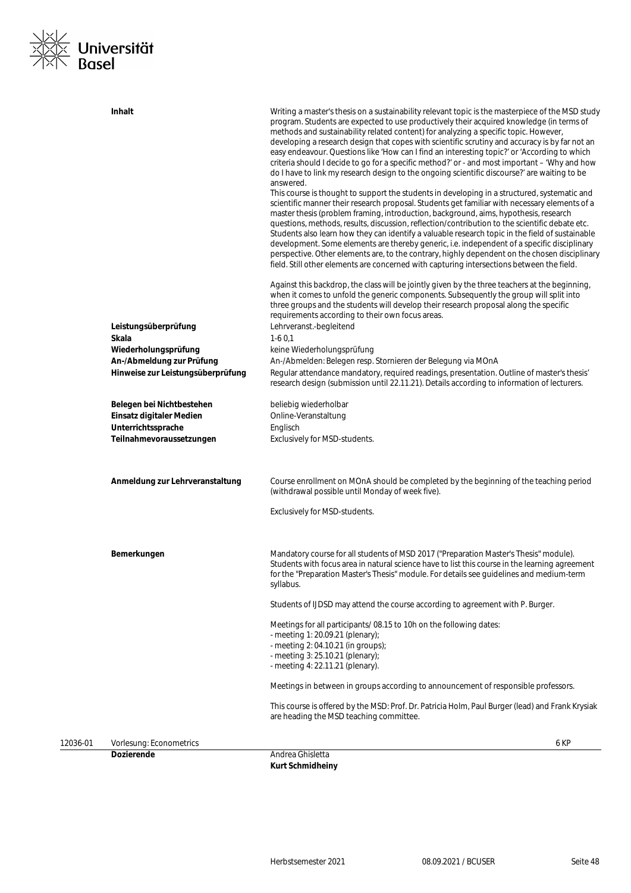**Inhalt**

Writing a master's thesis on a sustainability relevant topic is the masterpiece of the MSD study program. Students are expected to use productively their acquired knowledge (in terms of methods and sustainability related content) for analyzing a specific topic. However, developing a research design that copes with scientific scrutiny and accuracy is by far not an easy endeavour. Questions like 'How can I find an interesting topic?' or 'According to which criteria should I decide to go for a specific method?' or - and most important – 'Why and how do I have to link my research design to the ongoing scientific discourse?' are waiting to be answered.
This course is thought to support the students in developing in a structured, systematic and scientific manner their research proposal. Students get familiar with necessary elements of a master thesis (problem framing, introduction, background, aims, hypothesis, research questions, methods, results, discussion, reflection/contribution to the scientific debate etc. Students also learn how they can identify a valuable research topic in the field of sustainable development. Some elements are thereby generic, i.e. independent of a specific disciplinary perspective. Other elements are, to the contrary, highly dependent on the chosen disciplinary field. Still other elements are concerned with capturing intersections between the field.

Against this backdrop, the class will be jointly given by the three teachers at the beginning, when it comes to unfold the generic components. Subsequently the group will split into three groups and the students will develop their research proposal along the specific requirements according to their own focus areas.

| | |
|---|---|
| **Leistungsüberprüfung** | Lehrveranst.-begleitend |
| **Skala** | 1-6 0,1 |
| **Wiederholungsprüfung** | keine Wiederholungsprüfung |
| **An-/Abmeldung zur Prüfung** | An-/Abmelden: Belegen resp. Stornieren der Belegung via MOnA |
| **Hinweise zur Leistungsüberprüfung** | Regular attendance mandatory, required readings, presentation. Outline of master's thesis' research design (submission until 22.11.21). Details according to information of lecturers. |
| **Belegen bei Nichtbestehen** | beliebig wiederholbar |
| **Einsatz digitaler Medien** | Online-Veranstaltung |
| **Unterrichtssprache** | Englisch |
| **Teilnahmevoraussetzungen** | Exclusively for MSD-students. |

**Anmeldung zur Lehrveranstaltung**

Course enrollment on MOnA should be completed by the beginning of the teaching period (withdrawal possible until Monday of week five).

Exclusively for MSD-students.

**Bemerkungen**

Mandatory course for all students of MSD 2017 ("Preparation Master's Thesis" module). Students with focus area in natural science have to list this course in the learning agreement for the "Preparation Master's Thesis" module. For details see guidelines and medium-term syllabus.

Students of IJDSD may attend the course according to agreement with P. Burger.

Meetings for all participants/ 08.15 to 10h on the following dates:
- meeting 1: 20.09.21 (plenary);
- meeting 2: 04.10.21 (in groups);
- meeting 3: 25.10.21 (plenary);
- meeting 4: 22.11.21 (plenary).

Meetings in between in groups according to announcement of responsible professors.

This course is offered by the MSD: Prof. Dr. Patricia Holm, Paul Burger (lead) and Frank Krysiak are heading the MSD teaching committee.

---

12036-01 Vorlesung: Econometrics — 6 KP

**Dozierende**: Andrea Ghisletta, **Kurt Schmidheiny**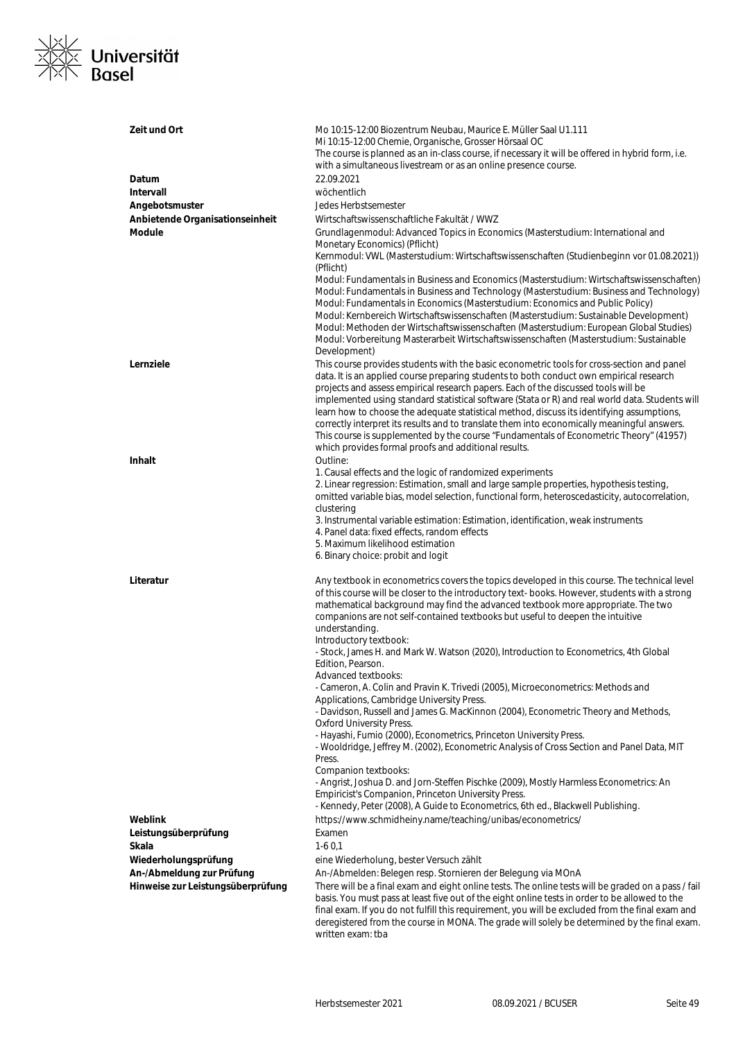| | |
|---|---|
| **Zeit und Ort** | Mo 10:15-12:00 Biozentrum Neubau, Maurice E. Müller Saal U1.111<br>Mi 10:15-12:00 Chemie, Organische, Grosser Hörsaal OC<br>The course is planned as an in-class course, if necessary it will be offered in hybrid form, i.e. with a simultaneous livestream or as an online presence course. |
| **Datum** | 22.09.2021 |
| **Intervall** | wöchentlich |
| **Angebotsmuster** | Jedes Herbstsemester |
| **Anbietende Organisationseinheit** | Wirtschaftswissenschaftliche Fakultät / WWZ |
| **Module** | Grundlagenmodul: Advanced Topics in Economics (Masterstudium: International and Monetary Economics) (Pflicht)<br>Kernmodul: VWL (Masterstudium: Wirtschaftswissenschaften (Studienbeginn vor 01.08.2021)) (Pflicht)<br>Modul: Fundamentals in Business and Economics (Masterstudium: Wirtschaftswissenschaften)<br>Modul: Fundamentals in Business and Technology (Masterstudium: Business and Technology)<br>Modul: Fundamentals in Economics (Masterstudium: Economics and Public Policy)<br>Modul: Kernbereich Wirtschaftswissenschaften (Masterstudium: Sustainable Development)<br>Modul: Methoden der Wirtschaftswissenschaften (Masterstudium: European Global Studies)<br>Modul: Vorbereitung Masterarbeit Wirtschaftswissenschaften (Masterstudium: Sustainable Development) |
| **Lernziele** | This course provides students with the basic econometric tools for cross-section and panel data. It is an applied course preparing students to both conduct own empirical research projects and assess empirical research papers. Each of the discussed tools will be implemented using standard statistical software (Stata or R) and real world data. Students will learn how to choose the adequate statistical method, discuss its identifying assumptions, correctly interpret its results and to translate them into economically meaningful answers. This course is supplemented by the course "Fundamentals of Econometric Theory" (41957) which provides formal proofs and additional results. |
| **Inhalt** | Outline:<br>1. Causal effects and the logic of randomized experiments<br>2. Linear regression: Estimation, small and large sample properties, hypothesis testing, omitted variable bias, model selection, functional form, heteroscedasticity, autocorrelation, clustering<br>3. Instrumental variable estimation: Estimation, identification, weak instruments<br>4. Panel data: fixed effects, random effects<br>5. Maximum likelihood estimation<br>6. Binary choice: probit and logit |
| **Literatur** | Any textbook in econometrics covers the topics developed in this course. The technical level of this course will be closer to the introductory text- books. However, students with a strong mathematical background may find the advanced textbook more appropriate. The two companions are not self-contained textbooks but useful to deepen the intuitive understanding.<br>Introductory textbook:<br>- Stock, James H. and Mark W. Watson (2020), Introduction to Econometrics, 4th Global Edition, Pearson.<br>Advanced textbooks:<br>- Cameron, A. Colin and Pravin K. Trivedi (2005), Microeconometrics: Methods and Applications, Cambridge University Press.<br>- Davidson, Russell and James G. MacKinnon (2004), Econometric Theory and Methods, Oxford University Press.<br>- Hayashi, Fumio (2000), Econometrics, Princeton University Press.<br>- Wooldridge, Jeffrey M. (2002), Econometric Analysis of Cross Section and Panel Data, MIT Press.<br>Companion textbooks:<br>- Angrist, Joshua D. and Jorn-Steffen Pischke (2009), Mostly Harmless Econometrics: An Empiricist's Companion, Princeton University Press.<br>- Kennedy, Peter (2008), A Guide to Econometrics, 6th ed., Blackwell Publishing. |
| **Weblink** | https://www.schmidheiny.name/teaching/unibas/econometrics/ |
| **Leistungsüberprüfung** | Examen |
| **Skala** | 1-6 0,1 |
| **Wiederholungsprüfung** | eine Wiederholung, bester Versuch zählt |
| **An-/Abmeldung zur Prüfung** | An-/Abmelden: Belegen resp. Stornieren der Belegung via MOnA |
| **Hinweise zur Leistungsüberprüfung** | There will be a final exam and eight online tests. The online tests will be graded on a pass / fail basis. You must pass at least five out of the eight online tests in order to be allowed to the final exam. If you do not fulfill this requirement, you will be excluded from the final exam and deregistered from the course in MONA. The grade will solely be determined by the final exam.<br>written exam: tba |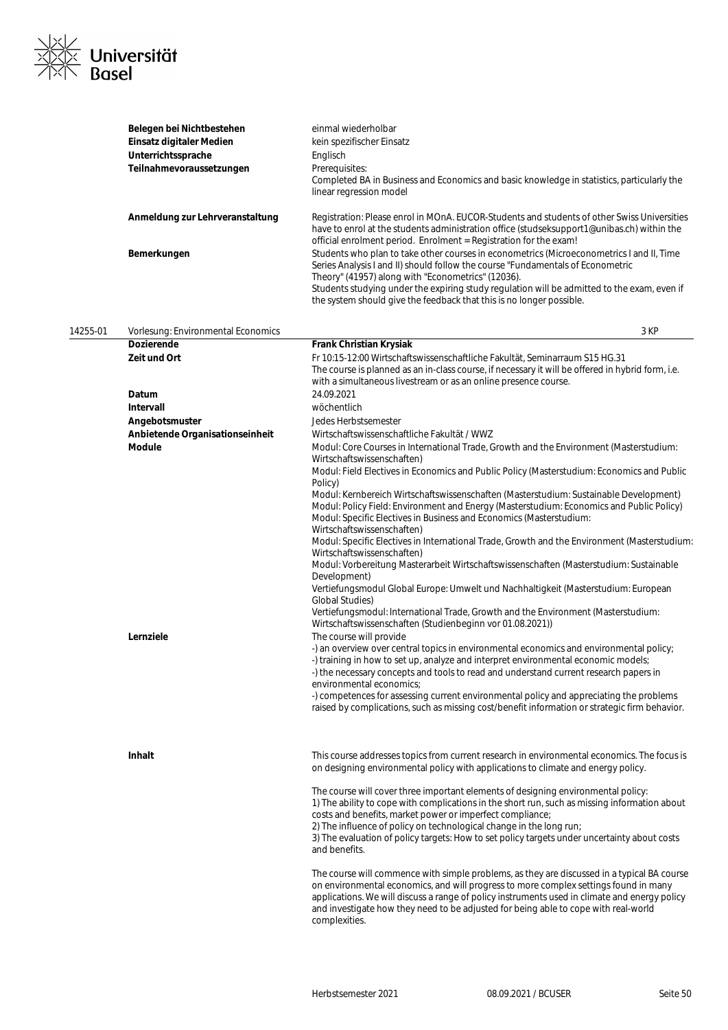| | |
|---|---|
| **Belegen bei Nichtbestehen** | einmal wiederholbar |
| **Einsatz digitaler Medien** | kein spezifischer Einsatz |
| **Unterrichtssprache** | Englisch |
| **Teilnahmevoraussetzungen** | Prerequisites:<br>Completed BA in Business and Economics and basic knowledge in statistics, particularly the linear regression model |
| **Anmeldung zur Lehrveranstaltung** | Registration: Please enrol in MOnA. EUCOR-Students and students of other Swiss Universities have to enrol at the students administration office (studseksupport1@unibas.ch) within the official enrolment period. Enrolment = Registration for the exam! |
| **Bemerkungen** | Students who plan to take other courses in econometrics (Microeconometrics I and II, Time Series Analysis I and II) should follow the course "Fundamentals of Econometric Theory" (41957) along with "Econometrics" (12036).<br>Students studying under the expiring study regulation will be admitted to the exam, even if the system should give the feedback that this is no longer possible. |

## 14255-01 Vorlesung: Environmental Economics — 3 KP

| | |
|---|---|
| **Dozierende** | **Frank Christian Krysiak** |
| **Zeit und Ort** | Fr 10:15-12:00 Wirtschaftswissenschaftliche Fakultät, Seminarraum S15 HG.31<br>The course is planned as an in-class course, if necessary it will be offered in hybrid form, i.e. with a simultaneous livestream or as an online presence course. |
| **Datum** | 24.09.2021 |
| **Intervall** | wöchentlich |
| **Angebotsmuster** | Jedes Herbstsemester |
| **Anbietende Organisationseinheit** | Wirtschaftswissenschaftliche Fakultät / WWZ |
| **Module** | Modul: Core Courses in International Trade, Growth and the Environment (Masterstudium: Wirtschaftswissenschaften)<br>Modul: Field Electives in Economics and Public Policy (Masterstudium: Economics and Public Policy)<br>Modul: Kernbereich Wirtschaftswissenschaften (Masterstudium: Sustainable Development)<br>Modul: Policy Field: Environment and Energy (Masterstudium: Economics and Public Policy)<br>Modul: Specific Electives in Business and Economics (Masterstudium: Wirtschaftswissenschaften)<br>Modul: Specific Electives in International Trade, Growth and the Environment (Masterstudium: Wirtschaftswissenschaften)<br>Modul: Vorbereitung Masterarbeit Wirtschaftswissenschaften (Masterstudium: Sustainable Development)<br>Vertiefungsmodul Global Europe: Umwelt und Nachhaltigkeit (Masterstudium: European Global Studies)<br>Vertiefungsmodul: International Trade, Growth and the Environment (Masterstudium: Wirtschaftswissenschaften (Studienbeginn vor 01.08.2021)) |
| **Lernziele** | The course will provide<br>-) an overview over central topics in environmental economics and environmental policy;<br>-) training in how to set up, analyze and interpret environmental economic models;<br>-) the necessary concepts and tools to read and understand current research papers in environmental economics;<br>-) competences for assessing current environmental policy and appreciating the problems raised by complications, such as missing cost/benefit information or strategic firm behavior. |
| **Inhalt** | This course addresses topics from current research in environmental economics. The focus is on designing environmental policy with applications to climate and energy policy.<br><br>The course will cover three important elements of designing environmental policy:<br>1) The ability to cope with complications in the short run, such as missing information about costs and benefits, market power or imperfect compliance;<br>2) The influence of policy on technological change in the long run;<br>3) The evaluation of policy targets: How to set policy targets under uncertainty about costs and benefits.<br><br>The course will commence with simple problems, as they are discussed in a typical BA course on environmental economics, and will progress to more complex settings found in many applications. We will discuss a range of policy instruments used in climate and energy policy and investigate how they need to be adjusted for being able to cope with real-world complexities. |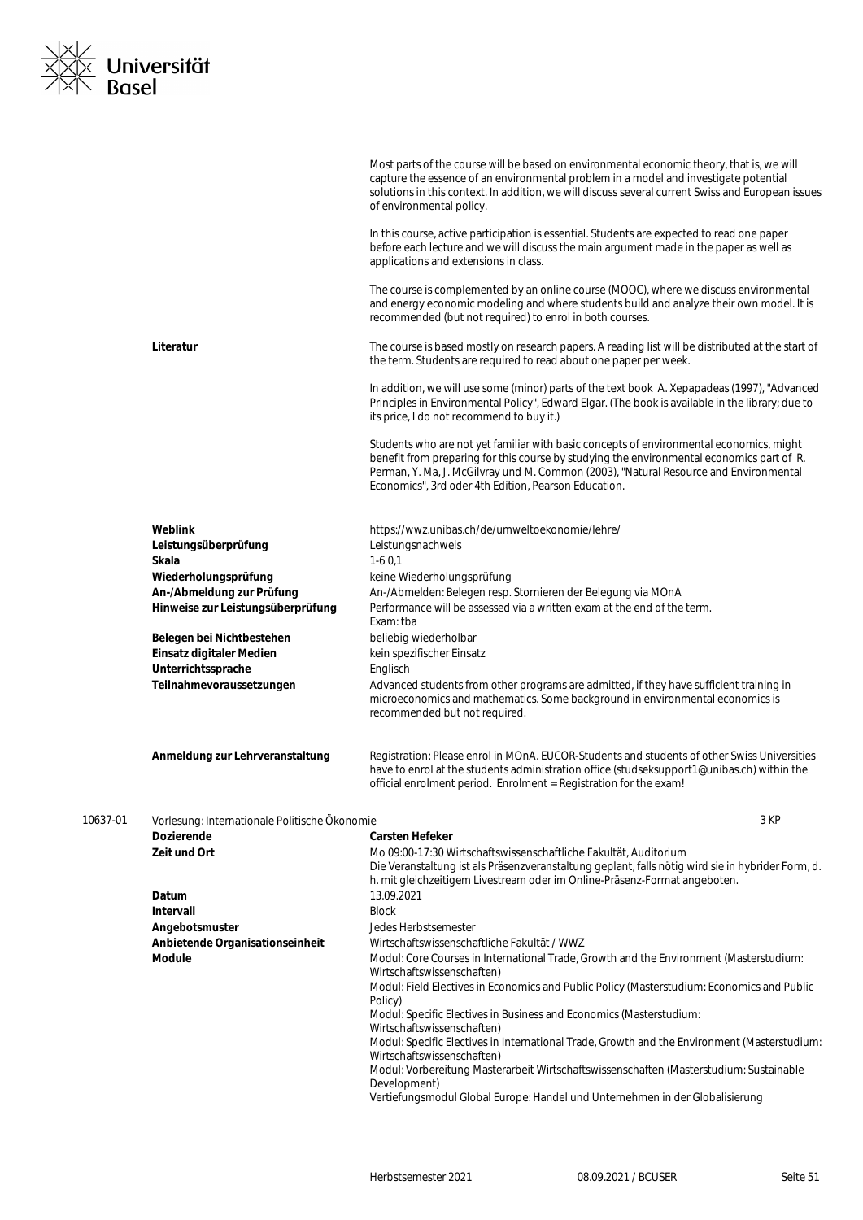Most parts of the course will be based on environmental economic theory, that is, we will capture the essence of an environmental problem in a model and investigate potential solutions in this context. In addition, we will discuss several current Swiss and European issues of environmental policy.

In this course, active participation is essential. Students are expected to read one paper before each lecture and we will discuss the main argument made in the paper as well as applications and extensions in class.

The course is complemented by an online course (MOOC), where we discuss environmental and energy economic modeling and where students build and analyze their own model. It is recommended (but not required) to enrol in both courses.

| | |
|---|---|
| **Literatur** | The course is based mostly on research papers. A reading list will be distributed at the start of the term. Students are required to read about one paper per week.<br><br>In addition, we will use some (minor) parts of the text book A. Xepapadeas (1997), "Advanced Principles in Environmental Policy", Edward Elgar. (The book is available in the library; due to its price, I do not recommend to buy it.)<br><br>Students who are not yet familiar with basic concepts of environmental economics, might benefit from preparing for this course by studying the environmental economics part of R. Perman, Y. Ma, J. McGilvray und M. Common (2003), "Natural Resource and Environmental Economics", 3rd oder 4th Edition, Pearson Education. |
| **Weblink** | https://wwz.unibas.ch/de/umweltoekonomie/lehre/ |
| **Leistungsüberprüfung** | Leistungsnachweis |
| **Skala** | 1-6 0,1 |
| **Wiederholungsprüfung** | keine Wiederholungsprüfung |
| **An-/Abmeldung zur Prüfung** | An-/Abmelden: Belegen resp. Stornieren der Belegung via MOnA |
| **Hinweise zur Leistungsüberprüfung** | Performance will be assessed via a written exam at the end of the term.<br>Exam: tba |
| **Belegen bei Nichtbestehen** | beliebig wiederholbar |
| **Einsatz digitaler Medien** | kein spezifischer Einsatz |
| **Unterrichtssprache** | Englisch |
| **Teilnahmevoraussetzungen** | Advanced students from other programs are admitted, if they have sufficient training in microeconomics and mathematics. Some background in environmental economics is recommended but not required. |
| **Anmeldung zur Lehrveranstaltung** | Registration: Please enrol in MOnA. EUCOR-Students and students of other Swiss Universities have to enrol at the students administration office (studseksupport1@unibas.ch) within the official enrolment period. Enrolment = Registration for the exam! |

## 10637-01 Vorlesung: Internationale Politische Ökonomie — 3 KP

| | |
|---|---|
| **Dozierende** | **Carsten Hefeker** |
| **Zeit und Ort** | Mo 09:00-17:30 Wirtschaftswissenschaftliche Fakultät, Auditorium<br>Die Veranstaltung ist als Präsenzveranstaltung geplant, falls nötig wird sie in hybrider Form, d. h. mit gleichzeitigem Livestream oder im Online-Präsenz-Format angeboten. |
| **Datum** | 13.09.2021 |
| **Intervall** | Block |
| **Angebotsmuster** | Jedes Herbstsemester |
| **Anbietende Organisationseinheit** | Wirtschaftswissenschaftliche Fakultät / WWZ |
| **Module** | Modul: Core Courses in International Trade, Growth and the Environment (Masterstudium: Wirtschaftswissenschaften)<br>Modul: Field Electives in Economics and Public Policy (Masterstudium: Economics and Public Policy)<br>Modul: Specific Electives in Business and Economics (Masterstudium: Wirtschaftswissenschaften)<br>Modul: Specific Electives in International Trade, Growth and the Environment (Masterstudium: Wirtschaftswissenschaften)<br>Modul: Vorbereitung Masterarbeit Wirtschaftswissenschaften (Masterstudium: Sustainable Development)<br>Vertiefungsmodul Global Europe: Handel und Unternehmen in der Globalisierung |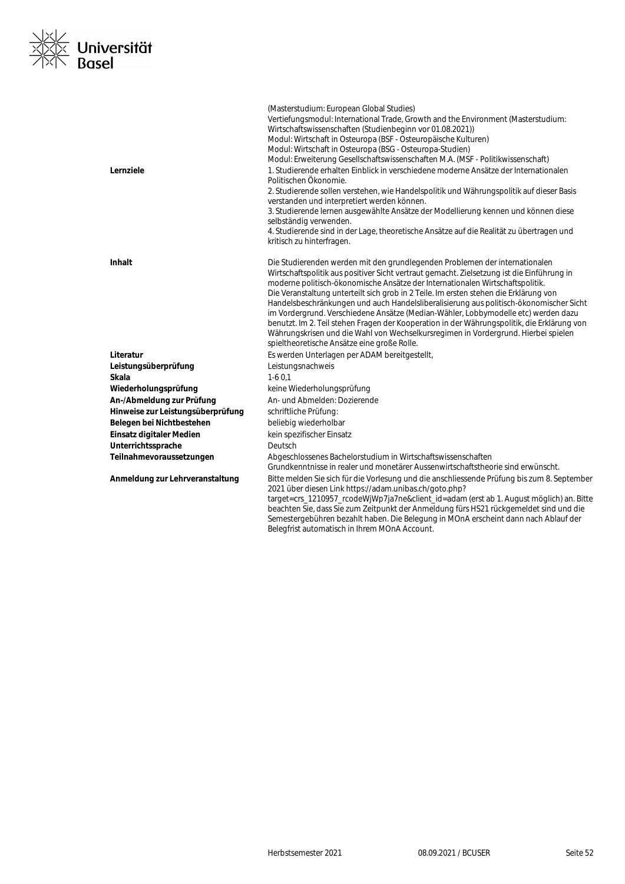| | |
|---|---|
| | (Masterstudium: European Global Studies)<br>Vertiefungsmodul: International Trade, Growth and the Environment (Masterstudium: Wirtschaftswissenschaften (Studienbeginn vor 01.08.2021))<br>Modul: Wirtschaft in Osteuropa (BSF - Osteuropäische Kulturen)<br>Modul: Wirtschaft in Osteuropa (BSG - Osteuropa-Studien)<br>Modul: Erweiterung Gesellschaftswissenschaften M.A. (MSF - Politikwissenschaft) |
| **Lernziele** | 1. Studierende erhalten Einblick in verschiedene moderne Ansätze der Internationalen Politischen Ökonomie.<br>2. Studierende sollen verstehen, wie Handelspolitik und Währungspolitik auf dieser Basis verstanden und interpretiert werden können.<br>3. Studierende lernen ausgewählte Ansätze der Modellierung kennen und können diese selbständig verwenden.<br>4. Studierende sind in der Lage, theoretische Ansätze auf die Realität zu übertragen und kritisch zu hinterfragen. |
| **Inhalt** | Die Studierenden werden mit den grundlegenden Problemen der internationalen Wirtschaftspolitik aus positiver Sicht vertraut gemacht. Zielsetzung ist die Einführung in moderne politisch-ökonomische Ansätze der Internationalen Wirtschaftspolitik.<br>Die Veranstaltung unterteilt sich grob in 2 Teile. Im ersten stehen die Erklärung von Handelsbeschränkungen und auch Handelsliberalisierung aus politisch-ökonomischer Sicht im Vordergrund. Verschiedene Ansätze (Median-Wähler, Lobbymodelle etc) werden dazu benutzt. Im 2. Teil stehen Fragen der Kooperation in der Währungspolitik, die Erklärung von Währungskrisen und die Wahl von Wechselkursregimen in Vordergrund. Hierbei spielen spieltheoretische Ansätze eine große Rolle. |
| **Literatur** | Es werden Unterlagen per ADAM bereitgestellt, |
| **Leistungsüberprüfung** | Leistungsnachweis |
| **Skala** | 1-6 0,1 |
| **Wiederholungsprüfung** | keine Wiederholungsprüfung |
| **An-/Abmeldung zur Prüfung** | An- und Abmelden: Dozierende |
| **Hinweise zur Leistungsüberprüfung** | schriftliche Prüfung: |
| **Belegen bei Nichtbestehen** | beliebig wiederholbar |
| **Einsatz digitaler Medien** | kein spezifischer Einsatz |
| **Unterrichtssprache** | Deutsch |
| **Teilnahmevoraussetzungen** | Abgeschlossenes Bachelorstudium in Wirtschaftswissenschaften<br>Grundkenntnisse in realer und monetärer Aussenwirtschaftstheorie sind erwünscht. |
| **Anmeldung zur Lehrveranstaltung** | Bitte melden Sie sich für die Vorlesung und die anschliessende Prüfung bis zum 8. September 2021 über diesen Link https://adam.unibas.ch/goto.php?target=crs_1210957_rcodeWjWp7ja7ne&client_id=adam (erst ab 1. August möglich) an. Bitte beachten Sie, dass Sie zum Zeitpunkt der Anmeldung fürs HS21 rückgemeldet sind und die Semestergebühren bezahlt haben. Die Belegung in MOnA erscheint dann nach Ablauf der Belegfrist automatisch in Ihrem MOnA Account. |